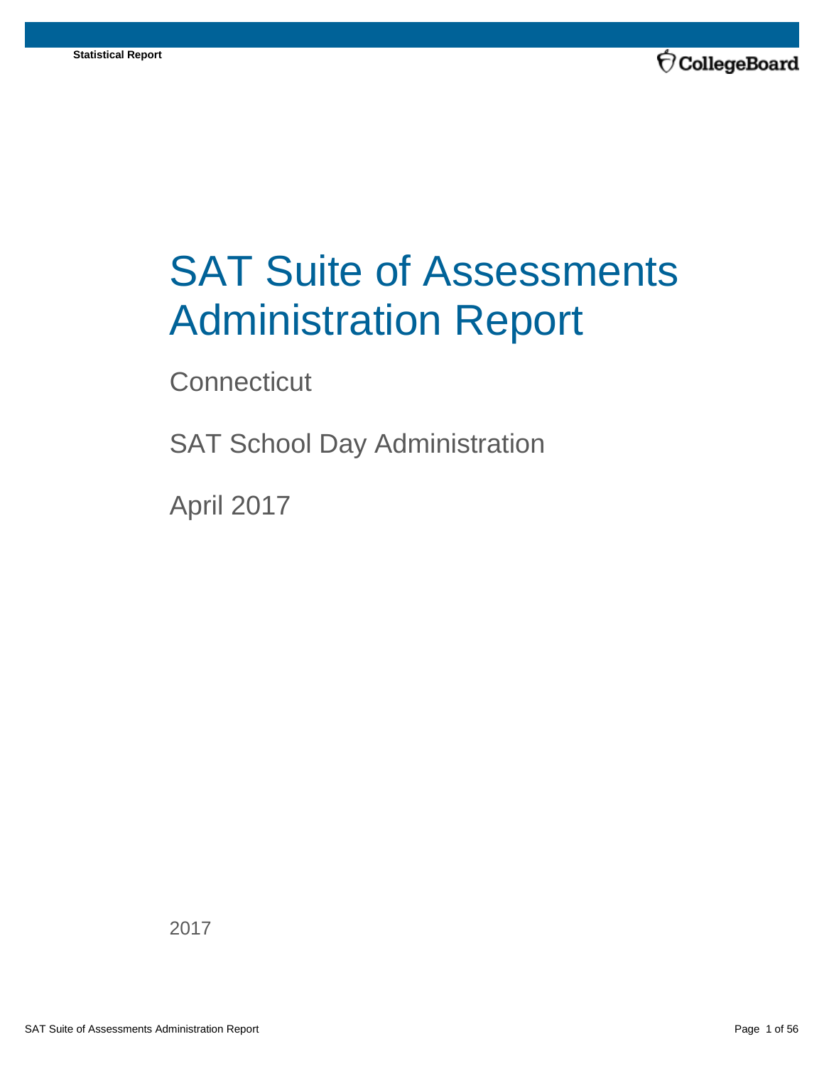Statistical Report

# SAT Suite of Assessments Administration Report

Connecticut

SAT School Day Administration

April 2017

2017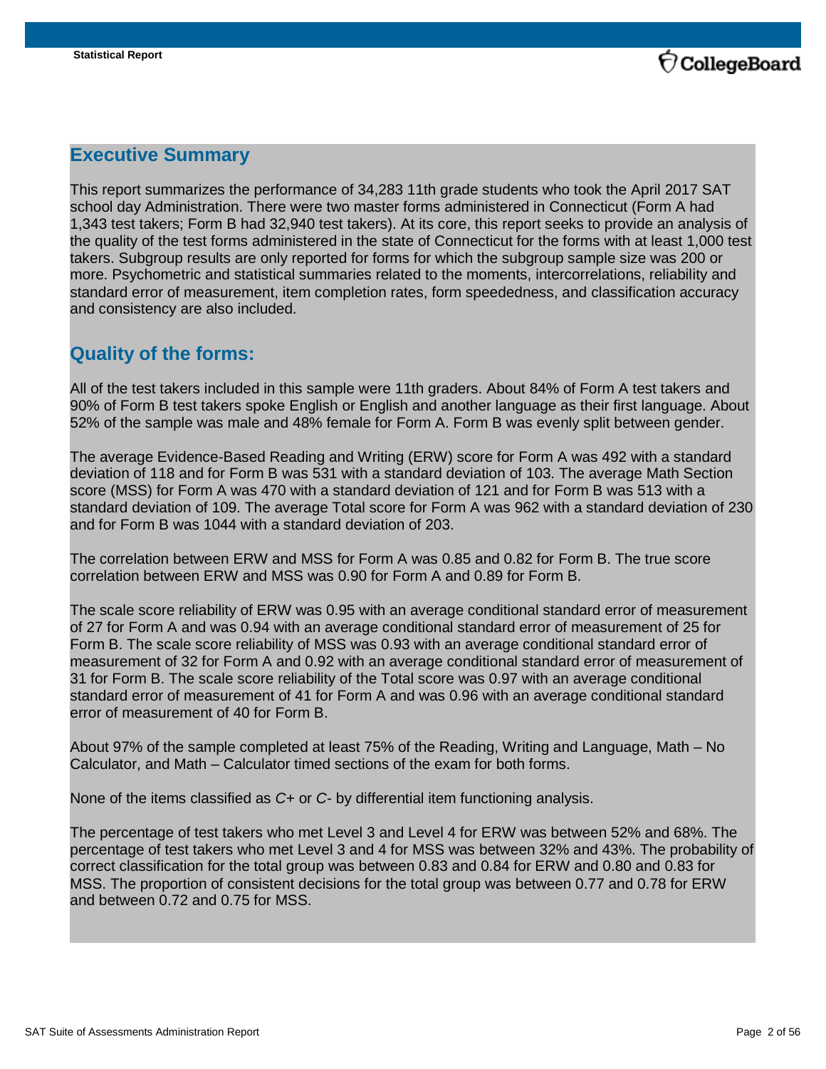## Executive Summary

This report summarizes the performance of 34,283 11th grade students who took the April 2017 SAT school day Administration. There were two master forms administered in Connecticut (Form A had 1,343 test takers; Form B had 32,940 test takers). At its core, this report seeks to provide an analysis of the quality of the test forms administered in the state of Connecticut for the forms with at least 1,000 test takers. Subgroup results are only reported for forms for which the subgroup sample size was 200 or more. Psychometric and statistical summaries related to the moments, intercorrelations, reliability and standard error of measurement, item completion rates, form speededness, and classification accuracy and consistency are also included.

## Quality of the forms:

All of the test takers included in this sample were 11th graders. About 84% of Form A test takers and 90% of Form B test takers spoke English or English and another language as their first language. About 52% of the sample was male and 48% female for Form A. Form B was evenly split between gender.

The average Evidence-Based Reading and Writing (ERW) score for Form A was 492 with a standard deviation of 118 and for Form B was 531 with a standard deviation of 103. The average Math Section score (MSS) for Form A was 470 with a standard deviation of 121 and for Form B was 513 with a standard deviation of 109. The average Total score for Form A was 962 with a standard deviation of 230 and for Form B was 1044 with a standard deviation of 203.

The correlation between ERW and MSS for Form A was 0.85 and 0.82 for Form B. The true score correlation between ERW and MSS was 0.90 for Form A and 0.89 for Form B.

The scale score reliability of ERW was 0.95 with an average conditional standard error of measurement of 27 for Form A and was 0.94 with an average conditional standard error of measurement of 25 for Form B. The scale score reliability of MSS was 0.93 with an average conditional standard error of measurement of 32 for Form A and 0.92 with an average conditional standard error of measurement of 31 for Form B. The scale score reliability of the Total score was 0.97 with an average conditional standard error of measurement of 41 for Form A and was 0.96 with an average conditional standard error of measurement of 40 for Form B.

About 97% of the sample completed at least 75% of the Reading, Writing and Language, Math – No Calculator, and Math – Calculator timed sections of the exam for both forms.

None of the items classified as *C+* or *C-* by differential item functioning analysis.

The percentage of test takers who met Level 3 and Level 4 for ERW was between 52% and 68%. The percentage of test takers who met Level 3 and 4 for MSS was between 32% and 43%. The probability of correct classification for the total group was between 0.83 and 0.84 for ERW and 0.80 and 0.83 for MSS. The proportion of consistent decisions for the total group was between 0.77 and 0.78 for ERW and between 0.72 and 0.75 for MSS.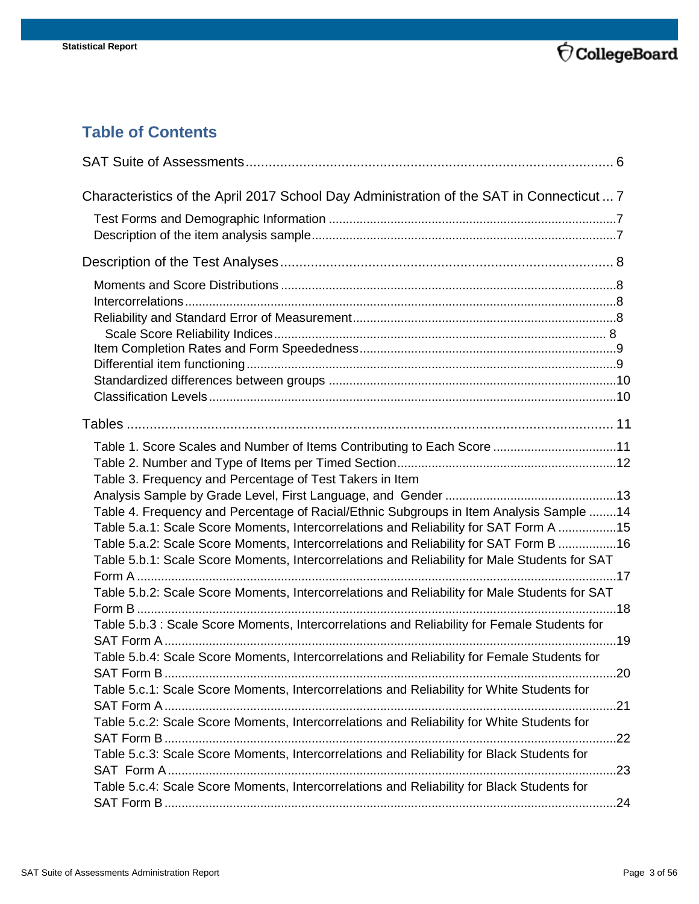## Table of Contents

SAT Suite of Assessments ........ 6

Characteristics of the April 2017 School Day Administration of the SAT in Connecticut ... 7

- Test Forms and Demographic Information ........ 7
- Description of the item analysis sample ........ 7

Description of the Test Analyses ........ 8

- Moments and Score Distributions ........ 8
- Intercorrelations ........ 8
- Reliability and Standard Error of Measurement ........ 8
  - Scale Score Reliability Indices ........ 8
- Item Completion Rates and Form Speededness ........ 9
- Differential item functioning ........ 9
- Standardized differences between groups ........ 10
- Classification Levels ........ 10

Tables ........ 11

- Table 1. Score Scales and Number of Items Contributing to Each Score ........ 11
- Table 2. Number and Type of Items per Timed Section ........ 12
- Table 3. Frequency and Percentage of Test Takers in Item Analysis Sample by Grade Level, First Language, and Gender ........ 13
- Table 4. Frequency and Percentage of Racial/Ethnic Subgroups in Item Analysis Sample ........ 14
- Table 5.a.1: Scale Score Moments, Intercorrelations and Reliability for SAT Form A ........ 15
- Table 5.a.2: Scale Score Moments, Intercorrelations and Reliability for SAT Form B ........ 16
- Table 5.b.1: Scale Score Moments, Intercorrelations and Reliability for Male Students for SAT Form A ........ 17
- Table 5.b.2: Scale Score Moments, Intercorrelations and Reliability for Male Students for SAT Form B ........ 18
- Table 5.b.3 : Scale Score Moments, Intercorrelations and Reliability for Female Students for SAT Form A ........ 19
- Table 5.b.4: Scale Score Moments, Intercorrelations and Reliability for Female Students for SAT Form B ........ 20
- Table 5.c.1: Scale Score Moments, Intercorrelations and Reliability for White Students for SAT Form A ........ 21
- Table 5.c.2: Scale Score Moments, Intercorrelations and Reliability for White Students for SAT Form B ........ 22
- Table 5.c.3: Scale Score Moments, Intercorrelations and Reliability for Black Students for SAT Form A ........ 23
- Table 5.c.4: Scale Score Moments, Intercorrelations and Reliability for Black Students for SAT Form B ........ 24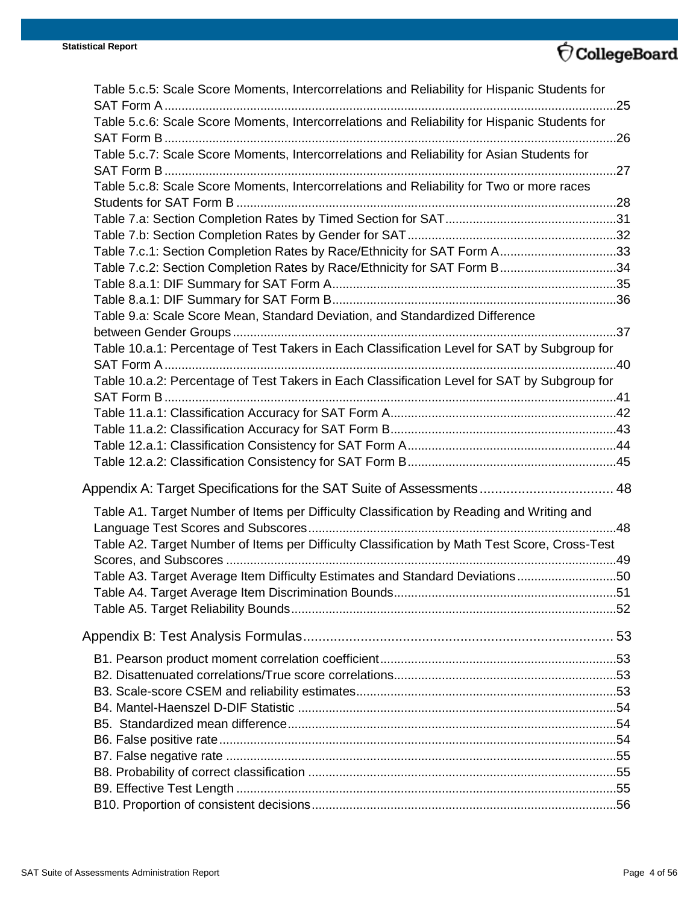Table 5.c.5: Scale Score Moments, Intercorrelations and Reliability for Hispanic Students for SAT Form A ....25
Table 5.c.6: Scale Score Moments, Intercorrelations and Reliability for Hispanic Students for SAT Form B ....26
Table 5.c.7: Scale Score Moments, Intercorrelations and Reliability for Asian Students for SAT Form B ....27
Table 5.c.8: Scale Score Moments, Intercorrelations and Reliability for Two or more races Students for SAT Form B ....28
Table 7.a: Section Completion Rates by Timed Section for SAT ....31
Table 7.b: Section Completion Rates by Gender for SAT ....32
Table 7.c.1: Section Completion Rates by Race/Ethnicity for SAT Form A ....33
Table 7.c.2: Section Completion Rates by Race/Ethnicity for SAT Form B ....34
Table 8.a.1: DIF Summary for SAT Form A ....35
Table 8.a.1: DIF Summary for SAT Form B ....36
Table 9.a: Scale Score Mean, Standard Deviation, and Standardized Difference between Gender Groups ....37
Table 10.a.1: Percentage of Test Takers in Each Classification Level for SAT by Subgroup for SAT Form A ....40
Table 10.a.2: Percentage of Test Takers in Each Classification Level for SAT by Subgroup for SAT Form B ....41
Table 11.a.1: Classification Accuracy for SAT Form A ....42
Table 11.a.2: Classification Accuracy for SAT Form B ....43
Table 12.a.1: Classification Consistency for SAT Form A ....44
Table 12.a.2: Classification Consistency for SAT Form B ....45

Appendix A: Target Specifications for the SAT Suite of Assessments .... 48

Table A1. Target Number of Items per Difficulty Classification by Reading and Writing and Language Test Scores and Subscores ....48
Table A2. Target Number of Items per Difficulty Classification by Math Test Score, Cross-Test Scores, and Subscores ....49
Table A3. Target Average Item Difficulty Estimates and Standard Deviations ....50
Table A4. Target Average Item Discrimination Bounds ....51
Table A5. Target Reliability Bounds ....52

Appendix B: Test Analysis Formulas .... 53

B1. Pearson product moment correlation coefficient ....53
B2. Disattenuated correlations/True score correlations ....53
B3. Scale-score CSEM and reliability estimates ....53
B4. Mantel-Haenszel D-DIF Statistic ....54
B5. Standardized mean difference ....54
B6. False positive rate ....54
B7. False negative rate ....55
B8. Probability of correct classification ....55
B9. Effective Test Length ....55
B10. Proportion of consistent decisions ....56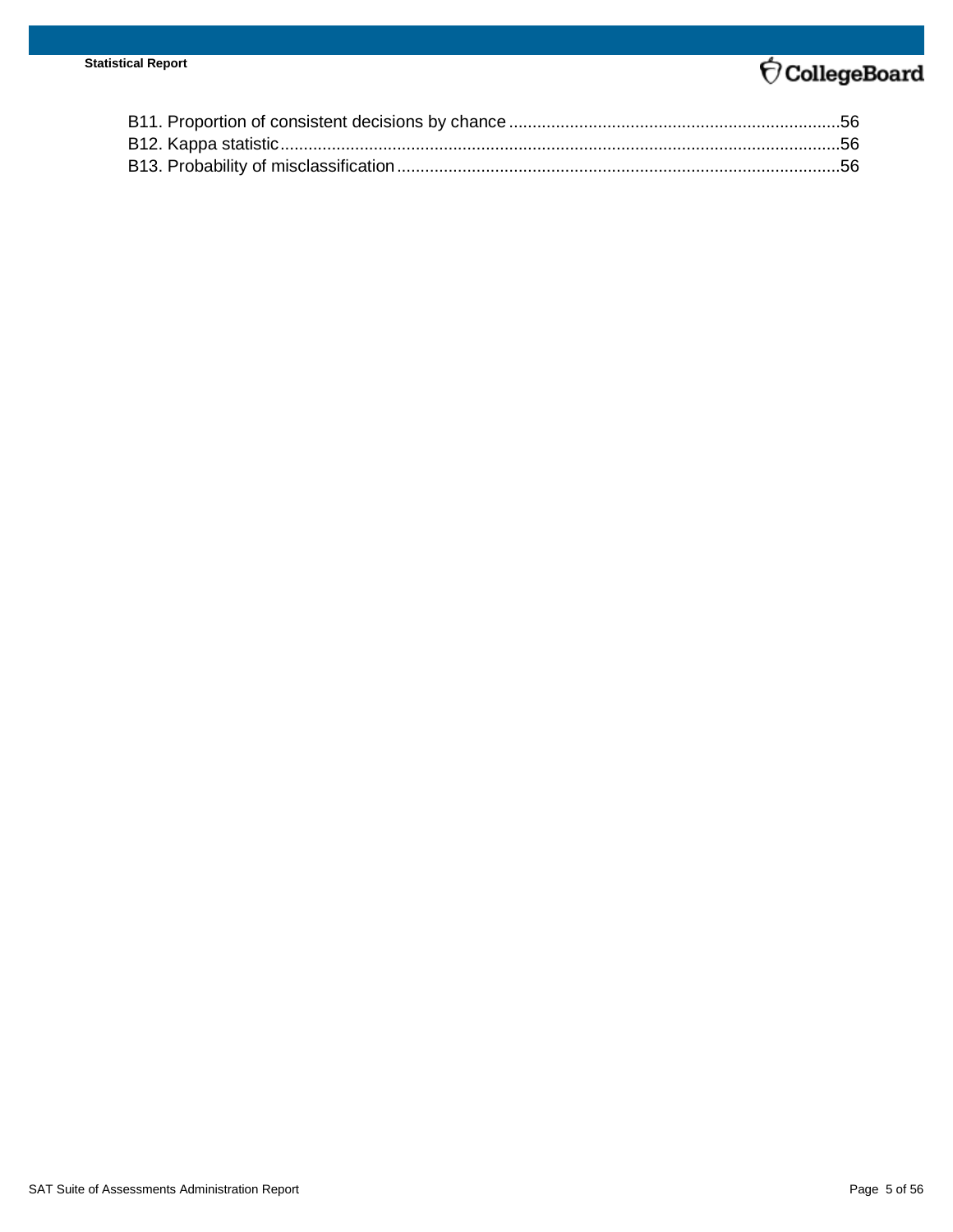B11. Proportion of consistent decisions by chance .......................................................................56
B12. Kappa statistic........................................................................................................................56
B13. Probability of misclassification ..............................................................................................56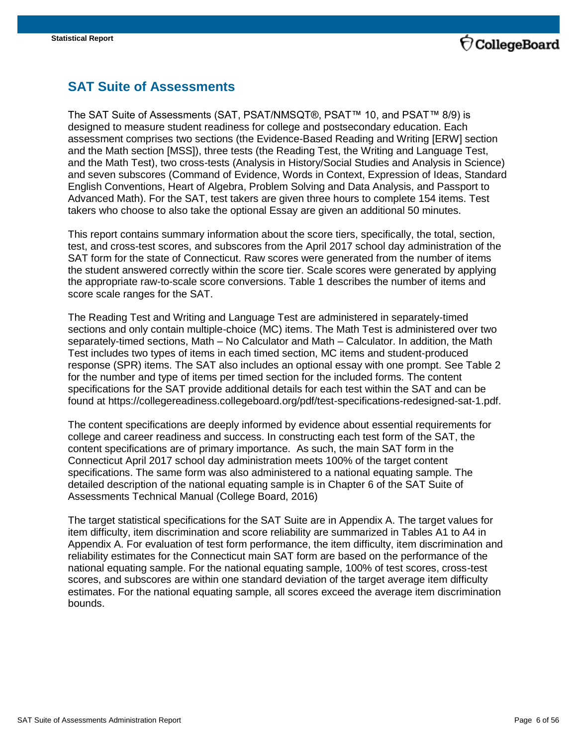## SAT Suite of Assessments

The SAT Suite of Assessments (SAT, PSAT/NMSQT®, PSAT™ 10, and PSAT™ 8/9) is designed to measure student readiness for college and postsecondary education. Each assessment comprises two sections (the Evidence-Based Reading and Writing [ERW] section and the Math section [MSS]), three tests (the Reading Test, the Writing and Language Test, and the Math Test), two cross-tests (Analysis in History/Social Studies and Analysis in Science) and seven subscores (Command of Evidence, Words in Context, Expression of Ideas, Standard English Conventions, Heart of Algebra, Problem Solving and Data Analysis, and Passport to Advanced Math). For the SAT, test takers are given three hours to complete 154 items. Test takers who choose to also take the optional Essay are given an additional 50 minutes.

This report contains summary information about the score tiers, specifically, the total, section, test, and cross-test scores, and subscores from the April 2017 school day administration of the SAT form for the state of Connecticut. Raw scores were generated from the number of items the student answered correctly within the score tier. Scale scores were generated by applying the appropriate raw-to-scale score conversions. Table 1 describes the number of items and score scale ranges for the SAT.

The Reading Test and Writing and Language Test are administered in separately-timed sections and only contain multiple-choice (MC) items. The Math Test is administered over two separately-timed sections, Math – No Calculator and Math – Calculator. In addition, the Math Test includes two types of items in each timed section, MC items and student-produced response (SPR) items. The SAT also includes an optional essay with one prompt. See Table 2 for the number and type of items per timed section for the included forms. The content specifications for the SAT provide additional details for each test within the SAT and can be found at https://collegereadiness.collegeboard.org/pdf/test-specifications-redesigned-sat-1.pdf.

The content specifications are deeply informed by evidence about essential requirements for college and career readiness and success. In constructing each test form of the SAT, the content specifications are of primary importance. As such, the main SAT form in the Connecticut April 2017 school day administration meets 100% of the target content specifications. The same form was also administered to a national equating sample. The detailed description of the national equating sample is in Chapter 6 of the SAT Suite of Assessments Technical Manual (College Board, 2016)

The target statistical specifications for the SAT Suite are in Appendix A. The target values for item difficulty, item discrimination and score reliability are summarized in Tables A1 to A4 in Appendix A. For evaluation of test form performance, the item difficulty, item discrimination and reliability estimates for the Connecticut main SAT form are based on the performance of the national equating sample. For the national equating sample, 100% of test scores, cross-test scores, and subscores are within one standard deviation of the target average item difficulty estimates. For the national equating sample, all scores exceed the average item discrimination bounds.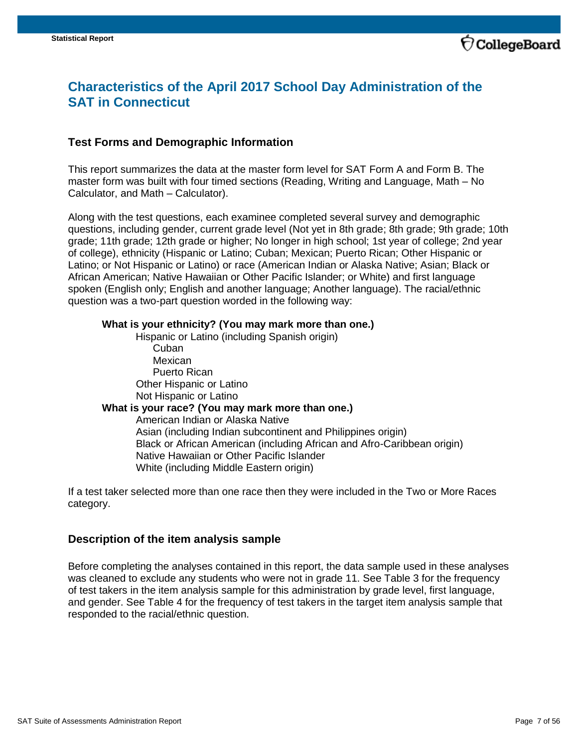# Characteristics of the April 2017 School Day Administration of the SAT in Connecticut

## Test Forms and Demographic Information

This report summarizes the data at the master form level for SAT Form A and Form B. The master form was built with four timed sections (Reading, Writing and Language, Math – No Calculator, and Math – Calculator).

Along with the test questions, each examinee completed several survey and demographic questions, including gender, current grade level (Not yet in 8th grade; 8th grade; 9th grade; 10th grade; 11th grade; 12th grade or higher; No longer in high school; 1st year of college; 2nd year of college), ethnicity (Hispanic or Latino; Cuban; Mexican; Puerto Rican; Other Hispanic or Latino; or Not Hispanic or Latino) or race (American Indian or Alaska Native; Asian; Black or African American; Native Hawaiian or Other Pacific Islander; or White) and first language spoken (English only; English and another language; Another language). The racial/ethnic question was a two-part question worded in the following way:

**What is your ethnicity? (You may mark more than one.)**

- Hispanic or Latino (including Spanish origin)
  - Cuban
  - Mexican
  - Puerto Rican
- Other Hispanic or Latino
- Not Hispanic or Latino

**What is your race? (You may mark more than one.)**

- American Indian or Alaska Native
- Asian (including Indian subcontinent and Philippines origin)
- Black or African American (including African and Afro-Caribbean origin)
- Native Hawaiian or Other Pacific Islander
- White (including Middle Eastern origin)

If a test taker selected more than one race then they were included in the Two or More Races category.

## Description of the item analysis sample

Before completing the analyses contained in this report, the data sample used in these analyses was cleaned to exclude any students who were not in grade 11. See Table 3 for the frequency of test takers in the item analysis sample for this administration by grade level, first language, and gender. See Table 4 for the frequency of test takers in the target item analysis sample that responded to the racial/ethnic question.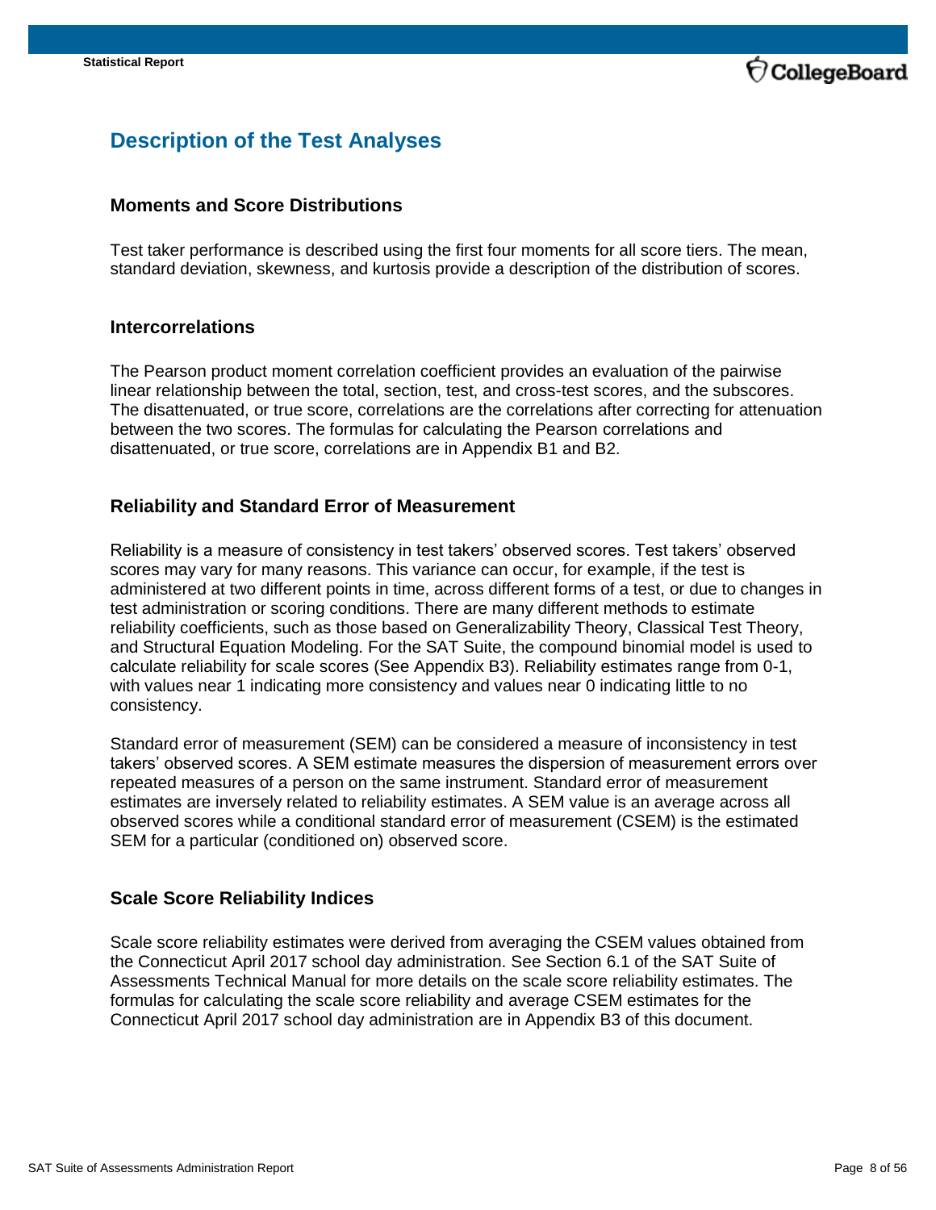## Description of the Test Analyses

### Moments and Score Distributions

Test taker performance is described using the first four moments for all score tiers. The mean, standard deviation, skewness, and kurtosis provide a description of the distribution of scores.

### Intercorrelations

The Pearson product moment correlation coefficient provides an evaluation of the pairwise linear relationship between the total, section, test, and cross-test scores, and the subscores. The disattenuated, or true score, correlations are the correlations after correcting for attenuation between the two scores. The formulas for calculating the Pearson correlations and disattenuated, or true score, correlations are in Appendix B1 and B2.

### Reliability and Standard Error of Measurement

Reliability is a measure of consistency in test takers' observed scores. Test takers' observed scores may vary for many reasons. This variance can occur, for example, if the test is administered at two different points in time, across different forms of a test, or due to changes in test administration or scoring conditions. There are many different methods to estimate reliability coefficients, such as those based on Generalizability Theory, Classical Test Theory, and Structural Equation Modeling. For the SAT Suite, the compound binomial model is used to calculate reliability for scale scores (See Appendix B3). Reliability estimates range from 0-1, with values near 1 indicating more consistency and values near 0 indicating little to no consistency.

Standard error of measurement (SEM) can be considered a measure of inconsistency in test takers' observed scores. A SEM estimate measures the dispersion of measurement errors over repeated measures of a person on the same instrument. Standard error of measurement estimates are inversely related to reliability estimates. A SEM value is an average across all observed scores while a conditional standard error of measurement (CSEM) is the estimated SEM for a particular (conditioned on) observed score.

### Scale Score Reliability Indices

Scale score reliability estimates were derived from averaging the CSEM values obtained from the Connecticut April 2017 school day administration. See Section 6.1 of the SAT Suite of Assessments Technical Manual for more details on the scale score reliability estimates. The formulas for calculating the scale score reliability and average CSEM estimates for the Connecticut April 2017 school day administration are in Appendix B3 of this document.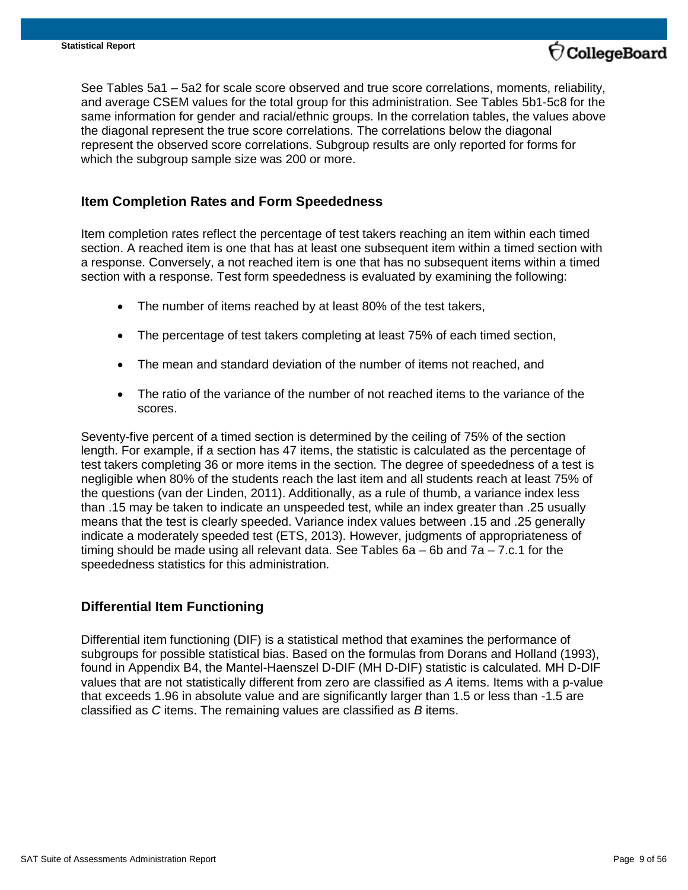See Tables 5a1 – 5a2 for scale score observed and true score correlations, moments, reliability, and average CSEM values for the total group for this administration. See Tables 5b1-5c8 for the same information for gender and racial/ethnic groups. In the correlation tables, the values above the diagonal represent the true score correlations. The correlations below the diagonal represent the observed score correlations. Subgroup results are only reported for forms for which the subgroup sample size was 200 or more.

## Item Completion Rates and Form Speededness

Item completion rates reflect the percentage of test takers reaching an item within each timed section. A reached item is one that has at least one subsequent item within a timed section with a response. Conversely, a not reached item is one that has no subsequent items within a timed section with a response. Test form speededness is evaluated by examining the following:

- The number of items reached by at least 80% of the test takers,
- The percentage of test takers completing at least 75% of each timed section,
- The mean and standard deviation of the number of items not reached, and
- The ratio of the variance of the number of not reached items to the variance of the scores.

Seventy-five percent of a timed section is determined by the ceiling of 75% of the section length. For example, if a section has 47 items, the statistic is calculated as the percentage of test takers completing 36 or more items in the section. The degree of speededness of a test is negligible when 80% of the students reach the last item and all students reach at least 75% of the questions (van der Linden, 2011). Additionally, as a rule of thumb, a variance index less than .15 may be taken to indicate an unspeeded test, while an index greater than .25 usually means that the test is clearly speeded. Variance index values between .15 and .25 generally indicate a moderately speeded test (ETS, 2013). However, judgments of appropriateness of timing should be made using all relevant data. See Tables 6a – 6b and 7a – 7.c.1 for the speededness statistics for this administration.

## Differential Item Functioning

Differential item functioning (DIF) is a statistical method that examines the performance of subgroups for possible statistical bias. Based on the formulas from Dorans and Holland (1993), found in Appendix B4, the Mantel-Haenszel D-DIF (MH D-DIF) statistic is calculated. MH D-DIF values that are not statistically different from zero are classified as *A* items. Items with a p-value that exceeds 1.96 in absolute value and are significantly larger than 1.5 or less than -1.5 are classified as *C* items. The remaining values are classified as *B* items.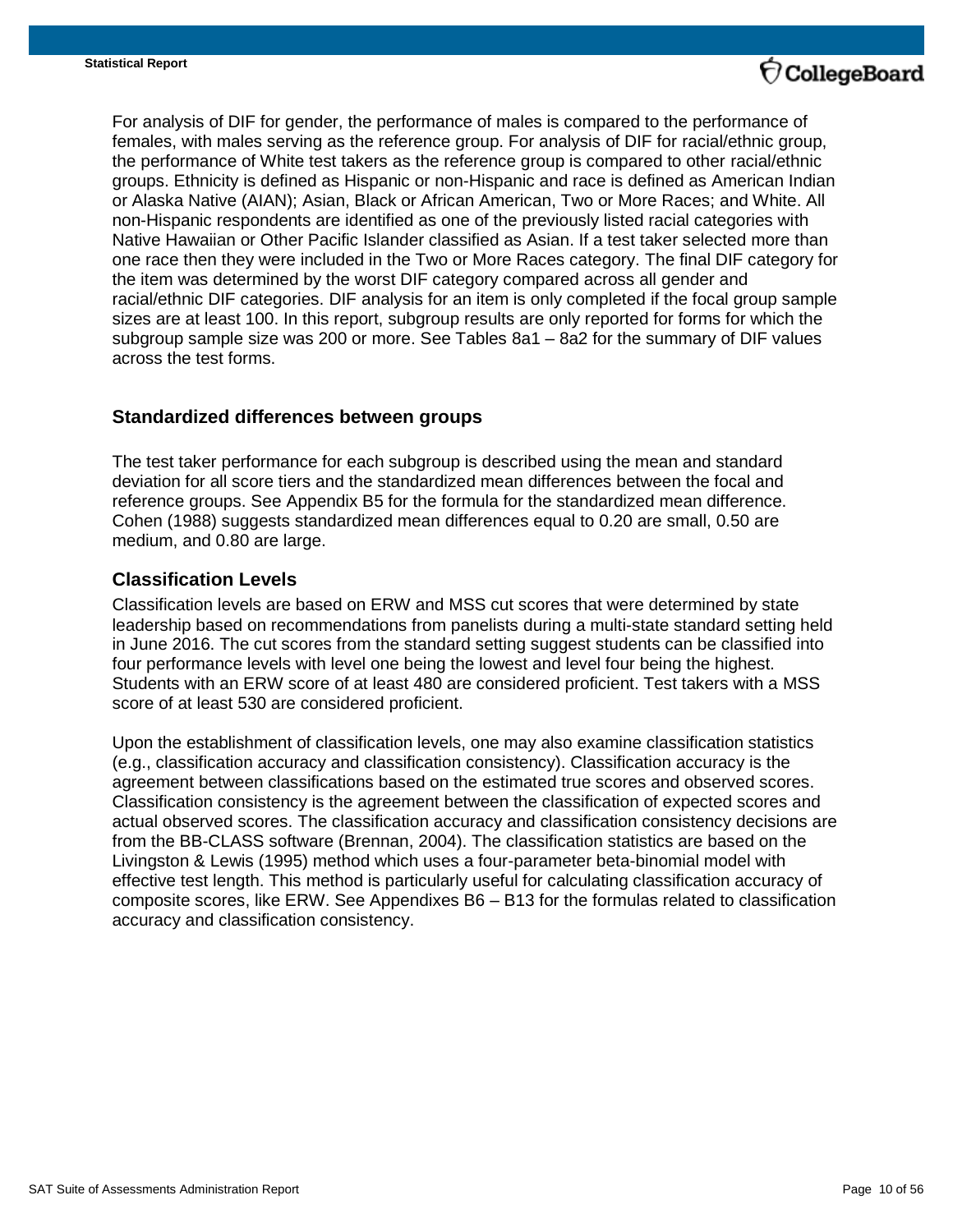For analysis of DIF for gender, the performance of males is compared to the performance of females, with males serving as the reference group. For analysis of DIF for racial/ethnic group, the performance of White test takers as the reference group is compared to other racial/ethnic groups. Ethnicity is defined as Hispanic or non-Hispanic and race is defined as American Indian or Alaska Native (AIAN); Asian, Black or African American, Two or More Races; and White. All non-Hispanic respondents are identified as one of the previously listed racial categories with Native Hawaiian or Other Pacific Islander classified as Asian. If a test taker selected more than one race then they were included in the Two or More Races category. The final DIF category for the item was determined by the worst DIF category compared across all gender and racial/ethnic DIF categories. DIF analysis for an item is only completed if the focal group sample sizes are at least 100. In this report, subgroup results are only reported for forms for which the subgroup sample size was 200 or more. See Tables 8a1 – 8a2 for the summary of DIF values across the test forms.

## Standardized differences between groups

The test taker performance for each subgroup is described using the mean and standard deviation for all score tiers and the standardized mean differences between the focal and reference groups. See Appendix B5 for the formula for the standardized mean difference. Cohen (1988) suggests standardized mean differences equal to 0.20 are small, 0.50 are medium, and 0.80 are large.

## Classification Levels

Classification levels are based on ERW and MSS cut scores that were determined by state leadership based on recommendations from panelists during a multi-state standard setting held in June 2016. The cut scores from the standard setting suggest students can be classified into four performance levels with level one being the lowest and level four being the highest. Students with an ERW score of at least 480 are considered proficient. Test takers with a MSS score of at least 530 are considered proficient.

Upon the establishment of classification levels, one may also examine classification statistics (e.g., classification accuracy and classification consistency). Classification accuracy is the agreement between classifications based on the estimated true scores and observed scores. Classification consistency is the agreement between the classification of expected scores and actual observed scores. The classification accuracy and classification consistency decisions are from the BB-CLASS software (Brennan, 2004). The classification statistics are based on the Livingston & Lewis (1995) method which uses a four-parameter beta-binomial model with effective test length. This method is particularly useful for calculating classification accuracy of composite scores, like ERW. See Appendixes B6 – B13 for the formulas related to classification accuracy and classification consistency.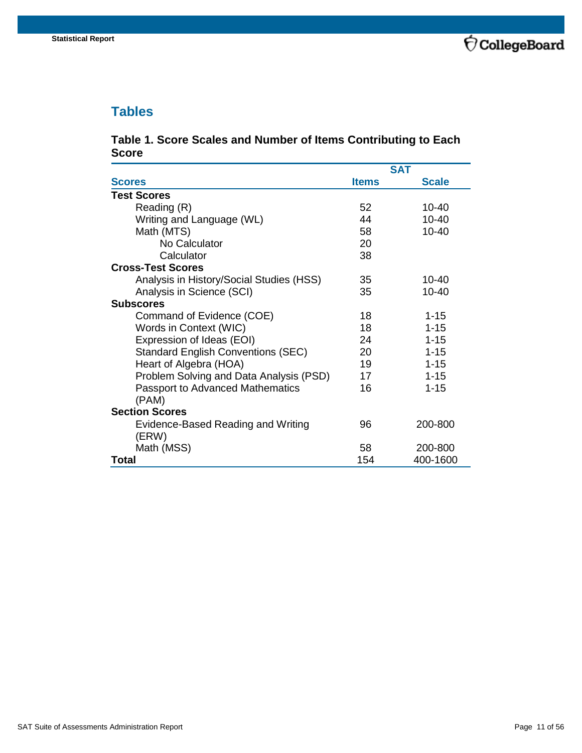## Tables

### Table 1. Score Scales and Number of Items Contributing to Each Score

| Scores | SAT Items | SAT Scale |
|---|---|---|
| **Test Scores** | | |
| Reading (R) | 52 | 10-40 |
| Writing and Language (WL) | 44 | 10-40 |
| Math (MTS) | 58 | 10-40 |
| No Calculator | 20 | |
| Calculator | 38 | |
| **Cross-Test Scores** | | |
| Analysis in History/Social Studies (HSS) | 35 | 10-40 |
| Analysis in Science (SCI) | 35 | 10-40 |
| **Subscores** | | |
| Command of Evidence (COE) | 18 | 1-15 |
| Words in Context (WIC) | 18 | 1-15 |
| Expression of Ideas (EOI) | 24 | 1-15 |
| Standard English Conventions (SEC) | 20 | 1-15 |
| Heart of Algebra (HOA) | 19 | 1-15 |
| Problem Solving and Data Analysis (PSD) | 17 | 1-15 |
| Passport to Advanced Mathematics (PAM) | 16 | 1-15 |
| **Section Scores** | | |
| Evidence-Based Reading and Writing (ERW) | 96 | 200-800 |
| Math (MSS) | 58 | 200-800 |
| **Total** | 154 | 400-1600 |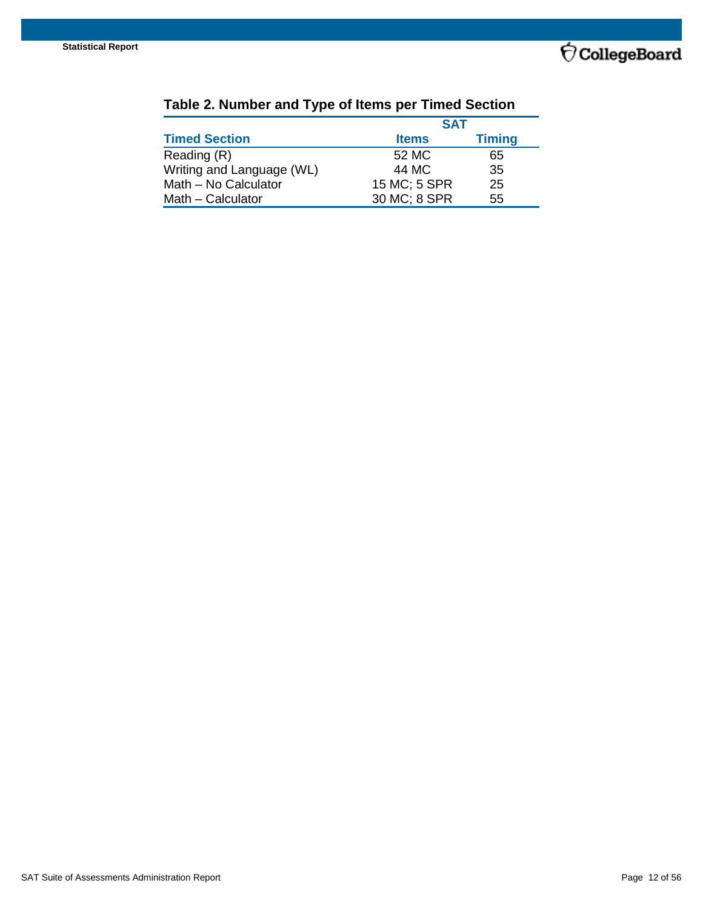## Table 2. Number and Type of Items per Timed Section

| | SAT | |
|---|---|---|
| **Timed Section** | **Items** | **Timing** |
| Reading (R) | 52 MC | 65 |
| Writing and Language (WL) | 44 MC | 35 |
| Math – No Calculator | 15 MC; 5 SPR | 25 |
| Math – Calculator | 30 MC; 8 SPR | 55 |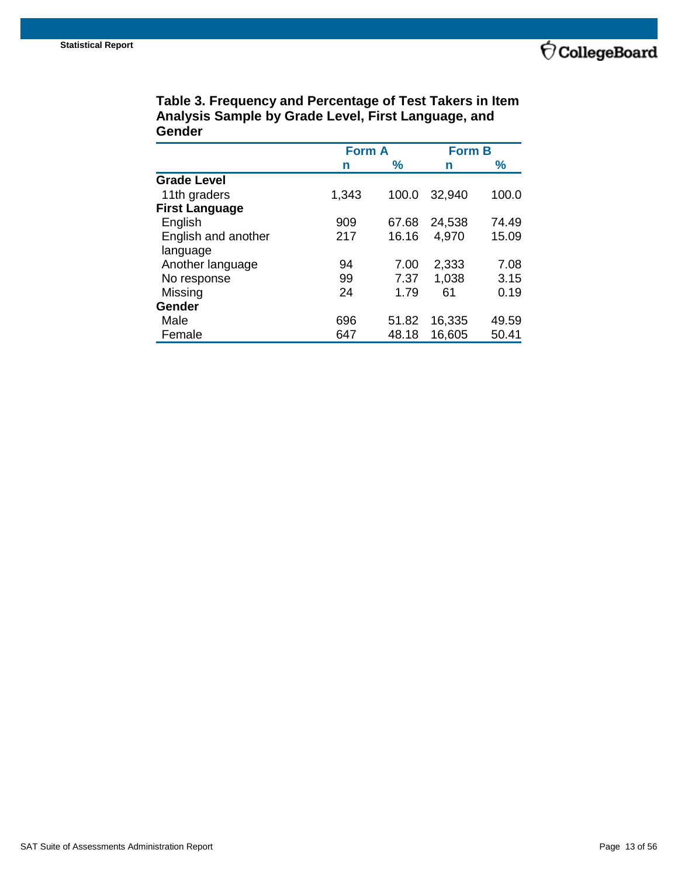**Table 3. Frequency and Percentage of Test Takers in Item Analysis Sample by Grade Level, First Language, and Gender**

| | Form A | | Form B | |
|---|---|---|---|---|
| | n | % | n | % |
| **Grade Level** | | | | |
| 11th graders | 1,343 | 100.0 | 32,940 | 100.0 |
| **First Language** | | | | |
| English | 909 | 67.68 | 24,538 | 74.49 |
| English and another language | 217 | 16.16 | 4,970 | 15.09 |
| Another language | 94 | 7.00 | 2,333 | 7.08 |
| No response | 99 | 7.37 | 1,038 | 3.15 |
| Missing | 24 | 1.79 | 61 | 0.19 |
| **Gender** | | | | |
| Male | 696 | 51.82 | 16,335 | 49.59 |
| Female | 647 | 48.18 | 16,605 | 50.41 |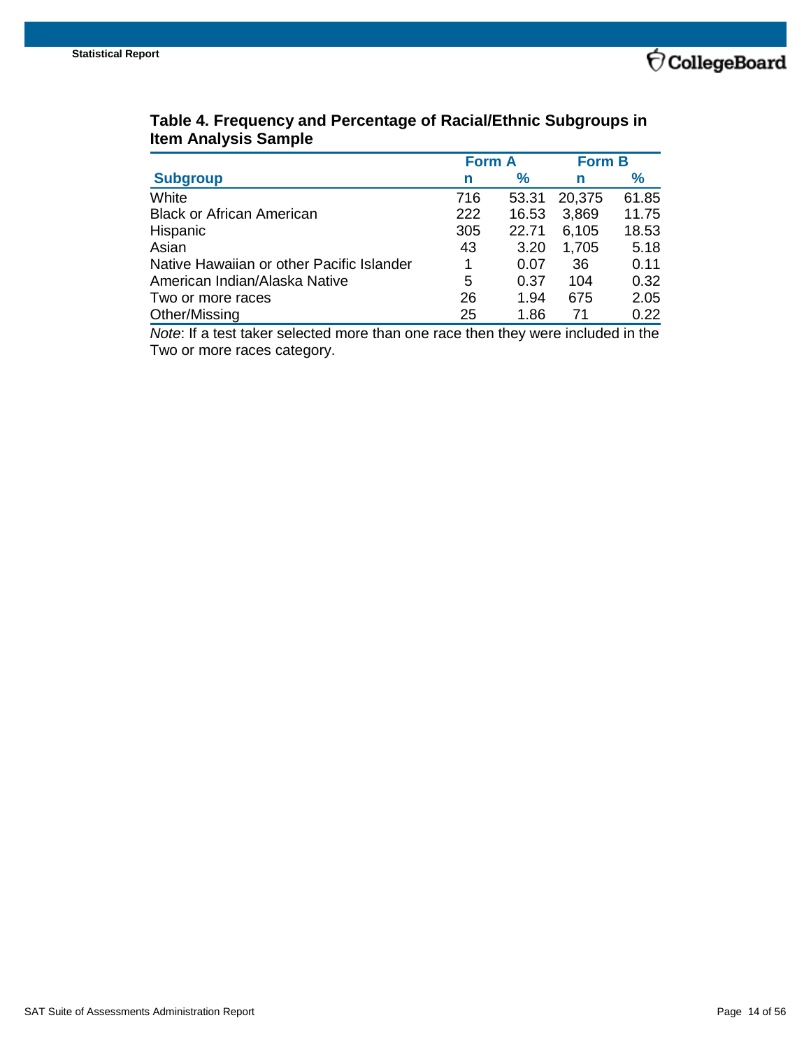**Table 4. Frequency and Percentage of Racial/Ethnic Subgroups in Item Analysis Sample**

| Subgroup | Form A | | Form B | |
|---|---|---|---|---|
| | n | % | n | % |
| White | 716 | 53.31 | 20,375 | 61.85 |
| Black or African American | 222 | 16.53 | 3,869 | 11.75 |
| Hispanic | 305 | 22.71 | 6,105 | 18.53 |
| Asian | 43 | 3.20 | 1,705 | 5.18 |
| Native Hawaiian or other Pacific Islander | 1 | 0.07 | 36 | 0.11 |
| American Indian/Alaska Native | 5 | 0.37 | 104 | 0.32 |
| Two or more races | 26 | 1.94 | 675 | 2.05 |
| Other/Missing | 25 | 1.86 | 71 | 0.22 |

*Note*: If a test taker selected more than one race then they were included in the Two or more races category.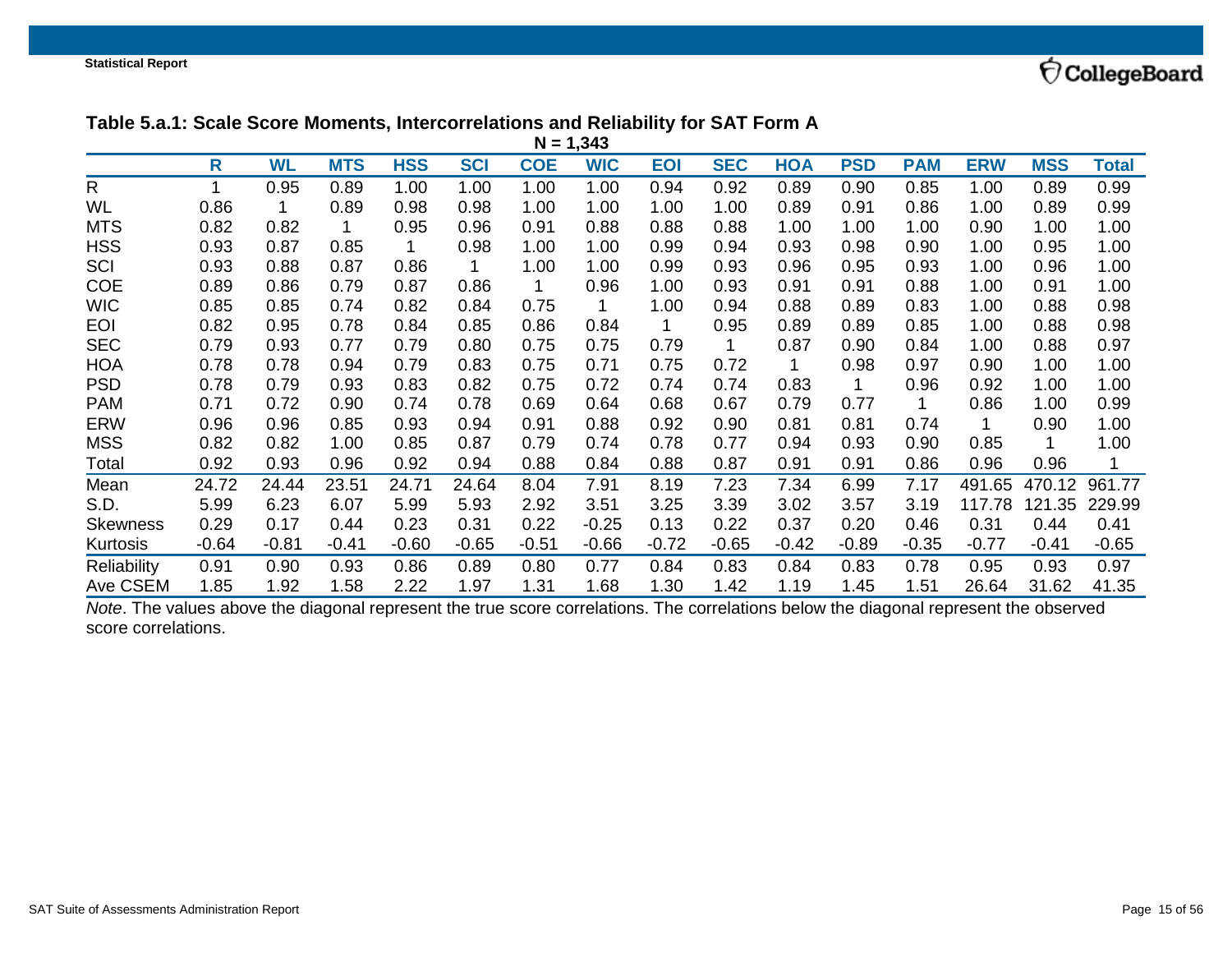### Table 5.a.1: Scale Score Moments, Intercorrelations and Reliability for SAT Form A

N = 1,343

| | R | WL | MTS | HSS | SCI | COE | WIC | EOI | SEC | HOA | PSD | PAM | ERW | MSS | Total |
|---|---|---|---|---|---|---|---|---|---|---|---|---|---|---|---|
| R | 1 | 0.95 | 0.89 | 1.00 | 1.00 | 1.00 | 1.00 | 0.94 | 0.92 | 0.89 | 0.90 | 0.85 | 1.00 | 0.89 | 0.99 |
| WL | 0.86 | 1 | 0.89 | 0.98 | 0.98 | 1.00 | 1.00 | 1.00 | 1.00 | 0.89 | 0.91 | 0.86 | 1.00 | 0.89 | 0.99 |
| MTS | 0.82 | 0.82 | 1 | 0.95 | 0.96 | 0.91 | 0.88 | 0.88 | 0.88 | 1.00 | 1.00 | 1.00 | 0.90 | 1.00 | 1.00 |
| HSS | 0.93 | 0.87 | 0.85 | 1 | 0.98 | 1.00 | 1.00 | 0.99 | 0.94 | 0.93 | 0.98 | 0.90 | 1.00 | 0.95 | 1.00 |
| SCI | 0.93 | 0.88 | 0.87 | 0.86 | 1 | 1.00 | 1.00 | 0.99 | 0.93 | 0.96 | 0.95 | 0.93 | 1.00 | 0.96 | 1.00 |
| COE | 0.89 | 0.86 | 0.79 | 0.87 | 0.86 | 1 | 0.96 | 1.00 | 0.93 | 0.91 | 0.91 | 0.88 | 1.00 | 0.91 | 1.00 |
| WIC | 0.85 | 0.85 | 0.74 | 0.82 | 0.84 | 0.75 | 1 | 1.00 | 0.94 | 0.88 | 0.89 | 0.83 | 1.00 | 0.88 | 0.98 |
| EOI | 0.82 | 0.95 | 0.78 | 0.84 | 0.85 | 0.86 | 0.84 | 1 | 0.95 | 0.89 | 0.89 | 0.85 | 1.00 | 0.88 | 0.98 |
| SEC | 0.79 | 0.93 | 0.77 | 0.79 | 0.80 | 0.75 | 0.75 | 0.79 | 1 | 0.87 | 0.90 | 0.84 | 1.00 | 0.88 | 0.97 |
| HOA | 0.78 | 0.78 | 0.94 | 0.79 | 0.83 | 0.75 | 0.71 | 0.75 | 0.72 | 1 | 0.98 | 0.97 | 0.90 | 1.00 | 1.00 |
| PSD | 0.78 | 0.79 | 0.93 | 0.83 | 0.82 | 0.75 | 0.72 | 0.74 | 0.74 | 0.83 | 1 | 0.96 | 0.92 | 1.00 | 1.00 |
| PAM | 0.71 | 0.72 | 0.90 | 0.74 | 0.78 | 0.69 | 0.64 | 0.68 | 0.67 | 0.79 | 0.77 | 1 | 0.86 | 1.00 | 0.99 |
| ERW | 0.96 | 0.96 | 0.85 | 0.93 | 0.94 | 0.91 | 0.88 | 0.92 | 0.90 | 0.81 | 0.81 | 0.74 | 1 | 0.90 | 1.00 |
| MSS | 0.82 | 0.82 | 1.00 | 0.85 | 0.87 | 0.79 | 0.74 | 0.78 | 0.77 | 0.94 | 0.93 | 0.90 | 0.85 | 1 | 1.00 |
| Total | 0.92 | 0.93 | 0.96 | 0.92 | 0.94 | 0.88 | 0.84 | 0.88 | 0.87 | 0.91 | 0.91 | 0.86 | 0.96 | 0.96 | 1 |
| Mean | 24.72 | 24.44 | 23.51 | 24.71 | 24.64 | 8.04 | 7.91 | 8.19 | 7.23 | 7.34 | 6.99 | 7.17 | 491.65 | 470.12 | 961.77 |
| S.D. | 5.99 | 6.23 | 6.07 | 5.99 | 5.93 | 2.92 | 3.51 | 3.25 | 3.39 | 3.02 | 3.57 | 3.19 | 117.78 | 121.35 | 229.99 |
| Skewness | 0.29 | 0.17 | 0.44 | 0.23 | 0.31 | 0.22 | -0.25 | 0.13 | 0.22 | 0.37 | 0.20 | 0.46 | 0.31 | 0.44 | 0.41 |
| Kurtosis | -0.64 | -0.81 | -0.41 | -0.60 | -0.65 | -0.51 | -0.66 | -0.72 | -0.65 | -0.42 | -0.89 | -0.35 | -0.77 | -0.41 | -0.65 |
| Reliability | 0.91 | 0.90 | 0.93 | 0.86 | 0.89 | 0.80 | 0.77 | 0.84 | 0.83 | 0.84 | 0.83 | 0.78 | 0.95 | 0.93 | 0.97 |
| Ave CSEM | 1.85 | 1.92 | 1.58 | 2.22 | 1.97 | 1.31 | 1.68 | 1.30 | 1.42 | 1.19 | 1.45 | 1.51 | 26.64 | 31.62 | 41.35 |

*Note*. The values above the diagonal represent the true score correlations. The correlations below the diagonal represent the observed score correlations.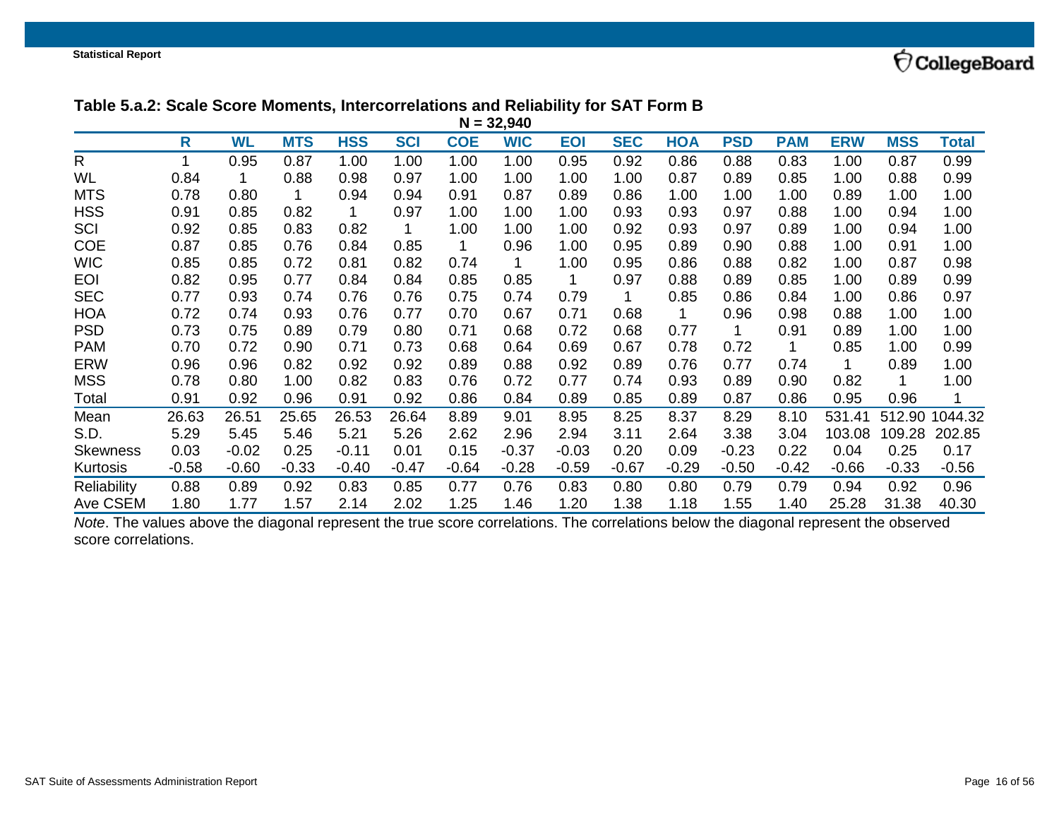### Table 5.a.2: Scale Score Moments, Intercorrelations and Reliability for SAT Form B

N = 32,940

| | R | WL | MTS | HSS | SCI | COE | WIC | EOI | SEC | HOA | PSD | PAM | ERW | MSS | Total |
|---|---|---|---|---|---|---|---|---|---|---|---|---|---|---|---|
| R | 1 | 0.95 | 0.87 | 1.00 | 1.00 | 1.00 | 1.00 | 0.95 | 0.92 | 0.86 | 0.88 | 0.83 | 1.00 | 0.87 | 0.99 |
| WL | 0.84 | 1 | 0.88 | 0.98 | 0.97 | 1.00 | 1.00 | 1.00 | 1.00 | 0.87 | 0.89 | 0.85 | 1.00 | 0.88 | 0.99 |
| MTS | 0.78 | 0.80 | 1 | 0.94 | 0.94 | 0.91 | 0.87 | 0.89 | 0.86 | 1.00 | 1.00 | 1.00 | 0.89 | 1.00 | 1.00 |
| HSS | 0.91 | 0.85 | 0.82 | 1 | 0.97 | 1.00 | 1.00 | 1.00 | 0.93 | 0.93 | 0.97 | 0.88 | 1.00 | 0.94 | 1.00 |
| SCI | 0.92 | 0.85 | 0.83 | 0.82 | 1 | 1.00 | 1.00 | 1.00 | 0.92 | 0.93 | 0.97 | 0.89 | 1.00 | 0.94 | 1.00 |
| COE | 0.87 | 0.85 | 0.76 | 0.84 | 0.85 | 1 | 0.96 | 1.00 | 0.95 | 0.89 | 0.90 | 0.88 | 1.00 | 0.91 | 1.00 |
| WIC | 0.85 | 0.85 | 0.72 | 0.81 | 0.82 | 0.74 | 1 | 1.00 | 0.95 | 0.86 | 0.88 | 0.82 | 1.00 | 0.87 | 0.98 |
| EOI | 0.82 | 0.95 | 0.77 | 0.84 | 0.84 | 0.85 | 0.85 | 1 | 0.97 | 0.88 | 0.89 | 0.85 | 1.00 | 0.89 | 0.99 |
| SEC | 0.77 | 0.93 | 0.74 | 0.76 | 0.76 | 0.75 | 0.74 | 0.79 | 1 | 0.85 | 0.86 | 0.84 | 1.00 | 0.86 | 0.97 |
| HOA | 0.72 | 0.74 | 0.93 | 0.76 | 0.77 | 0.70 | 0.67 | 0.71 | 0.68 | 1 | 0.96 | 0.98 | 0.88 | 1.00 | 1.00 |
| PSD | 0.73 | 0.75 | 0.89 | 0.79 | 0.80 | 0.71 | 0.68 | 0.72 | 0.68 | 0.77 | 1 | 0.91 | 0.89 | 1.00 | 1.00 |
| PAM | 0.70 | 0.72 | 0.90 | 0.71 | 0.73 | 0.68 | 0.64 | 0.69 | 0.67 | 0.78 | 0.72 | 1 | 0.85 | 1.00 | 0.99 |
| ERW | 0.96 | 0.96 | 0.82 | 0.92 | 0.92 | 0.89 | 0.88 | 0.92 | 0.89 | 0.76 | 0.77 | 0.74 | 1 | 0.89 | 1.00 |
| MSS | 0.78 | 0.80 | 1.00 | 0.82 | 0.83 | 0.76 | 0.72 | 0.77 | 0.74 | 0.93 | 0.89 | 0.90 | 0.82 | 1 | 1.00 |
| Total | 0.91 | 0.92 | 0.96 | 0.91 | 0.92 | 0.86 | 0.84 | 0.89 | 0.85 | 0.89 | 0.87 | 0.86 | 0.95 | 0.96 | 1 |
| Mean | 26.63 | 26.51 | 25.65 | 26.53 | 26.64 | 8.89 | 9.01 | 8.95 | 8.25 | 8.37 | 8.29 | 8.10 | 531.41 | 512.90 | 1044.32 |
| S.D. | 5.29 | 5.45 | 5.46 | 5.21 | 5.26 | 2.62 | 2.96 | 2.94 | 3.11 | 2.64 | 3.38 | 3.04 | 103.08 | 109.28 | 202.85 |
| Skewness | 0.03 | -0.02 | 0.25 | -0.11 | 0.01 | 0.15 | -0.37 | -0.03 | 0.20 | 0.09 | -0.23 | 0.22 | 0.04 | 0.25 | 0.17 |
| Kurtosis | -0.58 | -0.60 | -0.33 | -0.40 | -0.47 | -0.64 | -0.28 | -0.59 | -0.67 | -0.29 | -0.50 | -0.42 | -0.66 | -0.33 | -0.56 |
| Reliability | 0.88 | 0.89 | 0.92 | 0.83 | 0.85 | 0.77 | 0.76 | 0.83 | 0.80 | 0.80 | 0.79 | 0.79 | 0.94 | 0.92 | 0.96 |
| Ave CSEM | 1.80 | 1.77 | 1.57 | 2.14 | 2.02 | 1.25 | 1.46 | 1.20 | 1.38 | 1.18 | 1.55 | 1.40 | 25.28 | 31.38 | 40.30 |

*Note*. The values above the diagonal represent the true score correlations. The correlations below the diagonal represent the observed score correlations.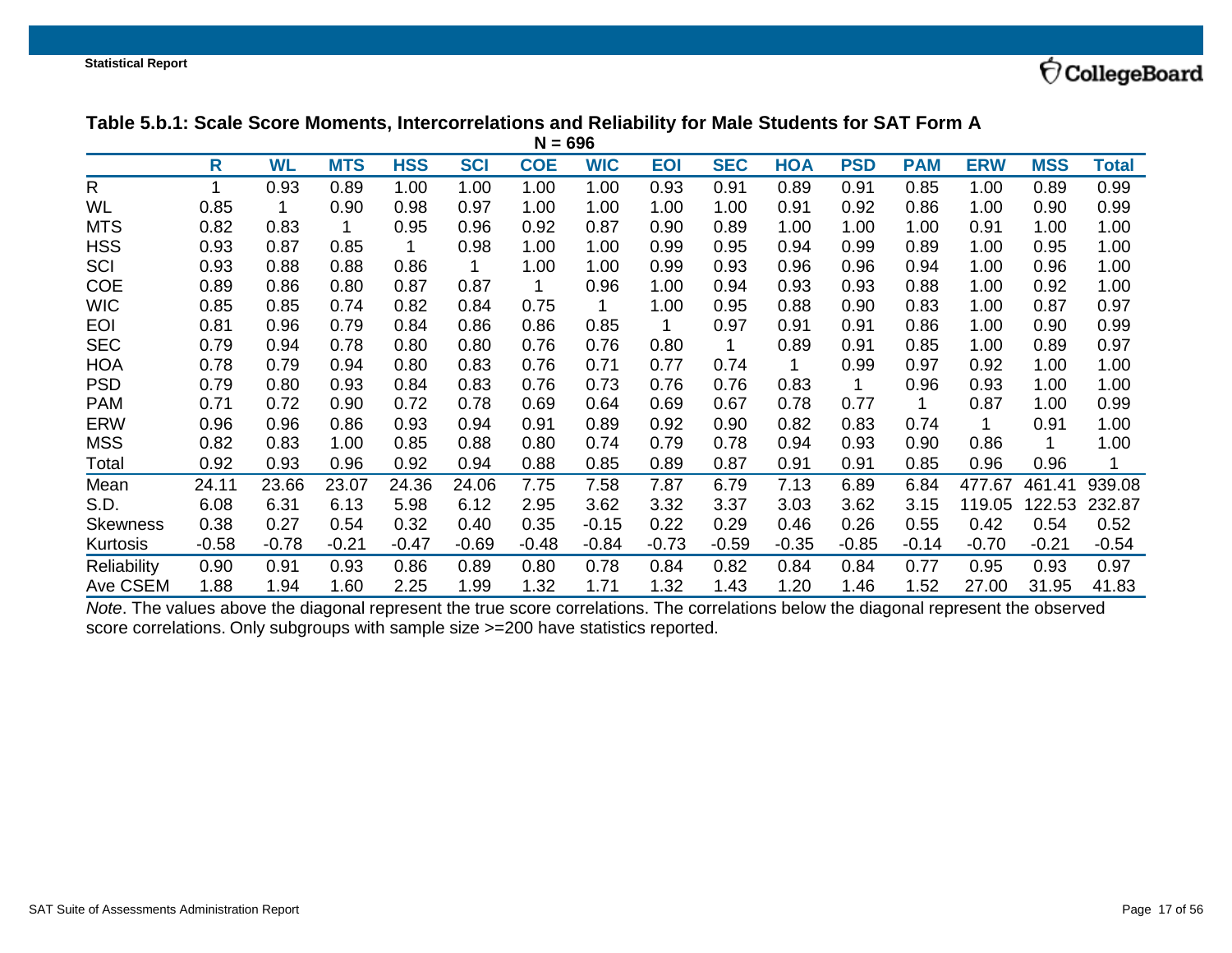**Table 5.b.1: Scale Score Moments, Intercorrelations and Reliability for Male Students for SAT Form A**

N = 696

| | R | WL | MTS | HSS | SCI | COE | WIC | EOI | SEC | HOA | PSD | PAM | ERW | MSS | Total |
|---|---|---|---|---|---|---|---|---|---|---|---|---|---|---|---|
| R | 1 | 0.93 | 0.89 | 1.00 | 1.00 | 1.00 | 1.00 | 0.93 | 0.91 | 0.89 | 0.91 | 0.85 | 1.00 | 0.89 | 0.99 |
| WL | 0.85 | 1 | 0.90 | 0.98 | 0.97 | 1.00 | 1.00 | 1.00 | 1.00 | 0.91 | 0.92 | 0.86 | 1.00 | 0.90 | 0.99 |
| MTS | 0.82 | 0.83 | 1 | 0.95 | 0.96 | 0.92 | 0.87 | 0.90 | 0.89 | 1.00 | 1.00 | 1.00 | 0.91 | 1.00 | 1.00 |
| HSS | 0.93 | 0.87 | 0.85 | 1 | 0.98 | 1.00 | 1.00 | 0.99 | 0.95 | 0.94 | 0.99 | 0.89 | 1.00 | 0.95 | 1.00 |
| SCI | 0.93 | 0.88 | 0.88 | 0.86 | 1 | 1.00 | 1.00 | 0.99 | 0.93 | 0.96 | 0.96 | 0.94 | 1.00 | 0.96 | 1.00 |
| COE | 0.89 | 0.86 | 0.80 | 0.87 | 0.87 | 1 | 0.96 | 1.00 | 0.94 | 0.93 | 0.93 | 0.88 | 1.00 | 0.92 | 1.00 |
| WIC | 0.85 | 0.85 | 0.74 | 0.82 | 0.84 | 0.75 | 1 | 1.00 | 0.95 | 0.88 | 0.90 | 0.83 | 1.00 | 0.87 | 0.97 |
| EOI | 0.81 | 0.96 | 0.79 | 0.84 | 0.86 | 0.86 | 0.85 | 1 | 0.97 | 0.91 | 0.91 | 0.86 | 1.00 | 0.90 | 0.99 |
| SEC | 0.79 | 0.94 | 0.78 | 0.80 | 0.80 | 0.76 | 0.76 | 0.80 | 1 | 0.89 | 0.91 | 0.85 | 1.00 | 0.89 | 0.97 |
| HOA | 0.78 | 0.79 | 0.94 | 0.80 | 0.83 | 0.76 | 0.71 | 0.77 | 0.74 | 1 | 0.99 | 0.97 | 0.92 | 1.00 | 1.00 |
| PSD | 0.79 | 0.80 | 0.93 | 0.84 | 0.83 | 0.76 | 0.73 | 0.76 | 0.76 | 0.83 | 1 | 0.96 | 0.93 | 1.00 | 1.00 |
| PAM | 0.71 | 0.72 | 0.90 | 0.72 | 0.78 | 0.69 | 0.64 | 0.69 | 0.67 | 0.78 | 0.77 | 1 | 0.87 | 1.00 | 0.99 |
| ERW | 0.96 | 0.96 | 0.86 | 0.93 | 0.94 | 0.91 | 0.89 | 0.92 | 0.90 | 0.82 | 0.83 | 0.74 | 1 | 0.91 | 1.00 |
| MSS | 0.82 | 0.83 | 1.00 | 0.85 | 0.88 | 0.80 | 0.74 | 0.79 | 0.78 | 0.94 | 0.93 | 0.90 | 0.86 | 1 | 1.00 |
| Total | 0.92 | 0.93 | 0.96 | 0.92 | 0.94 | 0.88 | 0.85 | 0.89 | 0.87 | 0.91 | 0.91 | 0.85 | 0.96 | 0.96 | 1 |
| Mean | 24.11 | 23.66 | 23.07 | 24.36 | 24.06 | 7.75 | 7.58 | 7.87 | 6.79 | 7.13 | 6.89 | 6.84 | 477.67 | 461.41 | 939.08 |
| S.D. | 6.08 | 6.31 | 6.13 | 5.98 | 6.12 | 2.95 | 3.62 | 3.32 | 3.37 | 3.03 | 3.62 | 3.15 | 119.05 | 122.53 | 232.87 |
| Skewness | 0.38 | 0.27 | 0.54 | 0.32 | 0.40 | 0.35 | -0.15 | 0.22 | 0.29 | 0.46 | 0.26 | 0.55 | 0.42 | 0.54 | 0.52 |
| Kurtosis | -0.58 | -0.78 | -0.21 | -0.47 | -0.69 | -0.48 | -0.84 | -0.73 | -0.59 | -0.35 | -0.85 | -0.14 | -0.70 | -0.21 | -0.54 |
| Reliability | 0.90 | 0.91 | 0.93 | 0.86 | 0.89 | 0.80 | 0.78 | 0.84 | 0.82 | 0.84 | 0.84 | 0.77 | 0.95 | 0.93 | 0.97 |
| Ave CSEM | 1.88 | 1.94 | 1.60 | 2.25 | 1.99 | 1.32 | 1.71 | 1.32 | 1.43 | 1.20 | 1.46 | 1.52 | 27.00 | 31.95 | 41.83 |

*Note*. The values above the diagonal represent the true score correlations. The correlations below the diagonal represent the observed score correlations. Only subgroups with sample size >=200 have statistics reported.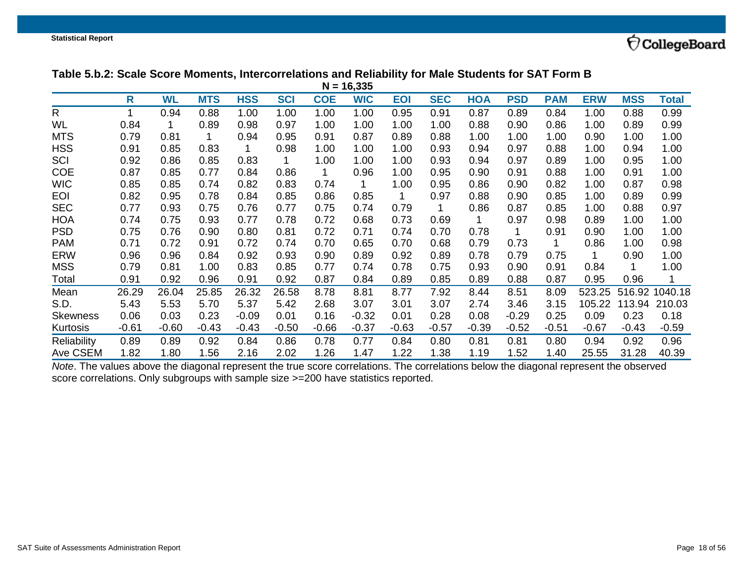**Table 5.b.2: Scale Score Moments, Intercorrelations and Reliability for Male Students for SAT Form B**

**N = 16,335**

| | R | WL | MTS | HSS | SCI | COE | WIC | EOI | SEC | HOA | PSD | PAM | ERW | MSS | Total |
|---|---|---|---|---|---|---|---|---|---|---|---|---|---|---|---|
| R | 1 | 0.94 | 0.88 | 1.00 | 1.00 | 1.00 | 1.00 | 0.95 | 0.91 | 0.87 | 0.89 | 0.84 | 1.00 | 0.88 | 0.99 |
| WL | 0.84 | 1 | 0.89 | 0.98 | 0.97 | 1.00 | 1.00 | 1.00 | 1.00 | 0.88 | 0.90 | 0.86 | 1.00 | 0.89 | 0.99 |
| MTS | 0.79 | 0.81 | 1 | 0.94 | 0.95 | 0.91 | 0.87 | 0.89 | 0.88 | 1.00 | 1.00 | 1.00 | 0.90 | 1.00 | 1.00 |
| HSS | 0.91 | 0.85 | 0.83 | 1 | 0.98 | 1.00 | 1.00 | 1.00 | 0.93 | 0.94 | 0.97 | 0.88 | 1.00 | 0.94 | 1.00 |
| SCI | 0.92 | 0.86 | 0.85 | 0.83 | 1 | 1.00 | 1.00 | 1.00 | 0.93 | 0.94 | 0.97 | 0.89 | 1.00 | 0.95 | 1.00 |
| COE | 0.87 | 0.85 | 0.77 | 0.84 | 0.86 | 1 | 0.96 | 1.00 | 0.95 | 0.90 | 0.91 | 0.88 | 1.00 | 0.91 | 1.00 |
| WIC | 0.85 | 0.85 | 0.74 | 0.82 | 0.83 | 0.74 | 1 | 1.00 | 0.95 | 0.86 | 0.90 | 0.82 | 1.00 | 0.87 | 0.98 |
| EOI | 0.82 | 0.95 | 0.78 | 0.84 | 0.85 | 0.86 | 0.85 | 1 | 0.97 | 0.88 | 0.90 | 0.85 | 1.00 | 0.89 | 0.99 |
| SEC | 0.77 | 0.93 | 0.75 | 0.76 | 0.77 | 0.75 | 0.74 | 0.79 | 1 | 0.86 | 0.87 | 0.85 | 1.00 | 0.88 | 0.97 |
| HOA | 0.74 | 0.75 | 0.93 | 0.77 | 0.78 | 0.72 | 0.68 | 0.73 | 0.69 | 1 | 0.97 | 0.98 | 0.89 | 1.00 | 1.00 |
| PSD | 0.75 | 0.76 | 0.90 | 0.80 | 0.81 | 0.72 | 0.71 | 0.74 | 0.70 | 0.78 | 1 | 0.91 | 0.90 | 1.00 | 1.00 |
| PAM | 0.71 | 0.72 | 0.91 | 0.72 | 0.74 | 0.70 | 0.65 | 0.70 | 0.68 | 0.79 | 0.73 | 1 | 0.86 | 1.00 | 0.98 |
| ERW | 0.96 | 0.96 | 0.84 | 0.92 | 0.93 | 0.90 | 0.89 | 0.92 | 0.89 | 0.78 | 0.79 | 0.75 | 1 | 0.90 | 1.00 |
| MSS | 0.79 | 0.81 | 1.00 | 0.83 | 0.85 | 0.77 | 0.74 | 0.78 | 0.75 | 0.93 | 0.90 | 0.91 | 0.84 | 1 | 1.00 |
| Total | 0.91 | 0.92 | 0.96 | 0.91 | 0.92 | 0.87 | 0.84 | 0.89 | 0.85 | 0.89 | 0.88 | 0.87 | 0.95 | 0.96 | 1 |
| Mean | 26.29 | 26.04 | 25.85 | 26.32 | 26.58 | 8.78 | 8.81 | 8.77 | 7.92 | 8.44 | 8.51 | 8.09 | 523.25 | 516.92 | 1040.18 |
| S.D. | 5.43 | 5.53 | 5.70 | 5.37 | 5.42 | 2.68 | 3.07 | 3.01 | 3.07 | 2.74 | 3.46 | 3.15 | 105.22 | 113.94 | 210.03 |
| Skewness | 0.06 | 0.03 | 0.23 | -0.09 | 0.01 | 0.16 | -0.32 | 0.01 | 0.28 | 0.08 | -0.29 | 0.25 | 0.09 | 0.23 | 0.18 |
| Kurtosis | -0.61 | -0.60 | -0.43 | -0.43 | -0.50 | -0.66 | -0.37 | -0.63 | -0.57 | -0.39 | -0.52 | -0.51 | -0.67 | -0.43 | -0.59 |
| Reliability | 0.89 | 0.89 | 0.92 | 0.84 | 0.86 | 0.78 | 0.77 | 0.84 | 0.80 | 0.81 | 0.81 | 0.80 | 0.94 | 0.92 | 0.96 |
| Ave CSEM | 1.82 | 1.80 | 1.56 | 2.16 | 2.02 | 1.26 | 1.47 | 1.22 | 1.38 | 1.19 | 1.52 | 1.40 | 25.55 | 31.28 | 40.39 |

*Note*. The values above the diagonal represent the true score correlations. The correlations below the diagonal represent the observed score correlations. Only subgroups with sample size >=200 have statistics reported.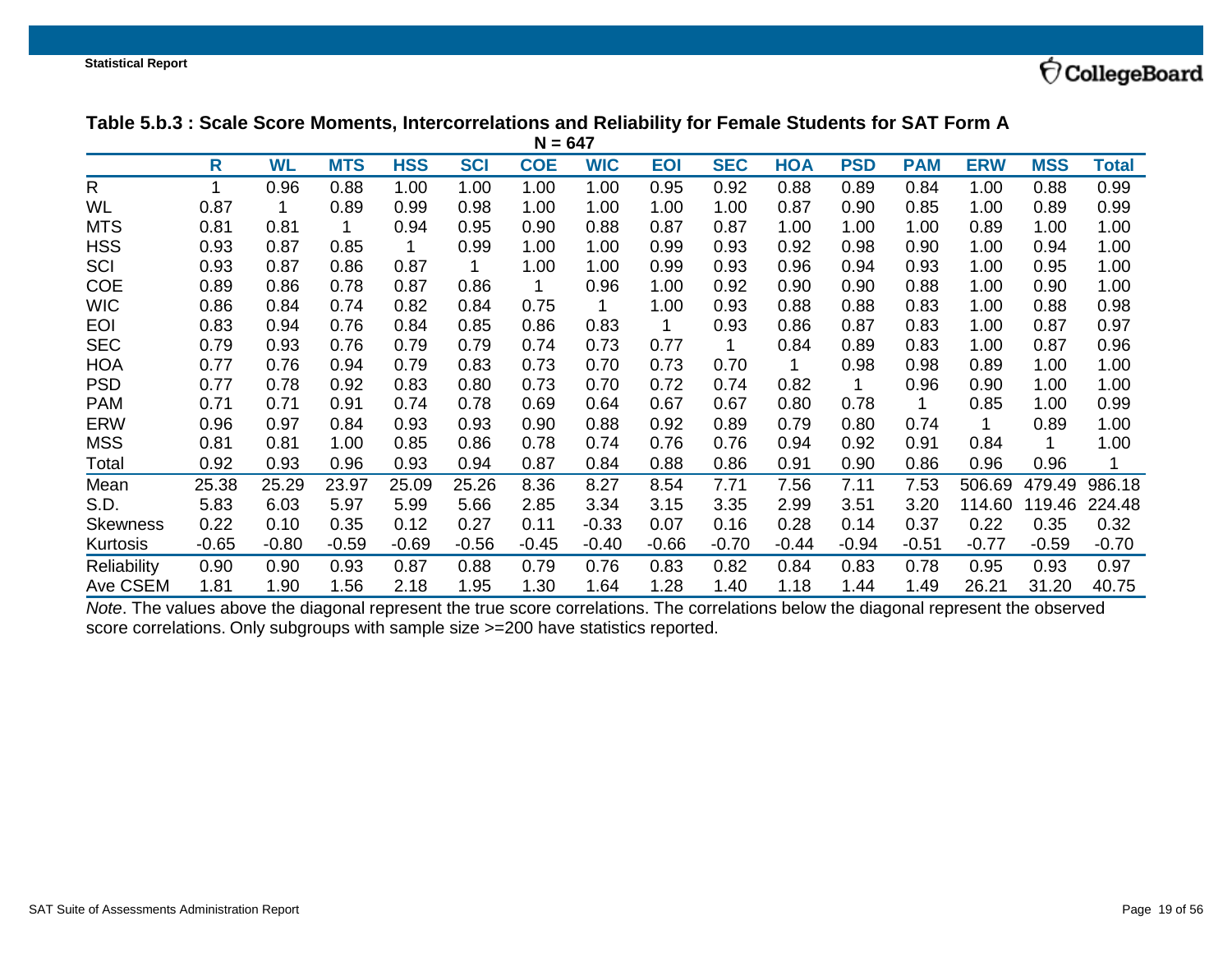### Table 5.b.3 : Scale Score Moments, Intercorrelations and Reliability for Female Students for SAT Form A

N = 647

| | R | WL | MTS | HSS | SCI | COE | WIC | EOI | SEC | HOA | PSD | PAM | ERW | MSS | Total |
|---|---|---|---|---|---|---|---|---|---|---|---|---|---|---|---|
| R | 1 | 0.96 | 0.88 | 1.00 | 1.00 | 1.00 | 1.00 | 0.95 | 0.92 | 0.88 | 0.89 | 0.84 | 1.00 | 0.88 | 0.99 |
| WL | 0.87 | 1 | 0.89 | 0.99 | 0.98 | 1.00 | 1.00 | 1.00 | 1.00 | 0.87 | 0.90 | 0.85 | 1.00 | 0.89 | 0.99 |
| MTS | 0.81 | 0.81 | 1 | 0.94 | 0.95 | 0.90 | 0.88 | 0.87 | 0.87 | 1.00 | 1.00 | 1.00 | 0.89 | 1.00 | 1.00 |
| HSS | 0.93 | 0.87 | 0.85 | 1 | 0.99 | 1.00 | 1.00 | 0.99 | 0.93 | 0.92 | 0.98 | 0.90 | 1.00 | 0.94 | 1.00 |
| SCI | 0.93 | 0.87 | 0.86 | 0.87 | 1 | 1.00 | 1.00 | 0.99 | 0.93 | 0.96 | 0.94 | 0.93 | 1.00 | 0.95 | 1.00 |
| COE | 0.89 | 0.86 | 0.78 | 0.87 | 0.86 | 1 | 0.96 | 1.00 | 0.92 | 0.90 | 0.90 | 0.88 | 1.00 | 0.90 | 1.00 |
| WIC | 0.86 | 0.84 | 0.74 | 0.82 | 0.84 | 0.75 | 1 | 1.00 | 0.93 | 0.88 | 0.88 | 0.83 | 1.00 | 0.88 | 0.98 |
| EOI | 0.83 | 0.94 | 0.76 | 0.84 | 0.85 | 0.86 | 0.83 | 1 | 0.93 | 0.86 | 0.87 | 0.83 | 1.00 | 0.87 | 0.97 |
| SEC | 0.79 | 0.93 | 0.76 | 0.79 | 0.79 | 0.74 | 0.73 | 0.77 | 1 | 0.84 | 0.89 | 0.83 | 1.00 | 0.87 | 0.96 |
| HOA | 0.77 | 0.76 | 0.94 | 0.79 | 0.83 | 0.73 | 0.70 | 0.73 | 0.70 | 1 | 0.98 | 0.98 | 0.89 | 1.00 | 1.00 |
| PSD | 0.77 | 0.78 | 0.92 | 0.83 | 0.80 | 0.73 | 0.70 | 0.72 | 0.74 | 0.82 | 1 | 0.96 | 0.90 | 1.00 | 1.00 |
| PAM | 0.71 | 0.71 | 0.91 | 0.74 | 0.78 | 0.69 | 0.64 | 0.67 | 0.67 | 0.80 | 0.78 | 1 | 0.85 | 1.00 | 0.99 |
| ERW | 0.96 | 0.97 | 0.84 | 0.93 | 0.93 | 0.90 | 0.88 | 0.92 | 0.89 | 0.79 | 0.80 | 0.74 | 1 | 0.89 | 1.00 |
| MSS | 0.81 | 0.81 | 1.00 | 0.85 | 0.86 | 0.78 | 0.74 | 0.76 | 0.76 | 0.94 | 0.92 | 0.91 | 0.84 | 1 | 1.00 |
| Total | 0.92 | 0.93 | 0.96 | 0.93 | 0.94 | 0.87 | 0.84 | 0.88 | 0.86 | 0.91 | 0.90 | 0.86 | 0.96 | 0.96 | 1 |
| Mean | 25.38 | 25.29 | 23.97 | 25.09 | 25.26 | 8.36 | 8.27 | 8.54 | 7.71 | 7.56 | 7.11 | 7.53 | 506.69 | 479.49 | 986.18 |
| S.D. | 5.83 | 6.03 | 5.97 | 5.99 | 5.66 | 2.85 | 3.34 | 3.15 | 3.35 | 2.99 | 3.51 | 3.20 | 114.60 | 119.46 | 224.48 |
| Skewness | 0.22 | 0.10 | 0.35 | 0.12 | 0.27 | 0.11 | -0.33 | 0.07 | 0.16 | 0.28 | 0.14 | 0.37 | 0.22 | 0.35 | 0.32 |
| Kurtosis | -0.65 | -0.80 | -0.59 | -0.69 | -0.56 | -0.45 | -0.40 | -0.66 | -0.70 | -0.44 | -0.94 | -0.51 | -0.77 | -0.59 | -0.70 |
| Reliability | 0.90 | 0.90 | 0.93 | 0.87 | 0.88 | 0.79 | 0.76 | 0.83 | 0.82 | 0.84 | 0.83 | 0.78 | 0.95 | 0.93 | 0.97 |
| Ave CSEM | 1.81 | 1.90 | 1.56 | 2.18 | 1.95 | 1.30 | 1.64 | 1.28 | 1.40 | 1.18 | 1.44 | 1.49 | 26.21 | 31.20 | 40.75 |

*Note*. The values above the diagonal represent the true score correlations. The correlations below the diagonal represent the observed score correlations. Only subgroups with sample size >=200 have statistics reported.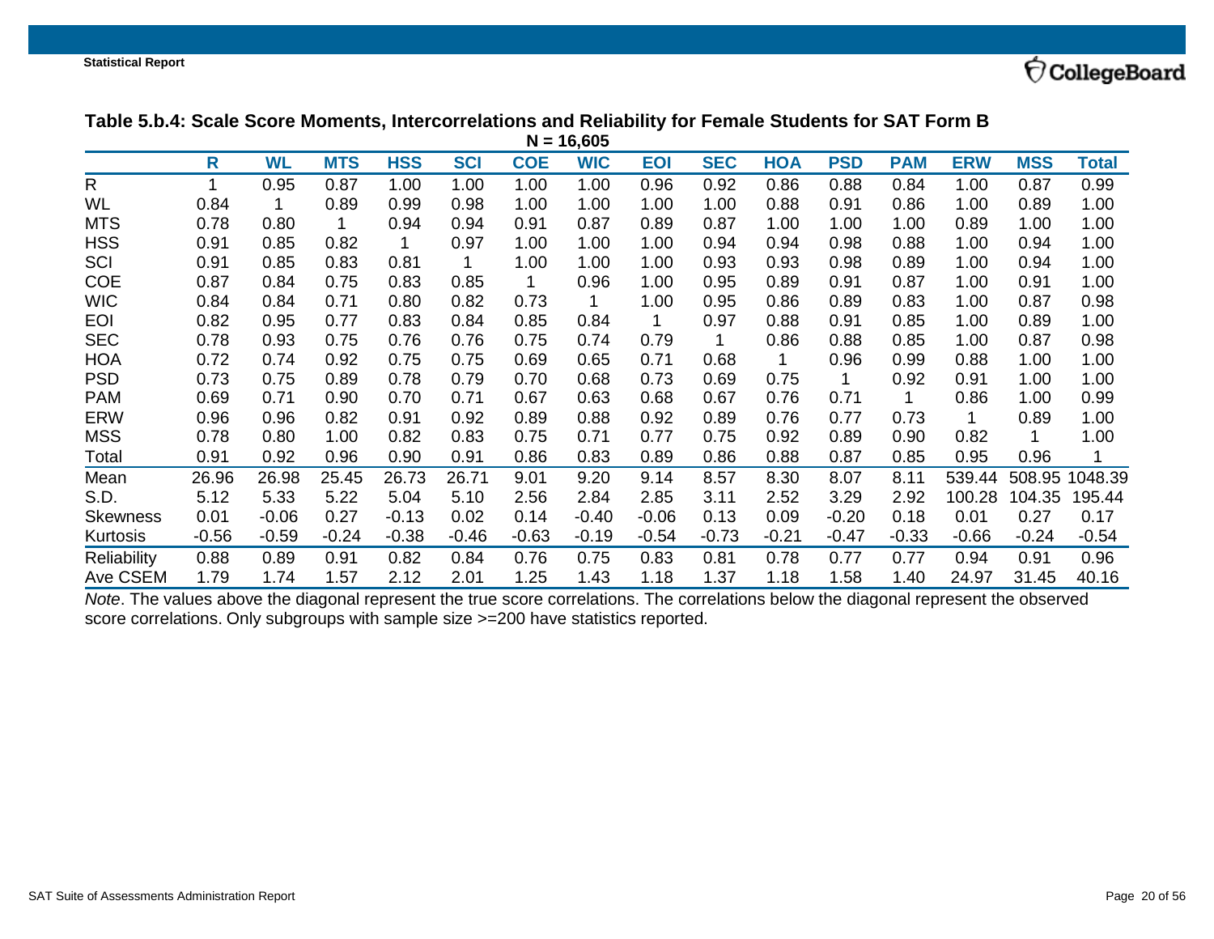### Table 5.b.4: Scale Score Moments, Intercorrelations and Reliability for Female Students for SAT Form B

N = 16,605

| | R | WL | MTS | HSS | SCI | COE | WIC | EOI | SEC | HOA | PSD | PAM | ERW | MSS | Total |
|---|---|---|---|---|---|---|---|---|---|---|---|---|---|---|---|
| R | 1 | 0.95 | 0.87 | 1.00 | 1.00 | 1.00 | 1.00 | 0.96 | 0.92 | 0.86 | 0.88 | 0.84 | 1.00 | 0.87 | 0.99 |
| WL | 0.84 | 1 | 0.89 | 0.99 | 0.98 | 1.00 | 1.00 | 1.00 | 1.00 | 0.88 | 0.91 | 0.86 | 1.00 | 0.89 | 1.00 |
| MTS | 0.78 | 0.80 | 1 | 0.94 | 0.94 | 0.91 | 0.87 | 0.89 | 0.87 | 1.00 | 1.00 | 1.00 | 0.89 | 1.00 | 1.00 |
| HSS | 0.91 | 0.85 | 0.82 | 1 | 0.97 | 1.00 | 1.00 | 1.00 | 0.94 | 0.94 | 0.98 | 0.88 | 1.00 | 0.94 | 1.00 |
| SCI | 0.91 | 0.85 | 0.83 | 0.81 | 1 | 1.00 | 1.00 | 1.00 | 0.93 | 0.93 | 0.98 | 0.89 | 1.00 | 0.94 | 1.00 |
| COE | 0.87 | 0.84 | 0.75 | 0.83 | 0.85 | 1 | 0.96 | 1.00 | 0.95 | 0.89 | 0.91 | 0.87 | 1.00 | 0.91 | 1.00 |
| WIC | 0.84 | 0.84 | 0.71 | 0.80 | 0.82 | 0.73 | 1 | 1.00 | 0.95 | 0.86 | 0.89 | 0.83 | 1.00 | 0.87 | 0.98 |
| EOI | 0.82 | 0.95 | 0.77 | 0.83 | 0.84 | 0.85 | 0.84 | 1 | 0.97 | 0.88 | 0.91 | 0.85 | 1.00 | 0.89 | 1.00 |
| SEC | 0.78 | 0.93 | 0.75 | 0.76 | 0.76 | 0.75 | 0.74 | 0.79 | 1 | 0.86 | 0.88 | 0.85 | 1.00 | 0.87 | 0.98 |
| HOA | 0.72 | 0.74 | 0.92 | 0.75 | 0.75 | 0.69 | 0.65 | 0.71 | 0.68 | 1 | 0.96 | 0.99 | 0.88 | 1.00 | 1.00 |
| PSD | 0.73 | 0.75 | 0.89 | 0.78 | 0.79 | 0.70 | 0.68 | 0.73 | 0.69 | 0.75 | 1 | 0.92 | 0.91 | 1.00 | 1.00 |
| PAM | 0.69 | 0.71 | 0.90 | 0.70 | 0.71 | 0.67 | 0.63 | 0.68 | 0.67 | 0.76 | 0.71 | 1 | 0.86 | 1.00 | 0.99 |
| ERW | 0.96 | 0.96 | 0.82 | 0.91 | 0.92 | 0.89 | 0.88 | 0.92 | 0.89 | 0.76 | 0.77 | 0.73 | 1 | 0.89 | 1.00 |
| MSS | 0.78 | 0.80 | 1.00 | 0.82 | 0.83 | 0.75 | 0.71 | 0.77 | 0.75 | 0.92 | 0.89 | 0.90 | 0.82 | 1 | 1.00 |
| Total | 0.91 | 0.92 | 0.96 | 0.90 | 0.91 | 0.86 | 0.83 | 0.89 | 0.86 | 0.88 | 0.87 | 0.85 | 0.95 | 0.96 | 1 |
| Mean | 26.96 | 26.98 | 25.45 | 26.73 | 26.71 | 9.01 | 9.20 | 9.14 | 8.57 | 8.30 | 8.07 | 8.11 | 539.44 | 508.95 | 1048.39 |
| S.D. | 5.12 | 5.33 | 5.22 | 5.04 | 5.10 | 2.56 | 2.84 | 2.85 | 3.11 | 2.52 | 3.29 | 2.92 | 100.28 | 104.35 | 195.44 |
| Skewness | 0.01 | -0.06 | 0.27 | -0.13 | 0.02 | 0.14 | -0.40 | -0.06 | 0.13 | 0.09 | -0.20 | 0.18 | 0.01 | 0.27 | 0.17 |
| Kurtosis | -0.56 | -0.59 | -0.24 | -0.38 | -0.46 | -0.63 | -0.19 | -0.54 | -0.73 | -0.21 | -0.47 | -0.33 | -0.66 | -0.24 | -0.54 |
| Reliability | 0.88 | 0.89 | 0.91 | 0.82 | 0.84 | 0.76 | 0.75 | 0.83 | 0.81 | 0.78 | 0.77 | 0.77 | 0.94 | 0.91 | 0.96 |
| Ave CSEM | 1.79 | 1.74 | 1.57 | 2.12 | 2.01 | 1.25 | 1.43 | 1.18 | 1.37 | 1.18 | 1.58 | 1.40 | 24.97 | 31.45 | 40.16 |

*Note*. The values above the diagonal represent the true score correlations. The correlations below the diagonal represent the observed score correlations. Only subgroups with sample size >=200 have statistics reported.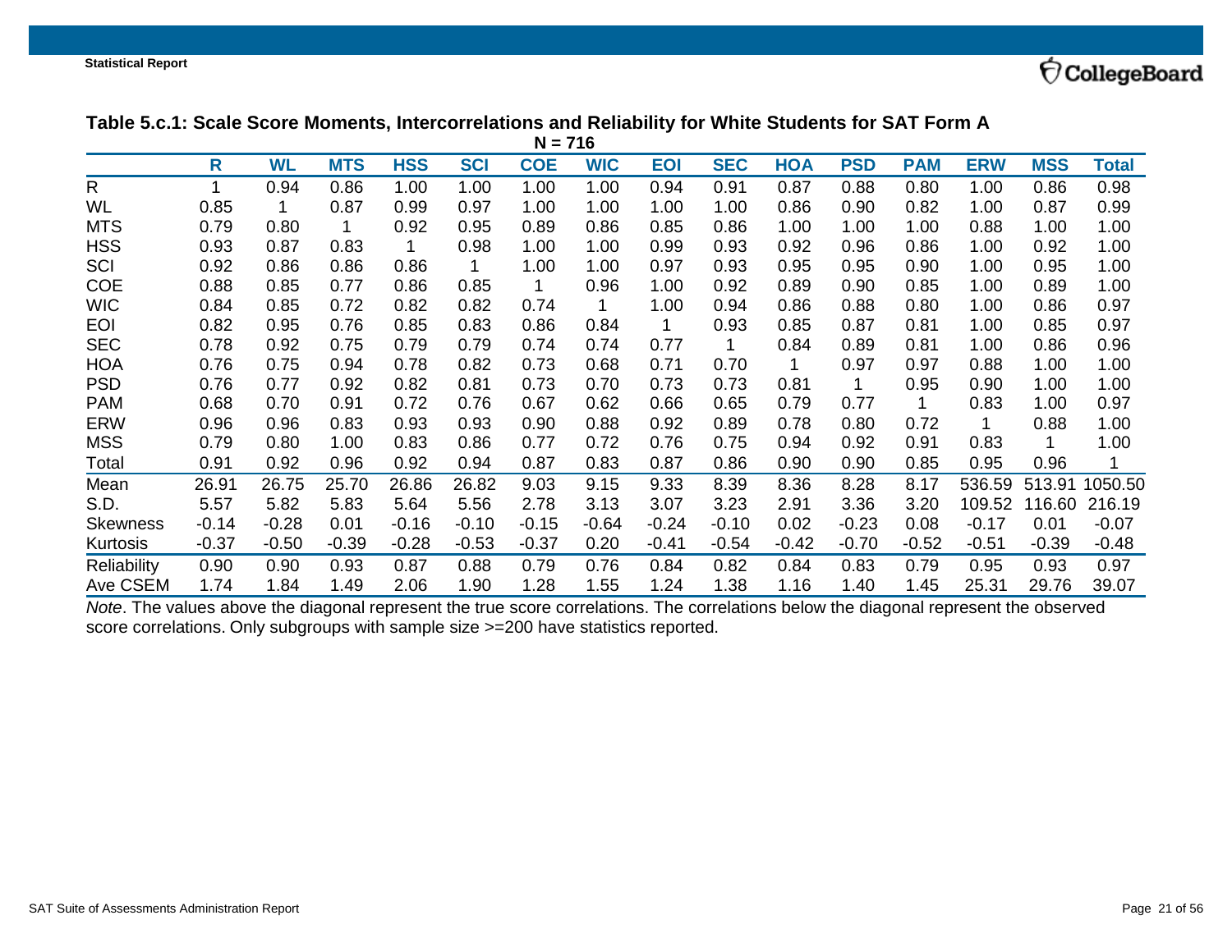**Table 5.c.1: Scale Score Moments, Intercorrelations and Reliability for White Students for SAT Form A**

N = 716

| | R | WL | MTS | HSS | SCI | COE | WIC | EOI | SEC | HOA | PSD | PAM | ERW | MSS | Total |
|---|---|---|---|---|---|---|---|---|---|---|---|---|---|---|---|
| R | 1 | 0.94 | 0.86 | 1.00 | 1.00 | 1.00 | 1.00 | 0.94 | 0.91 | 0.87 | 0.88 | 0.80 | 1.00 | 0.86 | 0.98 |
| WL | 0.85 | 1 | 0.87 | 0.99 | 0.97 | 1.00 | 1.00 | 1.00 | 1.00 | 0.86 | 0.90 | 0.82 | 1.00 | 0.87 | 0.99 |
| MTS | 0.79 | 0.80 | 1 | 0.92 | 0.95 | 0.89 | 0.86 | 0.85 | 0.86 | 1.00 | 1.00 | 1.00 | 0.88 | 1.00 | 1.00 |
| HSS | 0.93 | 0.87 | 0.83 | 1 | 0.98 | 1.00 | 1.00 | 0.99 | 0.93 | 0.92 | 0.96 | 0.86 | 1.00 | 0.92 | 1.00 |
| SCI | 0.92 | 0.86 | 0.86 | 0.86 | 1 | 1.00 | 1.00 | 0.97 | 0.93 | 0.95 | 0.95 | 0.90 | 1.00 | 0.95 | 1.00 |
| COE | 0.88 | 0.85 | 0.77 | 0.86 | 0.85 | 1 | 0.96 | 1.00 | 0.92 | 0.89 | 0.90 | 0.85 | 1.00 | 0.89 | 1.00 |
| WIC | 0.84 | 0.85 | 0.72 | 0.82 | 0.82 | 0.74 | 1 | 1.00 | 0.94 | 0.86 | 0.88 | 0.80 | 1.00 | 0.86 | 0.97 |
| EOI | 0.82 | 0.95 | 0.76 | 0.85 | 0.83 | 0.86 | 0.84 | 1 | 0.93 | 0.85 | 0.87 | 0.81 | 1.00 | 0.85 | 0.97 |
| SEC | 0.78 | 0.92 | 0.75 | 0.79 | 0.79 | 0.74 | 0.74 | 0.77 | 1 | 0.84 | 0.89 | 0.81 | 1.00 | 0.86 | 0.96 |
| HOA | 0.76 | 0.75 | 0.94 | 0.78 | 0.82 | 0.73 | 0.68 | 0.71 | 0.70 | 1 | 0.97 | 0.97 | 0.88 | 1.00 | 1.00 |
| PSD | 0.76 | 0.77 | 0.92 | 0.82 | 0.81 | 0.73 | 0.70 | 0.73 | 0.73 | 0.81 | 1 | 0.95 | 0.90 | 1.00 | 1.00 |
| PAM | 0.68 | 0.70 | 0.91 | 0.72 | 0.76 | 0.67 | 0.62 | 0.66 | 0.65 | 0.79 | 0.77 | 1 | 0.83 | 1.00 | 0.97 |
| ERW | 0.96 | 0.96 | 0.83 | 0.93 | 0.93 | 0.90 | 0.88 | 0.92 | 0.89 | 0.78 | 0.80 | 0.72 | 1 | 0.88 | 1.00 |
| MSS | 0.79 | 0.80 | 1.00 | 0.83 | 0.86 | 0.77 | 0.72 | 0.76 | 0.75 | 0.94 | 0.92 | 0.91 | 0.83 | 1 | 1.00 |
| Total | 0.91 | 0.92 | 0.96 | 0.92 | 0.94 | 0.87 | 0.83 | 0.87 | 0.86 | 0.90 | 0.90 | 0.85 | 0.95 | 0.96 | 1 |
| Mean | 26.91 | 26.75 | 25.70 | 26.86 | 26.82 | 9.03 | 9.15 | 9.33 | 8.39 | 8.36 | 8.28 | 8.17 | 536.59 | 513.91 | 1050.50 |
| S.D. | 5.57 | 5.82 | 5.83 | 5.64 | 5.56 | 2.78 | 3.13 | 3.07 | 3.23 | 2.91 | 3.36 | 3.20 | 109.52 | 116.60 | 216.19 |
| Skewness | -0.14 | -0.28 | 0.01 | -0.16 | -0.10 | -0.15 | -0.64 | -0.24 | -0.10 | 0.02 | -0.23 | 0.08 | -0.17 | 0.01 | -0.07 |
| Kurtosis | -0.37 | -0.50 | -0.39 | -0.28 | -0.53 | -0.37 | 0.20 | -0.41 | -0.54 | -0.42 | -0.70 | -0.52 | -0.51 | -0.39 | -0.48 |
| Reliability | 0.90 | 0.90 | 0.93 | 0.87 | 0.88 | 0.79 | 0.76 | 0.84 | 0.82 | 0.84 | 0.83 | 0.79 | 0.95 | 0.93 | 0.97 |
| Ave CSEM | 1.74 | 1.84 | 1.49 | 2.06 | 1.90 | 1.28 | 1.55 | 1.24 | 1.38 | 1.16 | 1.40 | 1.45 | 25.31 | 29.76 | 39.07 |

*Note*. The values above the diagonal represent the true score correlations. The correlations below the diagonal represent the observed score correlations. Only subgroups with sample size >=200 have statistics reported.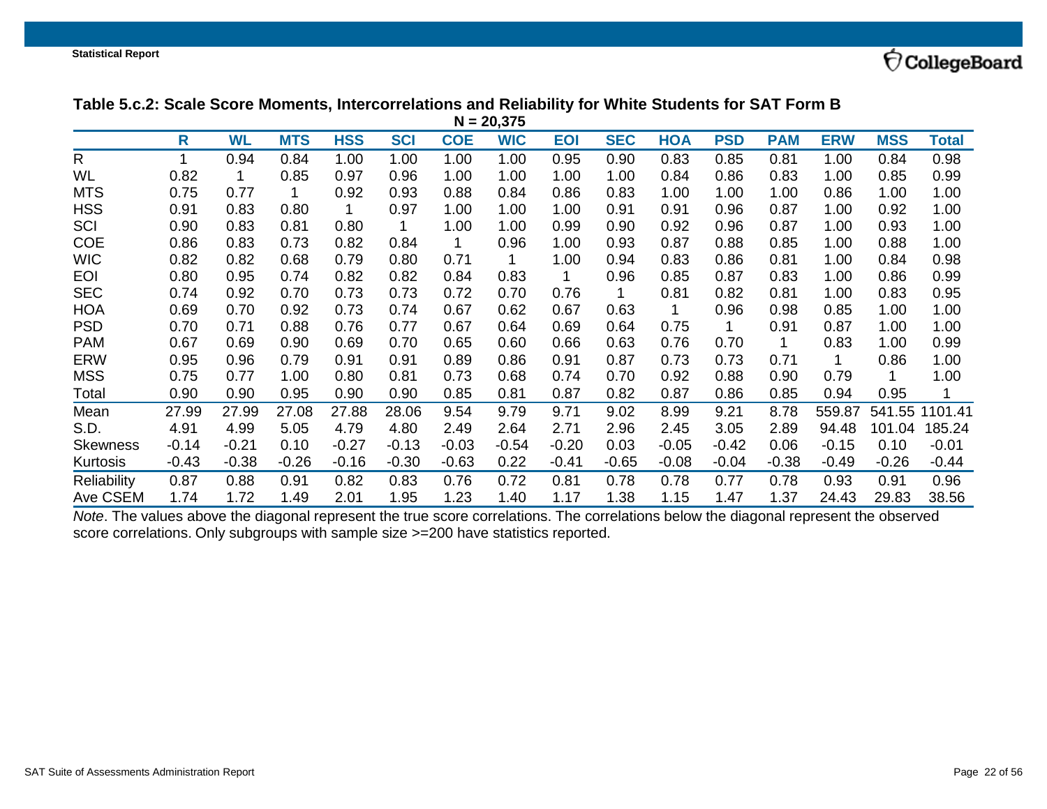**Table 5.c.2: Scale Score Moments, Intercorrelations and Reliability for White Students for SAT Form B**

N = 20,375

| | R | WL | MTS | HSS | SCI | COE | WIC | EOI | SEC | HOA | PSD | PAM | ERW | MSS | Total |
|---|---|---|---|---|---|---|---|---|---|---|---|---|---|---|---|
| R | 1 | 0.94 | 0.84 | 1.00 | 1.00 | 1.00 | 1.00 | 0.95 | 0.90 | 0.83 | 0.85 | 0.81 | 1.00 | 0.84 | 0.98 |
| WL | 0.82 | 1 | 0.85 | 0.97 | 0.96 | 1.00 | 1.00 | 1.00 | 1.00 | 0.84 | 0.86 | 0.83 | 1.00 | 0.85 | 0.99 |
| MTS | 0.75 | 0.77 | 1 | 0.92 | 0.93 | 0.88 | 0.84 | 0.86 | 0.83 | 1.00 | 1.00 | 1.00 | 0.86 | 1.00 | 1.00 |
| HSS | 0.91 | 0.83 | 0.80 | 1 | 0.97 | 1.00 | 1.00 | 1.00 | 0.91 | 0.91 | 0.96 | 0.87 | 1.00 | 0.92 | 1.00 |
| SCI | 0.90 | 0.83 | 0.81 | 0.80 | 1 | 1.00 | 1.00 | 0.99 | 0.90 | 0.92 | 0.96 | 0.87 | 1.00 | 0.93 | 1.00 |
| COE | 0.86 | 0.83 | 0.73 | 0.82 | 0.84 | 1 | 0.96 | 1.00 | 0.93 | 0.87 | 0.88 | 0.85 | 1.00 | 0.88 | 1.00 |
| WIC | 0.82 | 0.82 | 0.68 | 0.79 | 0.80 | 0.71 | 1 | 1.00 | 0.94 | 0.83 | 0.86 | 0.81 | 1.00 | 0.84 | 0.98 |
| EOI | 0.80 | 0.95 | 0.74 | 0.82 | 0.82 | 0.84 | 0.83 | 1 | 0.96 | 0.85 | 0.87 | 0.83 | 1.00 | 0.86 | 0.99 |
| SEC | 0.74 | 0.92 | 0.70 | 0.73 | 0.73 | 0.72 | 0.70 | 0.76 | 1 | 0.81 | 0.82 | 0.81 | 1.00 | 0.83 | 0.95 |
| HOA | 0.69 | 0.70 | 0.92 | 0.73 | 0.74 | 0.67 | 0.62 | 0.67 | 0.63 | 1 | 0.96 | 0.98 | 0.85 | 1.00 | 1.00 |
| PSD | 0.70 | 0.71 | 0.88 | 0.76 | 0.77 | 0.67 | 0.64 | 0.69 | 0.64 | 0.75 | 1 | 0.91 | 0.87 | 1.00 | 1.00 |
| PAM | 0.67 | 0.69 | 0.90 | 0.69 | 0.70 | 0.65 | 0.60 | 0.66 | 0.63 | 0.76 | 0.70 | 1 | 0.83 | 1.00 | 0.99 |
| ERW | 0.95 | 0.96 | 0.79 | 0.91 | 0.91 | 0.89 | 0.86 | 0.91 | 0.87 | 0.73 | 0.73 | 0.71 | 1 | 0.86 | 1.00 |
| MSS | 0.75 | 0.77 | 1.00 | 0.80 | 0.81 | 0.73 | 0.68 | 0.74 | 0.70 | 0.92 | 0.88 | 0.90 | 0.79 | 1 | 1.00 |
| Total | 0.90 | 0.90 | 0.95 | 0.90 | 0.90 | 0.85 | 0.81 | 0.87 | 0.82 | 0.87 | 0.86 | 0.85 | 0.94 | 0.95 | 1 |
| Mean | 27.99 | 27.99 | 27.08 | 27.88 | 28.06 | 9.54 | 9.79 | 9.71 | 9.02 | 8.99 | 9.21 | 8.78 | 559.87 | 541.55 | 1101.41 |
| S.D. | 4.91 | 4.99 | 5.05 | 4.79 | 4.80 | 2.49 | 2.64 | 2.71 | 2.96 | 2.45 | 3.05 | 2.89 | 94.48 | 101.04 | 185.24 |
| Skewness | -0.14 | -0.21 | 0.10 | -0.27 | -0.13 | -0.03 | -0.54 | -0.20 | 0.03 | -0.05 | -0.42 | 0.06 | -0.15 | 0.10 | -0.01 |
| Kurtosis | -0.43 | -0.38 | -0.26 | -0.16 | -0.30 | -0.63 | 0.22 | -0.41 | -0.65 | -0.08 | -0.04 | -0.38 | -0.49 | -0.26 | -0.44 |
| Reliability | 0.87 | 0.88 | 0.91 | 0.82 | 0.83 | 0.76 | 0.72 | 0.81 | 0.78 | 0.78 | 0.77 | 0.78 | 0.93 | 0.91 | 0.96 |
| Ave CSEM | 1.74 | 1.72 | 1.49 | 2.01 | 1.95 | 1.23 | 1.40 | 1.17 | 1.38 | 1.15 | 1.47 | 1.37 | 24.43 | 29.83 | 38.56 |

*Note*. The values above the diagonal represent the true score correlations. The correlations below the diagonal represent the observed score correlations. Only subgroups with sample size >=200 have statistics reported.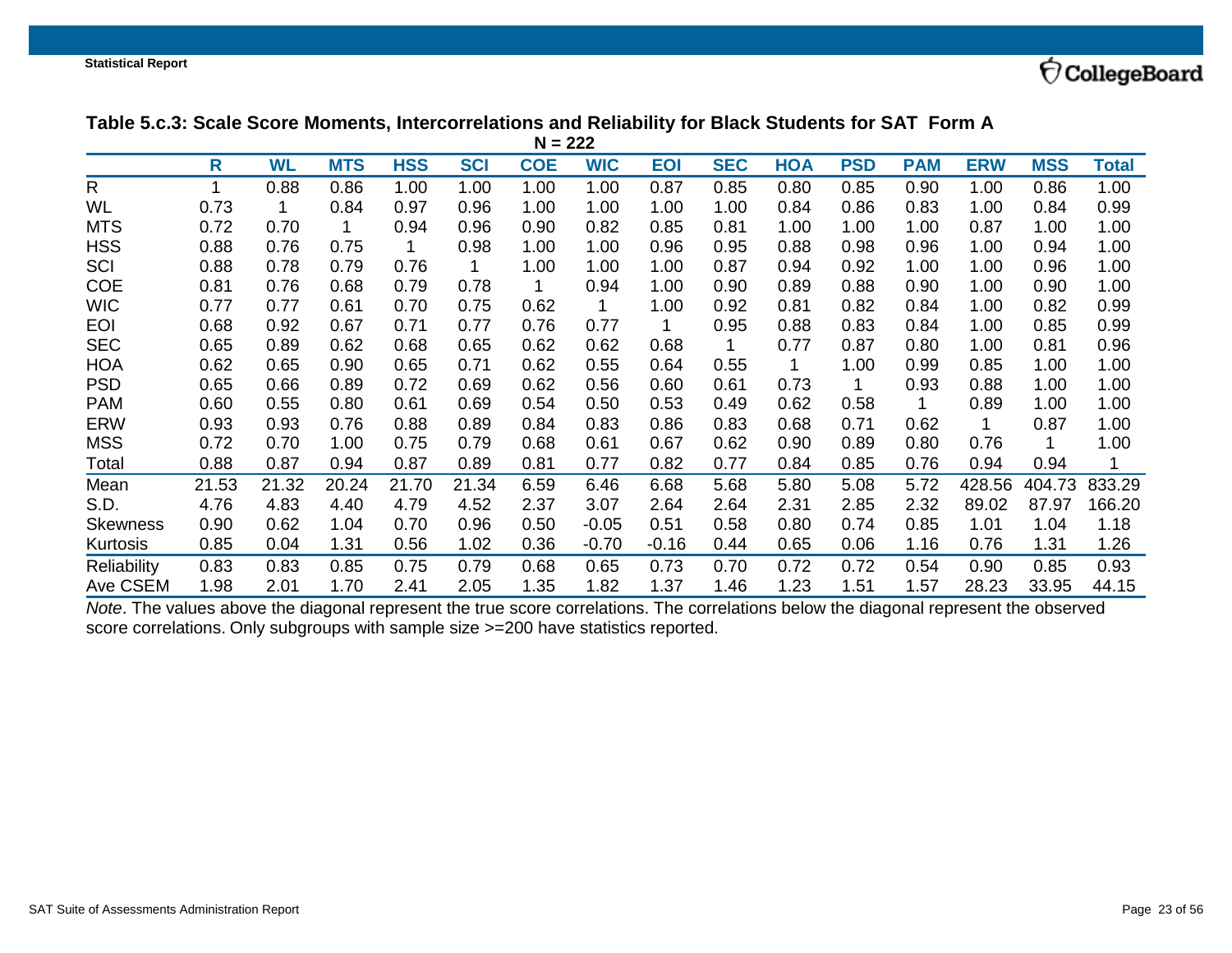### Table 5.c.3: Scale Score Moments, Intercorrelations and Reliability for Black Students for SAT Form A

N = 222

| | R | WL | MTS | HSS | SCI | COE | WIC | EOI | SEC | HOA | PSD | PAM | ERW | MSS | Total |
|---|---|---|---|---|---|---|---|---|---|---|---|---|---|---|---|
| R | 1 | 0.88 | 0.86 | 1.00 | 1.00 | 1.00 | 1.00 | 0.87 | 0.85 | 0.80 | 0.85 | 0.90 | 1.00 | 0.86 | 1.00 |
| WL | 0.73 | 1 | 0.84 | 0.97 | 0.96 | 1.00 | 1.00 | 1.00 | 1.00 | 0.84 | 0.86 | 0.83 | 1.00 | 0.84 | 0.99 |
| MTS | 0.72 | 0.70 | 1 | 0.94 | 0.96 | 0.90 | 0.82 | 0.85 | 0.81 | 1.00 | 1.00 | 1.00 | 0.87 | 1.00 | 1.00 |
| HSS | 0.88 | 0.76 | 0.75 | 1 | 0.98 | 1.00 | 1.00 | 0.96 | 0.95 | 0.88 | 0.98 | 0.96 | 1.00 | 0.94 | 1.00 |
| SCI | 0.88 | 0.78 | 0.79 | 0.76 | 1 | 1.00 | 1.00 | 1.00 | 0.87 | 0.94 | 0.92 | 1.00 | 1.00 | 0.96 | 1.00 |
| COE | 0.81 | 0.76 | 0.68 | 0.79 | 0.78 | 1 | 0.94 | 1.00 | 0.90 | 0.89 | 0.88 | 0.90 | 1.00 | 0.90 | 1.00 |
| WIC | 0.77 | 0.77 | 0.61 | 0.70 | 0.75 | 0.62 | 1 | 1.00 | 0.92 | 0.81 | 0.82 | 0.84 | 1.00 | 0.82 | 0.99 |
| EOI | 0.68 | 0.92 | 0.67 | 0.71 | 0.77 | 0.76 | 0.77 | 1 | 0.95 | 0.88 | 0.83 | 0.84 | 1.00 | 0.85 | 0.99 |
| SEC | 0.65 | 0.89 | 0.62 | 0.68 | 0.65 | 0.62 | 0.62 | 0.68 | 1 | 0.77 | 0.87 | 0.80 | 1.00 | 0.81 | 0.96 |
| HOA | 0.62 | 0.65 | 0.90 | 0.65 | 0.71 | 0.62 | 0.55 | 0.64 | 0.55 | 1 | 1.00 | 0.99 | 0.85 | 1.00 | 1.00 |
| PSD | 0.65 | 0.66 | 0.89 | 0.72 | 0.69 | 0.62 | 0.56 | 0.60 | 0.61 | 0.73 | 1 | 0.93 | 0.88 | 1.00 | 1.00 |
| PAM | 0.60 | 0.55 | 0.80 | 0.61 | 0.69 | 0.54 | 0.50 | 0.53 | 0.49 | 0.62 | 0.58 | 1 | 0.89 | 1.00 | 1.00 |
| ERW | 0.93 | 0.93 | 0.76 | 0.88 | 0.89 | 0.84 | 0.83 | 0.86 | 0.83 | 0.68 | 0.71 | 0.62 | 1 | 0.87 | 1.00 |
| MSS | 0.72 | 0.70 | 1.00 | 0.75 | 0.79 | 0.68 | 0.61 | 0.67 | 0.62 | 0.90 | 0.89 | 0.80 | 0.76 | 1 | 1.00 |
| Total | 0.88 | 0.87 | 0.94 | 0.87 | 0.89 | 0.81 | 0.77 | 0.82 | 0.77 | 0.84 | 0.85 | 0.76 | 0.94 | 0.94 | 1 |
| Mean | 21.53 | 21.32 | 20.24 | 21.70 | 21.34 | 6.59 | 6.46 | 6.68 | 5.68 | 5.80 | 5.08 | 5.72 | 428.56 | 404.73 | 833.29 |
| S.D. | 4.76 | 4.83 | 4.40 | 4.79 | 4.52 | 2.37 | 3.07 | 2.64 | 2.64 | 2.31 | 2.85 | 2.32 | 89.02 | 87.97 | 166.20 |
| Skewness | 0.90 | 0.62 | 1.04 | 0.70 | 0.96 | 0.50 | -0.05 | 0.51 | 0.58 | 0.80 | 0.74 | 0.85 | 1.01 | 1.04 | 1.18 |
| Kurtosis | 0.85 | 0.04 | 1.31 | 0.56 | 1.02 | 0.36 | -0.70 | -0.16 | 0.44 | 0.65 | 0.06 | 1.16 | 0.76 | 1.31 | 1.26 |
| Reliability | 0.83 | 0.83 | 0.85 | 0.75 | 0.79 | 0.68 | 0.65 | 0.73 | 0.70 | 0.72 | 0.72 | 0.54 | 0.90 | 0.85 | 0.93 |
| Ave CSEM | 1.98 | 2.01 | 1.70 | 2.41 | 2.05 | 1.35 | 1.82 | 1.37 | 1.46 | 1.23 | 1.51 | 1.57 | 28.23 | 33.95 | 44.15 |

*Note*. The values above the diagonal represent the true score correlations. The correlations below the diagonal represent the observed score correlations. Only subgroups with sample size >=200 have statistics reported.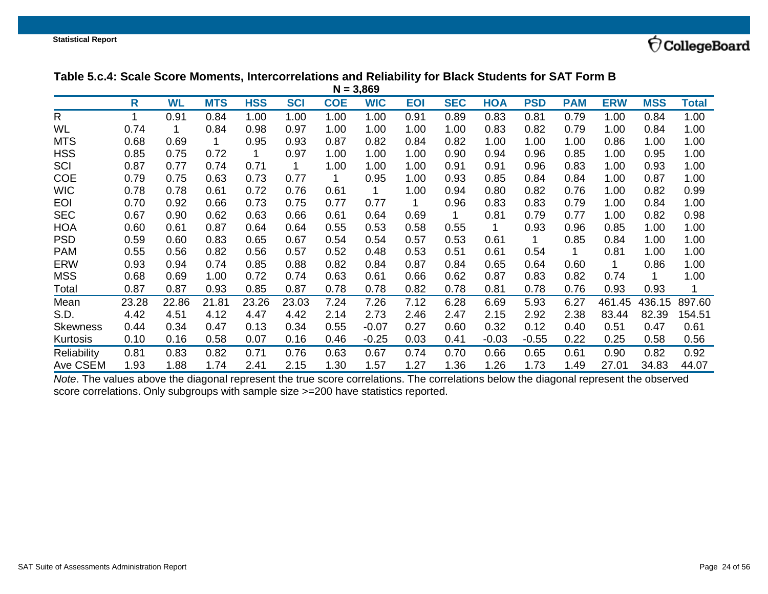**Table 5.c.4: Scale Score Moments, Intercorrelations and Reliability for Black Students for SAT Form B**

N = 3,869

| | R | WL | MTS | HSS | SCI | COE | WIC | EOI | SEC | HOA | PSD | PAM | ERW | MSS | Total |
|---|---|---|---|---|---|---|---|---|---|---|---|---|---|---|---|
| R | 1 | 0.91 | 0.84 | 1.00 | 1.00 | 1.00 | 1.00 | 0.91 | 0.89 | 0.83 | 0.81 | 0.79 | 1.00 | 0.84 | 1.00 |
| WL | 0.74 | 1 | 0.84 | 0.98 | 0.97 | 1.00 | 1.00 | 1.00 | 1.00 | 0.83 | 0.82 | 0.79 | 1.00 | 0.84 | 1.00 |
| MTS | 0.68 | 0.69 | 1 | 0.95 | 0.93 | 0.87 | 0.82 | 0.84 | 0.82 | 1.00 | 1.00 | 1.00 | 0.86 | 1.00 | 1.00 |
| HSS | 0.85 | 0.75 | 0.72 | 1 | 0.97 | 1.00 | 1.00 | 1.00 | 0.90 | 0.94 | 0.96 | 0.85 | 1.00 | 0.95 | 1.00 |
| SCI | 0.87 | 0.77 | 0.74 | 0.71 | 1 | 1.00 | 1.00 | 1.00 | 0.91 | 0.91 | 0.96 | 0.83 | 1.00 | 0.93 | 1.00 |
| COE | 0.79 | 0.75 | 0.63 | 0.73 | 0.77 | 1 | 0.95 | 1.00 | 0.93 | 0.85 | 0.84 | 0.84 | 1.00 | 0.87 | 1.00 |
| WIC | 0.78 | 0.78 | 0.61 | 0.72 | 0.76 | 0.61 | 1 | 1.00 | 0.94 | 0.80 | 0.82 | 0.76 | 1.00 | 0.82 | 0.99 |
| EOI | 0.70 | 0.92 | 0.66 | 0.73 | 0.75 | 0.77 | 0.77 | 1 | 0.96 | 0.83 | 0.83 | 0.79 | 1.00 | 0.84 | 1.00 |
| SEC | 0.67 | 0.90 | 0.62 | 0.63 | 0.66 | 0.61 | 0.64 | 0.69 | 1 | 0.81 | 0.79 | 0.77 | 1.00 | 0.82 | 0.98 |
| HOA | 0.60 | 0.61 | 0.87 | 0.64 | 0.64 | 0.55 | 0.53 | 0.58 | 0.55 | 1 | 0.93 | 0.96 | 0.85 | 1.00 | 1.00 |
| PSD | 0.59 | 0.60 | 0.83 | 0.65 | 0.67 | 0.54 | 0.54 | 0.57 | 0.53 | 0.61 | 1 | 0.85 | 0.84 | 1.00 | 1.00 |
| PAM | 0.55 | 0.56 | 0.82 | 0.56 | 0.57 | 0.52 | 0.48 | 0.53 | 0.51 | 0.61 | 0.54 | 1 | 0.81 | 1.00 | 1.00 |
| ERW | 0.93 | 0.94 | 0.74 | 0.85 | 0.88 | 0.82 | 0.84 | 0.87 | 0.84 | 0.65 | 0.64 | 0.60 | 1 | 0.86 | 1.00 |
| MSS | 0.68 | 0.69 | 1.00 | 0.72 | 0.74 | 0.63 | 0.61 | 0.66 | 0.62 | 0.87 | 0.83 | 0.82 | 0.74 | 1 | 1.00 |
| Total | 0.87 | 0.87 | 0.93 | 0.85 | 0.87 | 0.78 | 0.78 | 0.82 | 0.78 | 0.81 | 0.78 | 0.76 | 0.93 | 0.93 | 1 |
| Mean | 23.28 | 22.86 | 21.81 | 23.26 | 23.03 | 7.24 | 7.26 | 7.12 | 6.28 | 6.69 | 5.93 | 6.27 | 461.45 | 436.15 | 897.60 |
| S.D. | 4.42 | 4.51 | 4.12 | 4.47 | 4.42 | 2.14 | 2.73 | 2.46 | 2.47 | 2.15 | 2.92 | 2.38 | 83.44 | 82.39 | 154.51 |
| Skewness | 0.44 | 0.34 | 0.47 | 0.13 | 0.34 | 0.55 | -0.07 | 0.27 | 0.60 | 0.32 | 0.12 | 0.40 | 0.51 | 0.47 | 0.61 |
| Kurtosis | 0.10 | 0.16 | 0.58 | 0.07 | 0.16 | 0.46 | -0.25 | 0.03 | 0.41 | -0.03 | -0.55 | 0.22 | 0.25 | 0.58 | 0.56 |
| Reliability | 0.81 | 0.83 | 0.82 | 0.71 | 0.76 | 0.63 | 0.67 | 0.74 | 0.70 | 0.66 | 0.65 | 0.61 | 0.90 | 0.82 | 0.92 |
| Ave CSEM | 1.93 | 1.88 | 1.74 | 2.41 | 2.15 | 1.30 | 1.57 | 1.27 | 1.36 | 1.26 | 1.73 | 1.49 | 27.01 | 34.83 | 44.07 |

*Note*. The values above the diagonal represent the true score correlations. The correlations below the diagonal represent the observed score correlations. Only subgroups with sample size >=200 have statistics reported.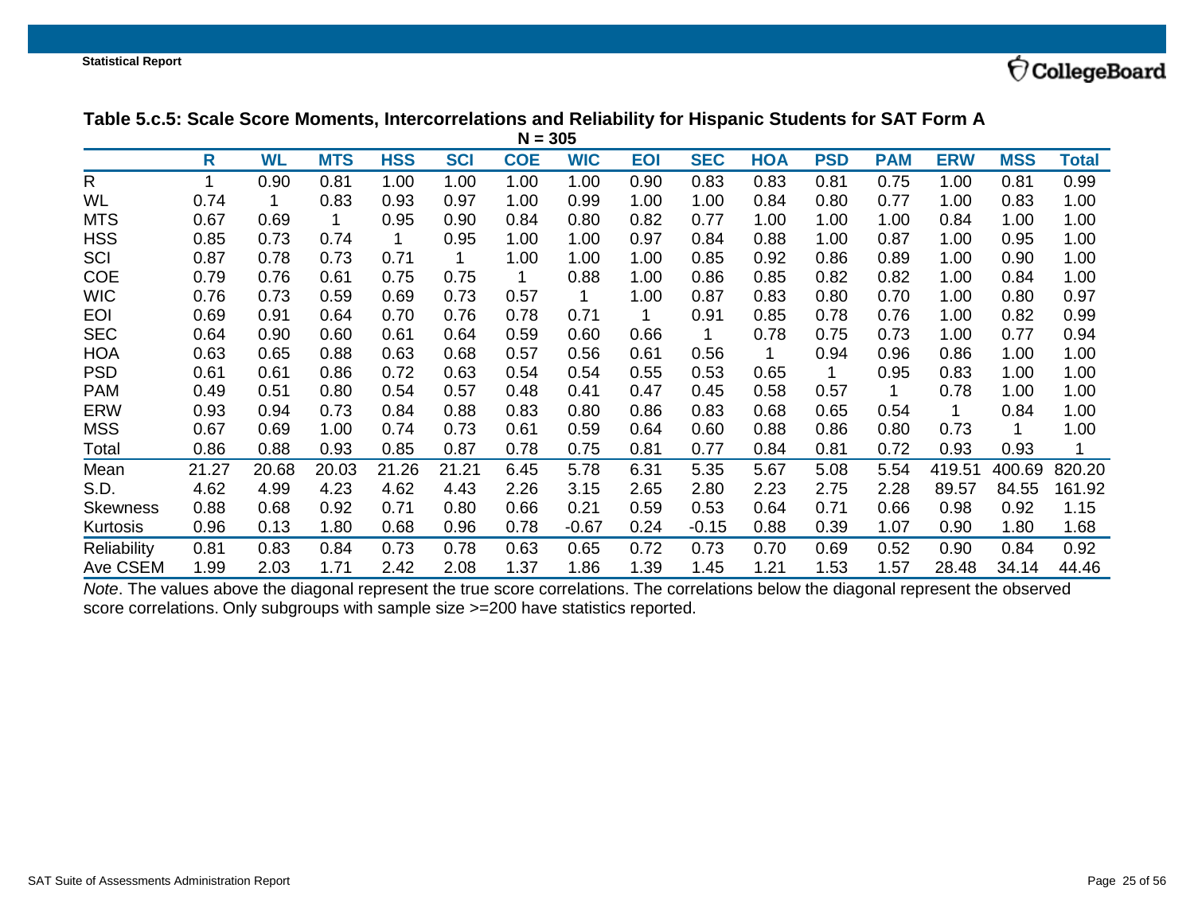**Table 5.c.5: Scale Score Moments, Intercorrelations and Reliability for Hispanic Students for SAT Form A**

N = 305

| | R | WL | MTS | HSS | SCI | COE | WIC | EOI | SEC | HOA | PSD | PAM | ERW | MSS | Total |
|---|---|---|---|---|---|---|---|---|---|---|---|---|---|---|---|
| R | 1 | 0.90 | 0.81 | 1.00 | 1.00 | 1.00 | 1.00 | 0.90 | 0.83 | 0.83 | 0.81 | 0.75 | 1.00 | 0.81 | 0.99 |
| WL | 0.74 | 1 | 0.83 | 0.93 | 0.97 | 1.00 | 0.99 | 1.00 | 1.00 | 0.84 | 0.80 | 0.77 | 1.00 | 0.83 | 1.00 |
| MTS | 0.67 | 0.69 | 1 | 0.95 | 0.90 | 0.84 | 0.80 | 0.82 | 0.77 | 1.00 | 1.00 | 1.00 | 0.84 | 1.00 | 1.00 |
| HSS | 0.85 | 0.73 | 0.74 | 1 | 0.95 | 1.00 | 1.00 | 0.97 | 0.84 | 0.88 | 1.00 | 0.87 | 1.00 | 0.95 | 1.00 |
| SCI | 0.87 | 0.78 | 0.73 | 0.71 | 1 | 1.00 | 1.00 | 1.00 | 0.85 | 0.92 | 0.86 | 0.89 | 1.00 | 0.90 | 1.00 |
| COE | 0.79 | 0.76 | 0.61 | 0.75 | 0.75 | 1 | 0.88 | 1.00 | 0.86 | 0.85 | 0.82 | 0.82 | 1.00 | 0.84 | 1.00 |
| WIC | 0.76 | 0.73 | 0.59 | 0.69 | 0.73 | 0.57 | 1 | 1.00 | 0.87 | 0.83 | 0.80 | 0.70 | 1.00 | 0.80 | 0.97 |
| EOI | 0.69 | 0.91 | 0.64 | 0.70 | 0.76 | 0.78 | 0.71 | 1 | 0.91 | 0.85 | 0.78 | 0.76 | 1.00 | 0.82 | 0.99 |
| SEC | 0.64 | 0.90 | 0.60 | 0.61 | 0.64 | 0.59 | 0.60 | 0.66 | 1 | 0.78 | 0.75 | 0.73 | 1.00 | 0.77 | 0.94 |
| HOA | 0.63 | 0.65 | 0.88 | 0.63 | 0.68 | 0.57 | 0.56 | 0.61 | 0.56 | 1 | 0.94 | 0.96 | 0.86 | 1.00 | 1.00 |
| PSD | 0.61 | 0.61 | 0.86 | 0.72 | 0.63 | 0.54 | 0.54 | 0.55 | 0.53 | 0.65 | 1 | 0.95 | 0.83 | 1.00 | 1.00 |
| PAM | 0.49 | 0.51 | 0.80 | 0.54 | 0.57 | 0.48 | 0.41 | 0.47 | 0.45 | 0.58 | 0.57 | 1 | 0.78 | 1.00 | 1.00 |
| ERW | 0.93 | 0.94 | 0.73 | 0.84 | 0.88 | 0.83 | 0.80 | 0.86 | 0.83 | 0.68 | 0.65 | 0.54 | 1 | 0.84 | 1.00 |
| MSS | 0.67 | 0.69 | 1.00 | 0.74 | 0.73 | 0.61 | 0.59 | 0.64 | 0.60 | 0.88 | 0.86 | 0.80 | 0.73 | 1 | 1.00 |
| Total | 0.86 | 0.88 | 0.93 | 0.85 | 0.87 | 0.78 | 0.75 | 0.81 | 0.77 | 0.84 | 0.81 | 0.72 | 0.93 | 0.93 | 1 |
| Mean | 21.27 | 20.68 | 20.03 | 21.26 | 21.21 | 6.45 | 5.78 | 6.31 | 5.35 | 5.67 | 5.08 | 5.54 | 419.51 | 400.69 | 820.20 |
| S.D. | 4.62 | 4.99 | 4.23 | 4.62 | 4.43 | 2.26 | 3.15 | 2.65 | 2.80 | 2.23 | 2.75 | 2.28 | 89.57 | 84.55 | 161.92 |
| Skewness | 0.88 | 0.68 | 0.92 | 0.71 | 0.80 | 0.66 | 0.21 | 0.59 | 0.53 | 0.64 | 0.71 | 0.66 | 0.98 | 0.92 | 1.15 |
| Kurtosis | 0.96 | 0.13 | 1.80 | 0.68 | 0.96 | 0.78 | -0.67 | 0.24 | -0.15 | 0.88 | 0.39 | 1.07 | 0.90 | 1.80 | 1.68 |
| Reliability | 0.81 | 0.83 | 0.84 | 0.73 | 0.78 | 0.63 | 0.65 | 0.72 | 0.73 | 0.70 | 0.69 | 0.52 | 0.90 | 0.84 | 0.92 |
| Ave CSEM | 1.99 | 2.03 | 1.71 | 2.42 | 2.08 | 1.37 | 1.86 | 1.39 | 1.45 | 1.21 | 1.53 | 1.57 | 28.48 | 34.14 | 44.46 |

*Note*. The values above the diagonal represent the true score correlations. The correlations below the diagonal represent the observed score correlations. Only subgroups with sample size >=200 have statistics reported.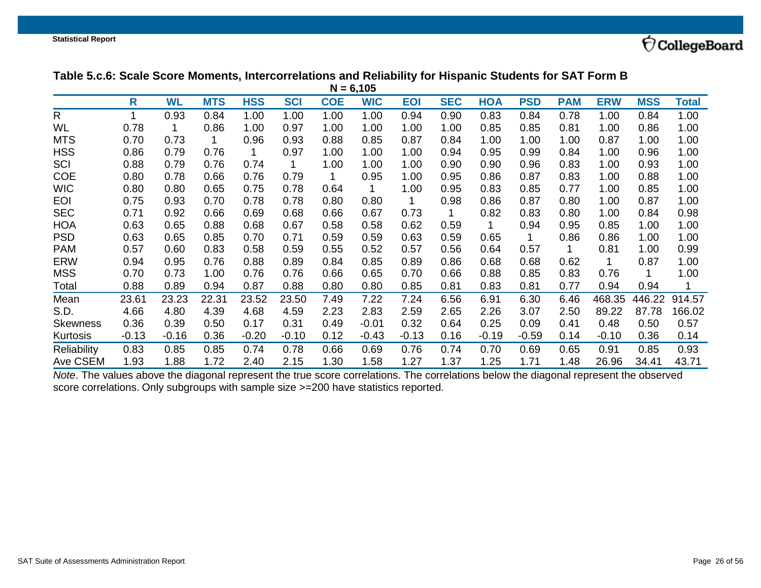**Table 5.c.6: Scale Score Moments, Intercorrelations and Reliability for Hispanic Students for SAT Form B**

N = 6,105

| | R | WL | MTS | HSS | SCI | COE | WIC | EOI | SEC | HOA | PSD | PAM | ERW | MSS | Total |
|---|---|---|---|---|---|---|---|---|---|---|---|---|---|---|---|
| R | 1 | 0.93 | 0.84 | 1.00 | 1.00 | 1.00 | 1.00 | 0.94 | 0.90 | 0.83 | 0.84 | 0.78 | 1.00 | 0.84 | 1.00 |
| WL | 0.78 | 1 | 0.86 | 1.00 | 0.97 | 1.00 | 1.00 | 1.00 | 1.00 | 0.85 | 0.85 | 0.81 | 1.00 | 0.86 | 1.00 |
| MTS | 0.70 | 0.73 | 1 | 0.96 | 0.93 | 0.88 | 0.85 | 0.87 | 0.84 | 1.00 | 1.00 | 1.00 | 0.87 | 1.00 | 1.00 |
| HSS | 0.86 | 0.79 | 0.76 | 1 | 0.97 | 1.00 | 1.00 | 1.00 | 0.94 | 0.95 | 0.99 | 0.84 | 1.00 | 0.96 | 1.00 |
| SCI | 0.88 | 0.79 | 0.76 | 0.74 | 1 | 1.00 | 1.00 | 1.00 | 0.90 | 0.90 | 0.96 | 0.83 | 1.00 | 0.93 | 1.00 |
| COE | 0.80 | 0.78 | 0.66 | 0.76 | 0.79 | 1 | 0.95 | 1.00 | 0.95 | 0.86 | 0.87 | 0.83 | 1.00 | 0.88 | 1.00 |
| WIC | 0.80 | 0.80 | 0.65 | 0.75 | 0.78 | 0.64 | 1 | 1.00 | 0.95 | 0.83 | 0.85 | 0.77 | 1.00 | 0.85 | 1.00 |
| EOI | 0.75 | 0.93 | 0.70 | 0.78 | 0.78 | 0.80 | 0.80 | 1 | 0.98 | 0.86 | 0.87 | 0.80 | 1.00 | 0.87 | 1.00 |
| SEC | 0.71 | 0.92 | 0.66 | 0.69 | 0.68 | 0.66 | 0.67 | 0.73 | 1 | 0.82 | 0.83 | 0.80 | 1.00 | 0.84 | 0.98 |
| HOA | 0.63 | 0.65 | 0.88 | 0.68 | 0.67 | 0.58 | 0.58 | 0.62 | 0.59 | 1 | 0.94 | 0.95 | 0.85 | 1.00 | 1.00 |
| PSD | 0.63 | 0.65 | 0.85 | 0.70 | 0.71 | 0.59 | 0.59 | 0.63 | 0.59 | 0.65 | 1 | 0.86 | 0.86 | 1.00 | 1.00 |
| PAM | 0.57 | 0.60 | 0.83 | 0.58 | 0.59 | 0.55 | 0.52 | 0.57 | 0.56 | 0.64 | 0.57 | 1 | 0.81 | 1.00 | 0.99 |
| ERW | 0.94 | 0.95 | 0.76 | 0.88 | 0.89 | 0.84 | 0.85 | 0.89 | 0.86 | 0.68 | 0.68 | 0.62 | 1 | 0.87 | 1.00 |
| MSS | 0.70 | 0.73 | 1.00 | 0.76 | 0.76 | 0.66 | 0.65 | 0.70 | 0.66 | 0.88 | 0.85 | 0.83 | 0.76 | 1 | 1.00 |
| Total | 0.88 | 0.89 | 0.94 | 0.87 | 0.88 | 0.80 | 0.80 | 0.85 | 0.81 | 0.83 | 0.81 | 0.77 | 0.94 | 0.94 | 1 |
| Mean | 23.61 | 23.23 | 22.31 | 23.52 | 23.50 | 7.49 | 7.22 | 7.24 | 6.56 | 6.91 | 6.30 | 6.46 | 468.35 | 446.22 | 914.57 |
| S.D. | 4.66 | 4.80 | 4.39 | 4.68 | 4.59 | 2.23 | 2.83 | 2.59 | 2.65 | 2.26 | 3.07 | 2.50 | 89.22 | 87.78 | 166.02 |
| Skewness | 0.36 | 0.39 | 0.50 | 0.17 | 0.31 | 0.49 | -0.01 | 0.32 | 0.64 | 0.25 | 0.09 | 0.41 | 0.48 | 0.50 | 0.57 |
| Kurtosis | -0.13 | -0.16 | 0.36 | -0.20 | -0.10 | 0.12 | -0.43 | -0.13 | 0.16 | -0.19 | -0.59 | 0.14 | -0.10 | 0.36 | 0.14 |
| Reliability | 0.83 | 0.85 | 0.85 | 0.74 | 0.78 | 0.66 | 0.69 | 0.76 | 0.74 | 0.70 | 0.69 | 0.65 | 0.91 | 0.85 | 0.93 |
| Ave CSEM | 1.93 | 1.88 | 1.72 | 2.40 | 2.15 | 1.30 | 1.58 | 1.27 | 1.37 | 1.25 | 1.71 | 1.48 | 26.96 | 34.41 | 43.71 |

*Note*. The values above the diagonal represent the true score correlations. The correlations below the diagonal represent the observed score correlations. Only subgroups with sample size >=200 have statistics reported.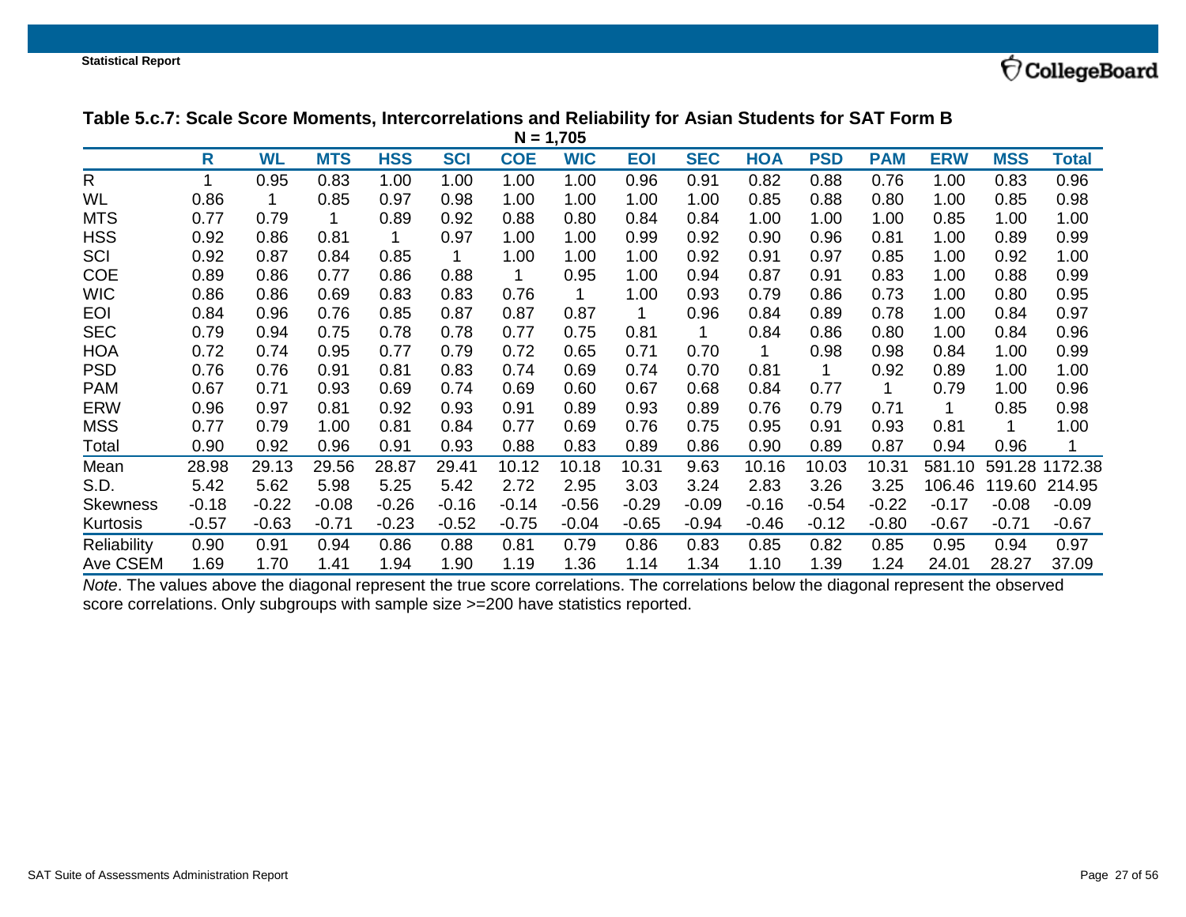**Table 5.c.7: Scale Score Moments, Intercorrelations and Reliability for Asian Students for SAT Form B**

**N = 1,705**

| | R | WL | MTS | HSS | SCI | COE | WIC | EOI | SEC | HOA | PSD | PAM | ERW | MSS | Total |
|---|---|---|---|---|---|---|---|---|---|---|---|---|---|---|---|
| R | 1 | 0.95 | 0.83 | 1.00 | 1.00 | 1.00 | 1.00 | 0.96 | 0.91 | 0.82 | 0.88 | 0.76 | 1.00 | 0.83 | 0.96 |
| WL | 0.86 | 1 | 0.85 | 0.97 | 0.98 | 1.00 | 1.00 | 1.00 | 1.00 | 0.85 | 0.88 | 0.80 | 1.00 | 0.85 | 0.98 |
| MTS | 0.77 | 0.79 | 1 | 0.89 | 0.92 | 0.88 | 0.80 | 0.84 | 0.84 | 1.00 | 1.00 | 1.00 | 0.85 | 1.00 | 1.00 |
| HSS | 0.92 | 0.86 | 0.81 | 1 | 0.97 | 1.00 | 1.00 | 0.99 | 0.92 | 0.90 | 0.96 | 0.81 | 1.00 | 0.89 | 0.99 |
| SCI | 0.92 | 0.87 | 0.84 | 0.85 | 1 | 1.00 | 1.00 | 1.00 | 0.92 | 0.91 | 0.97 | 0.85 | 1.00 | 0.92 | 1.00 |
| COE | 0.89 | 0.86 | 0.77 | 0.86 | 0.88 | 1 | 0.95 | 1.00 | 0.94 | 0.87 | 0.91 | 0.83 | 1.00 | 0.88 | 0.99 |
| WIC | 0.86 | 0.86 | 0.69 | 0.83 | 0.83 | 0.76 | 1 | 1.00 | 0.93 | 0.79 | 0.86 | 0.73 | 1.00 | 0.80 | 0.95 |
| EOI | 0.84 | 0.96 | 0.76 | 0.85 | 0.87 | 0.87 | 0.87 | 1 | 0.96 | 0.84 | 0.89 | 0.78 | 1.00 | 0.84 | 0.97 |
| SEC | 0.79 | 0.94 | 0.75 | 0.78 | 0.78 | 0.77 | 0.75 | 0.81 | 1 | 0.84 | 0.86 | 0.80 | 1.00 | 0.84 | 0.96 |
| HOA | 0.72 | 0.74 | 0.95 | 0.77 | 0.79 | 0.72 | 0.65 | 0.71 | 0.70 | 1 | 0.98 | 0.98 | 0.84 | 1.00 | 0.99 |
| PSD | 0.76 | 0.76 | 0.91 | 0.81 | 0.83 | 0.74 | 0.69 | 0.74 | 0.70 | 0.81 | 1 | 0.92 | 0.89 | 1.00 | 1.00 |
| PAM | 0.67 | 0.71 | 0.93 | 0.69 | 0.74 | 0.69 | 0.60 | 0.67 | 0.68 | 0.84 | 0.77 | 1 | 0.79 | 1.00 | 0.96 |
| ERW | 0.96 | 0.97 | 0.81 | 0.92 | 0.93 | 0.91 | 0.89 | 0.93 | 0.89 | 0.76 | 0.79 | 0.71 | 1 | 0.85 | 0.98 |
| MSS | 0.77 | 0.79 | 1.00 | 0.81 | 0.84 | 0.77 | 0.69 | 0.76 | 0.75 | 0.95 | 0.91 | 0.93 | 0.81 | 1 | 1.00 |
| Total | 0.90 | 0.92 | 0.96 | 0.91 | 0.93 | 0.88 | 0.83 | 0.89 | 0.86 | 0.90 | 0.89 | 0.87 | 0.94 | 0.96 | 1 |
| Mean | 28.98 | 29.13 | 29.56 | 28.87 | 29.41 | 10.12 | 10.18 | 10.31 | 9.63 | 10.16 | 10.03 | 10.31 | 581.10 | 591.28 | 1172.38 |
| S.D. | 5.42 | 5.62 | 5.98 | 5.25 | 5.42 | 2.72 | 2.95 | 3.03 | 3.24 | 2.83 | 3.26 | 3.25 | 106.46 | 119.60 | 214.95 |
| Skewness | -0.18 | -0.22 | -0.08 | -0.26 | -0.16 | -0.14 | -0.56 | -0.29 | -0.09 | -0.16 | -0.54 | -0.22 | -0.17 | -0.08 | -0.09 |
| Kurtosis | -0.57 | -0.63 | -0.71 | -0.23 | -0.52 | -0.75 | -0.04 | -0.65 | -0.94 | -0.46 | -0.12 | -0.80 | -0.67 | -0.71 | -0.67 |
| Reliability | 0.90 | 0.91 | 0.94 | 0.86 | 0.88 | 0.81 | 0.79 | 0.86 | 0.83 | 0.85 | 0.82 | 0.85 | 0.95 | 0.94 | 0.97 |
| Ave CSEM | 1.69 | 1.70 | 1.41 | 1.94 | 1.90 | 1.19 | 1.36 | 1.14 | 1.34 | 1.10 | 1.39 | 1.24 | 24.01 | 28.27 | 37.09 |

*Note*. The values above the diagonal represent the true score correlations. The correlations below the diagonal represent the observed score correlations. Only subgroups with sample size >=200 have statistics reported.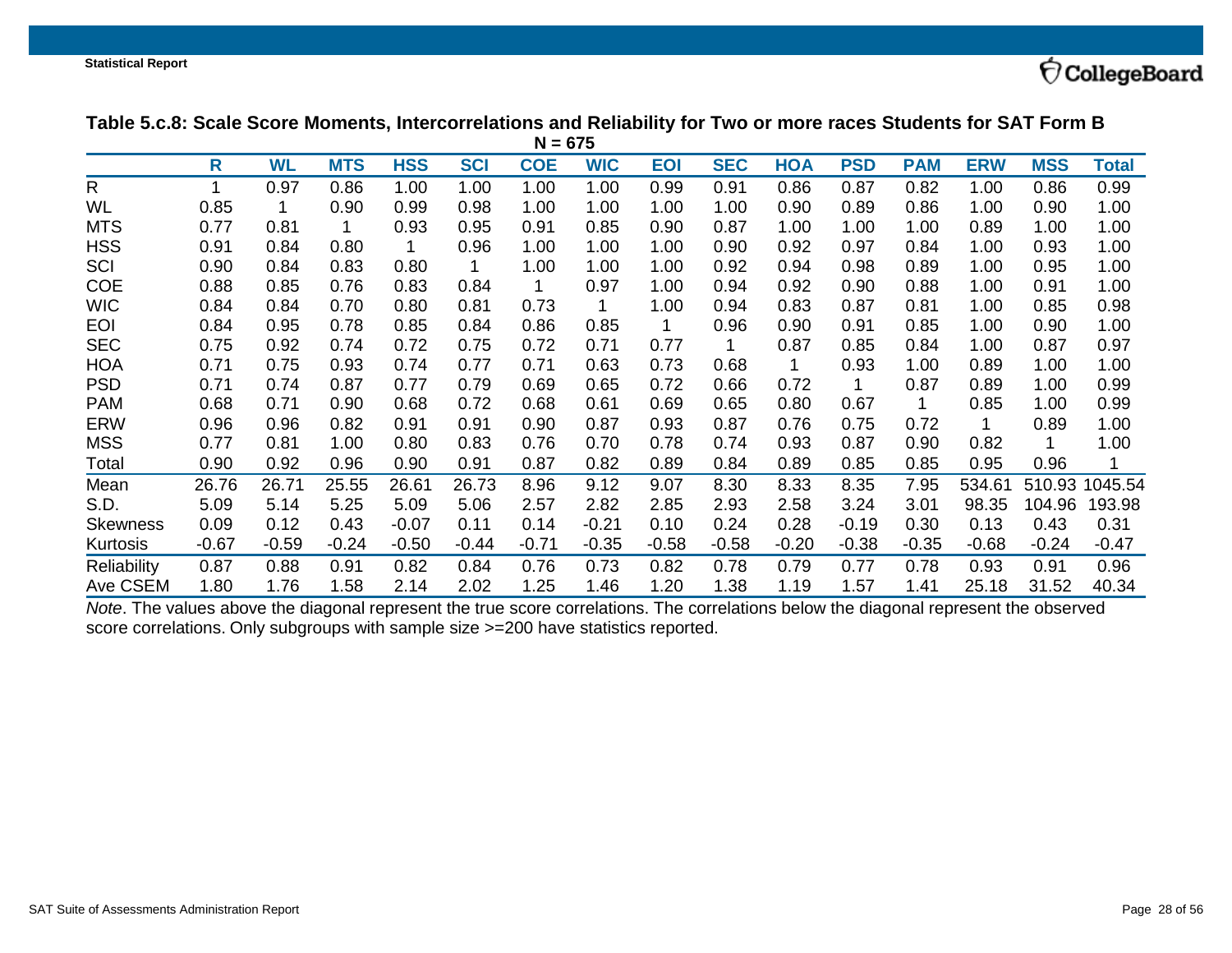**Table 5.c.8: Scale Score Moments, Intercorrelations and Reliability for Two or more races Students for SAT Form B**

**N = 675**

| | R | WL | MTS | HSS | SCI | COE | WIC | EOI | SEC | HOA | PSD | PAM | ERW | MSS | Total |
|---|---|---|---|---|---|---|---|---|---|---|---|---|---|---|---|
| R | 1 | 0.97 | 0.86 | 1.00 | 1.00 | 1.00 | 1.00 | 0.99 | 0.91 | 0.86 | 0.87 | 0.82 | 1.00 | 0.86 | 0.99 |
| WL | 0.85 | 1 | 0.90 | 0.99 | 0.98 | 1.00 | 1.00 | 1.00 | 1.00 | 0.90 | 0.89 | 0.86 | 1.00 | 0.90 | 1.00 |
| MTS | 0.77 | 0.81 | 1 | 0.93 | 0.95 | 0.91 | 0.85 | 0.90 | 0.87 | 1.00 | 1.00 | 1.00 | 0.89 | 1.00 | 1.00 |
| HSS | 0.91 | 0.84 | 0.80 | 1 | 0.96 | 1.00 | 1.00 | 1.00 | 0.90 | 0.92 | 0.97 | 0.84 | 1.00 | 0.93 | 1.00 |
| SCI | 0.90 | 0.84 | 0.83 | 0.80 | 1 | 1.00 | 1.00 | 1.00 | 0.92 | 0.94 | 0.98 | 0.89 | 1.00 | 0.95 | 1.00 |
| COE | 0.88 | 0.85 | 0.76 | 0.83 | 0.84 | 1 | 0.97 | 1.00 | 0.94 | 0.92 | 0.90 | 0.88 | 1.00 | 0.91 | 1.00 |
| WIC | 0.84 | 0.84 | 0.70 | 0.80 | 0.81 | 0.73 | 1 | 1.00 | 0.94 | 0.83 | 0.87 | 0.81 | 1.00 | 0.85 | 0.98 |
| EOI | 0.84 | 0.95 | 0.78 | 0.85 | 0.84 | 0.86 | 0.85 | 1 | 0.96 | 0.90 | 0.91 | 0.85 | 1.00 | 0.90 | 1.00 |
| SEC | 0.75 | 0.92 | 0.74 | 0.72 | 0.75 | 0.72 | 0.71 | 0.77 | 1 | 0.87 | 0.85 | 0.84 | 1.00 | 0.87 | 0.97 |
| HOA | 0.71 | 0.75 | 0.93 | 0.74 | 0.77 | 0.71 | 0.63 | 0.73 | 0.68 | 1 | 0.93 | 1.00 | 0.89 | 1.00 | 1.00 |
| PSD | 0.71 | 0.74 | 0.87 | 0.77 | 0.79 | 0.69 | 0.65 | 0.72 | 0.66 | 0.72 | 1 | 0.87 | 0.89 | 1.00 | 0.99 |
| PAM | 0.68 | 0.71 | 0.90 | 0.68 | 0.72 | 0.68 | 0.61 | 0.69 | 0.65 | 0.80 | 0.67 | 1 | 0.85 | 1.00 | 0.99 |
| ERW | 0.96 | 0.96 | 0.82 | 0.91 | 0.91 | 0.90 | 0.87 | 0.93 | 0.87 | 0.76 | 0.75 | 0.72 | 1 | 0.89 | 1.00 |
| MSS | 0.77 | 0.81 | 1.00 | 0.80 | 0.83 | 0.76 | 0.70 | 0.78 | 0.74 | 0.93 | 0.87 | 0.90 | 0.82 | 1 | 1.00 |
| Total | 0.90 | 0.92 | 0.96 | 0.90 | 0.91 | 0.87 | 0.82 | 0.89 | 0.84 | 0.89 | 0.85 | 0.85 | 0.95 | 0.96 | 1 |
| Mean | 26.76 | 26.71 | 25.55 | 26.61 | 26.73 | 8.96 | 9.12 | 9.07 | 8.30 | 8.33 | 8.35 | 7.95 | 534.61 | 510.93 | 1045.54 |
| S.D. | 5.09 | 5.14 | 5.25 | 5.09 | 5.06 | 2.57 | 2.82 | 2.85 | 2.93 | 2.58 | 3.24 | 3.01 | 98.35 | 104.96 | 193.98 |
| Skewness | 0.09 | 0.12 | 0.43 | -0.07 | 0.11 | 0.14 | -0.21 | 0.10 | 0.24 | 0.28 | -0.19 | 0.30 | 0.13 | 0.43 | 0.31 |
| Kurtosis | -0.67 | -0.59 | -0.24 | -0.50 | -0.44 | -0.71 | -0.35 | -0.58 | -0.58 | -0.20 | -0.38 | -0.35 | -0.68 | -0.24 | -0.47 |
| Reliability | 0.87 | 0.88 | 0.91 | 0.82 | 0.84 | 0.76 | 0.73 | 0.82 | 0.78 | 0.79 | 0.77 | 0.78 | 0.93 | 0.91 | 0.96 |
| Ave CSEM | 1.80 | 1.76 | 1.58 | 2.14 | 2.02 | 1.25 | 1.46 | 1.20 | 1.38 | 1.19 | 1.57 | 1.41 | 25.18 | 31.52 | 40.34 |

*Note*. The values above the diagonal represent the true score correlations. The correlations below the diagonal represent the observed score correlations. Only subgroups with sample size >=200 have statistics reported.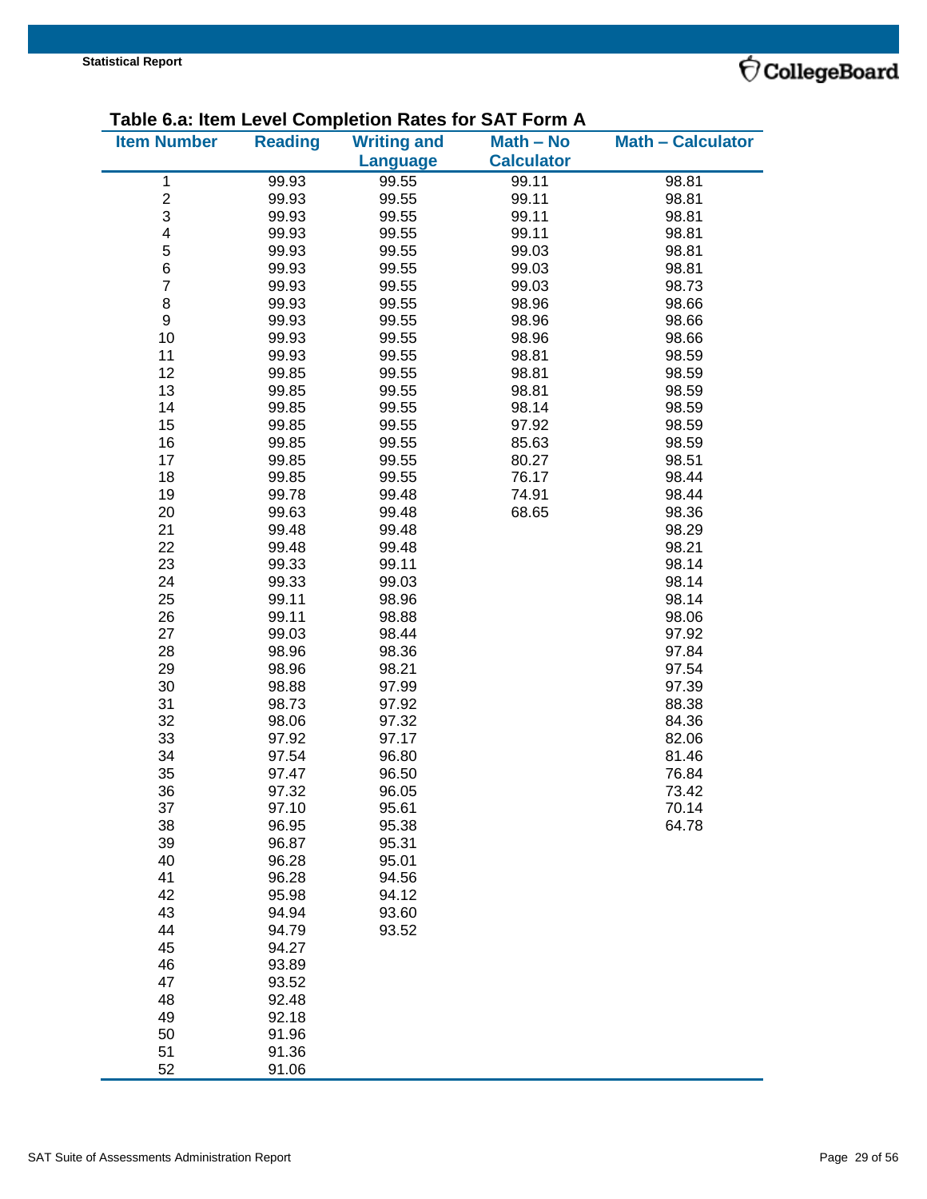## Table 6.a: Item Level Completion Rates for SAT Form A

| Item Number | Reading | Writing and Language | Math – No Calculator | Math – Calculator |
|---|---|---|---|---|
| 1 | 99.93 | 99.55 | 99.11 | 98.81 |
| 2 | 99.93 | 99.55 | 99.11 | 98.81 |
| 3 | 99.93 | 99.55 | 99.11 | 98.81 |
| 4 | 99.93 | 99.55 | 99.11 | 98.81 |
| 5 | 99.93 | 99.55 | 99.03 | 98.81 |
| 6 | 99.93 | 99.55 | 99.03 | 98.81 |
| 7 | 99.93 | 99.55 | 99.03 | 98.73 |
| 8 | 99.93 | 99.55 | 98.96 | 98.66 |
| 9 | 99.93 | 99.55 | 98.96 | 98.66 |
| 10 | 99.93 | 99.55 | 98.96 | 98.66 |
| 11 | 99.93 | 99.55 | 98.81 | 98.59 |
| 12 | 99.85 | 99.55 | 98.81 | 98.59 |
| 13 | 99.85 | 99.55 | 98.81 | 98.59 |
| 14 | 99.85 | 99.55 | 98.14 | 98.59 |
| 15 | 99.85 | 99.55 | 97.92 | 98.59 |
| 16 | 99.85 | 99.55 | 85.63 | 98.59 |
| 17 | 99.85 | 99.55 | 80.27 | 98.51 |
| 18 | 99.85 | 99.55 | 76.17 | 98.44 |
| 19 | 99.78 | 99.48 | 74.91 | 98.44 |
| 20 | 99.63 | 99.48 | 68.65 | 98.36 |
| 21 | 99.48 | 99.48 | | 98.29 |
| 22 | 99.48 | 99.48 | | 98.21 |
| 23 | 99.33 | 99.11 | | 98.14 |
| 24 | 99.33 | 99.03 | | 98.14 |
| 25 | 99.11 | 98.96 | | 98.14 |
| 26 | 99.11 | 98.88 | | 98.06 |
| 27 | 99.03 | 98.44 | | 97.92 |
| 28 | 98.96 | 98.36 | | 97.84 |
| 29 | 98.96 | 98.21 | | 97.54 |
| 30 | 98.88 | 97.99 | | 97.39 |
| 31 | 98.73 | 97.92 | | 88.38 |
| 32 | 98.06 | 97.32 | | 84.36 |
| 33 | 97.92 | 97.17 | | 82.06 |
| 34 | 97.54 | 96.80 | | 81.46 |
| 35 | 97.47 | 96.50 | | 76.84 |
| 36 | 97.32 | 96.05 | | 73.42 |
| 37 | 97.10 | 95.61 | | 70.14 |
| 38 | 96.95 | 95.38 | | 64.78 |
| 39 | 96.87 | 95.31 | | |
| 40 | 96.28 | 95.01 | | |
| 41 | 96.28 | 94.56 | | |
| 42 | 95.98 | 94.12 | | |
| 43 | 94.94 | 93.60 | | |
| 44 | 94.79 | 93.52 | | |
| 45 | 94.27 | | | |
| 46 | 93.89 | | | |
| 47 | 93.52 | | | |
| 48 | 92.48 | | | |
| 49 | 92.18 | | | |
| 50 | 91.96 | | | |
| 51 | 91.36 | | | |
| 52 | 91.06 | | | |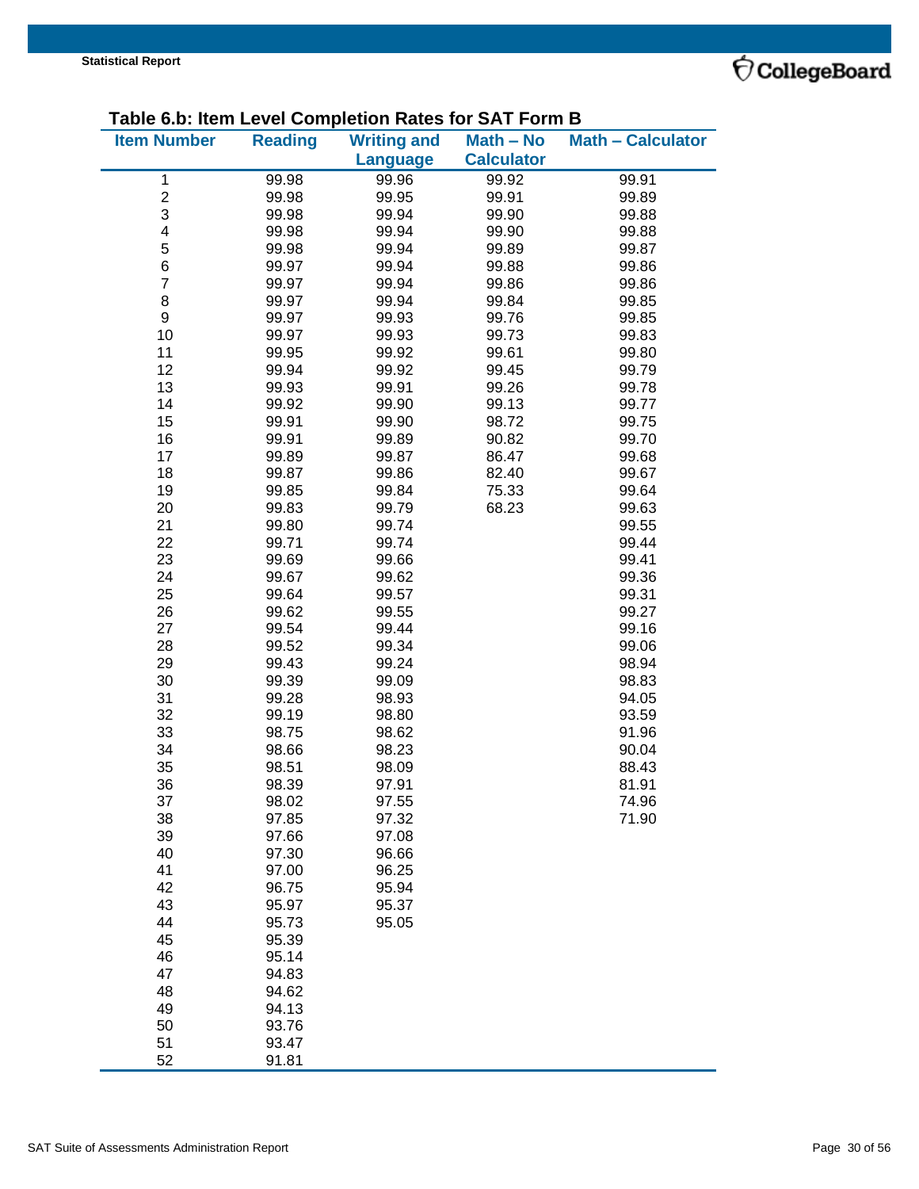**Table 6.b: Item Level Completion Rates for SAT Form B**

| Item Number | Reading | Writing and Language | Math – No Calculator | Math – Calculator |
|---|---|---|---|---|
| 1 | 99.98 | 99.96 | 99.92 | 99.91 |
| 2 | 99.98 | 99.95 | 99.91 | 99.89 |
| 3 | 99.98 | 99.94 | 99.90 | 99.88 |
| 4 | 99.98 | 99.94 | 99.90 | 99.88 |
| 5 | 99.98 | 99.94 | 99.89 | 99.87 |
| 6 | 99.97 | 99.94 | 99.88 | 99.86 |
| 7 | 99.97 | 99.94 | 99.86 | 99.86 |
| 8 | 99.97 | 99.94 | 99.84 | 99.85 |
| 9 | 99.97 | 99.93 | 99.76 | 99.85 |
| 10 | 99.97 | 99.93 | 99.73 | 99.83 |
| 11 | 99.95 | 99.92 | 99.61 | 99.80 |
| 12 | 99.94 | 99.92 | 99.45 | 99.79 |
| 13 | 99.93 | 99.91 | 99.26 | 99.78 |
| 14 | 99.92 | 99.90 | 99.13 | 99.77 |
| 15 | 99.91 | 99.90 | 98.72 | 99.75 |
| 16 | 99.91 | 99.89 | 90.82 | 99.70 |
| 17 | 99.89 | 99.87 | 86.47 | 99.68 |
| 18 | 99.87 | 99.86 | 82.40 | 99.67 |
| 19 | 99.85 | 99.84 | 75.33 | 99.64 |
| 20 | 99.83 | 99.79 | 68.23 | 99.63 |
| 21 | 99.80 | 99.74 | | 99.55 |
| 22 | 99.71 | 99.74 | | 99.44 |
| 23 | 99.69 | 99.66 | | 99.41 |
| 24 | 99.67 | 99.62 | | 99.36 |
| 25 | 99.64 | 99.57 | | 99.31 |
| 26 | 99.62 | 99.55 | | 99.27 |
| 27 | 99.54 | 99.44 | | 99.16 |
| 28 | 99.52 | 99.34 | | 99.06 |
| 29 | 99.43 | 99.24 | | 98.94 |
| 30 | 99.39 | 99.09 | | 98.83 |
| 31 | 99.28 | 98.93 | | 94.05 |
| 32 | 99.19 | 98.80 | | 93.59 |
| 33 | 98.75 | 98.62 | | 91.96 |
| 34 | 98.66 | 98.23 | | 90.04 |
| 35 | 98.51 | 98.09 | | 88.43 |
| 36 | 98.39 | 97.91 | | 81.91 |
| 37 | 98.02 | 97.55 | | 74.96 |
| 38 | 97.85 | 97.32 | | 71.90 |
| 39 | 97.66 | 97.08 | | |
| 40 | 97.30 | 96.66 | | |
| 41 | 97.00 | 96.25 | | |
| 42 | 96.75 | 95.94 | | |
| 43 | 95.97 | 95.37 | | |
| 44 | 95.73 | 95.05 | | |
| 45 | 95.39 | | | |
| 46 | 95.14 | | | |
| 47 | 94.83 | | | |
| 48 | 94.62 | | | |
| 49 | 94.13 | | | |
| 50 | 93.76 | | | |
| 51 | 93.47 | | | |
| 52 | 91.81 | | | |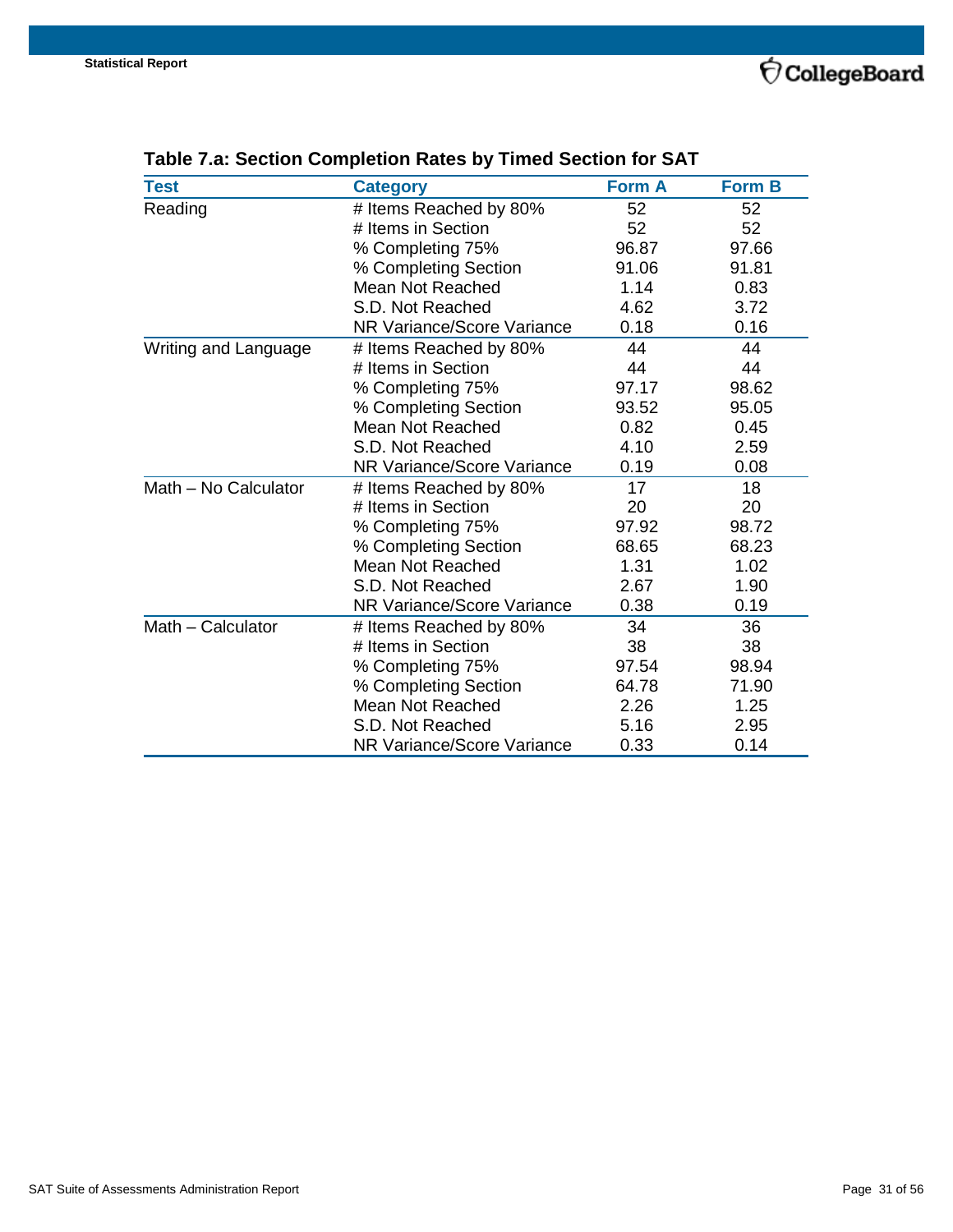## Table 7.a: Section Completion Rates by Timed Section for SAT

| Test | Category | Form A | Form B |
|---|---|---|---|
| Reading | # Items Reached by 80% | 52 | 52 |
| | # Items in Section | 52 | 52 |
| | % Completing 75% | 96.87 | 97.66 |
| | % Completing Section | 91.06 | 91.81 |
| | Mean Not Reached | 1.14 | 0.83 |
| | S.D. Not Reached | 4.62 | 3.72 |
| | NR Variance/Score Variance | 0.18 | 0.16 |
| Writing and Language | # Items Reached by 80% | 44 | 44 |
| | # Items in Section | 44 | 44 |
| | % Completing 75% | 97.17 | 98.62 |
| | % Completing Section | 93.52 | 95.05 |
| | Mean Not Reached | 0.82 | 0.45 |
| | S.D. Not Reached | 4.10 | 2.59 |
| | NR Variance/Score Variance | 0.19 | 0.08 |
| Math – No Calculator | # Items Reached by 80% | 17 | 18 |
| | # Items in Section | 20 | 20 |
| | % Completing 75% | 97.92 | 98.72 |
| | % Completing Section | 68.65 | 68.23 |
| | Mean Not Reached | 1.31 | 1.02 |
| | S.D. Not Reached | 2.67 | 1.90 |
| | NR Variance/Score Variance | 0.38 | 0.19 |
| Math – Calculator | # Items Reached by 80% | 34 | 36 |
| | # Items in Section | 38 | 38 |
| | % Completing 75% | 97.54 | 98.94 |
| | % Completing Section | 64.78 | 71.90 |
| | Mean Not Reached | 2.26 | 1.25 |
| | S.D. Not Reached | 5.16 | 2.95 |
| | NR Variance/Score Variance | 0.33 | 0.14 |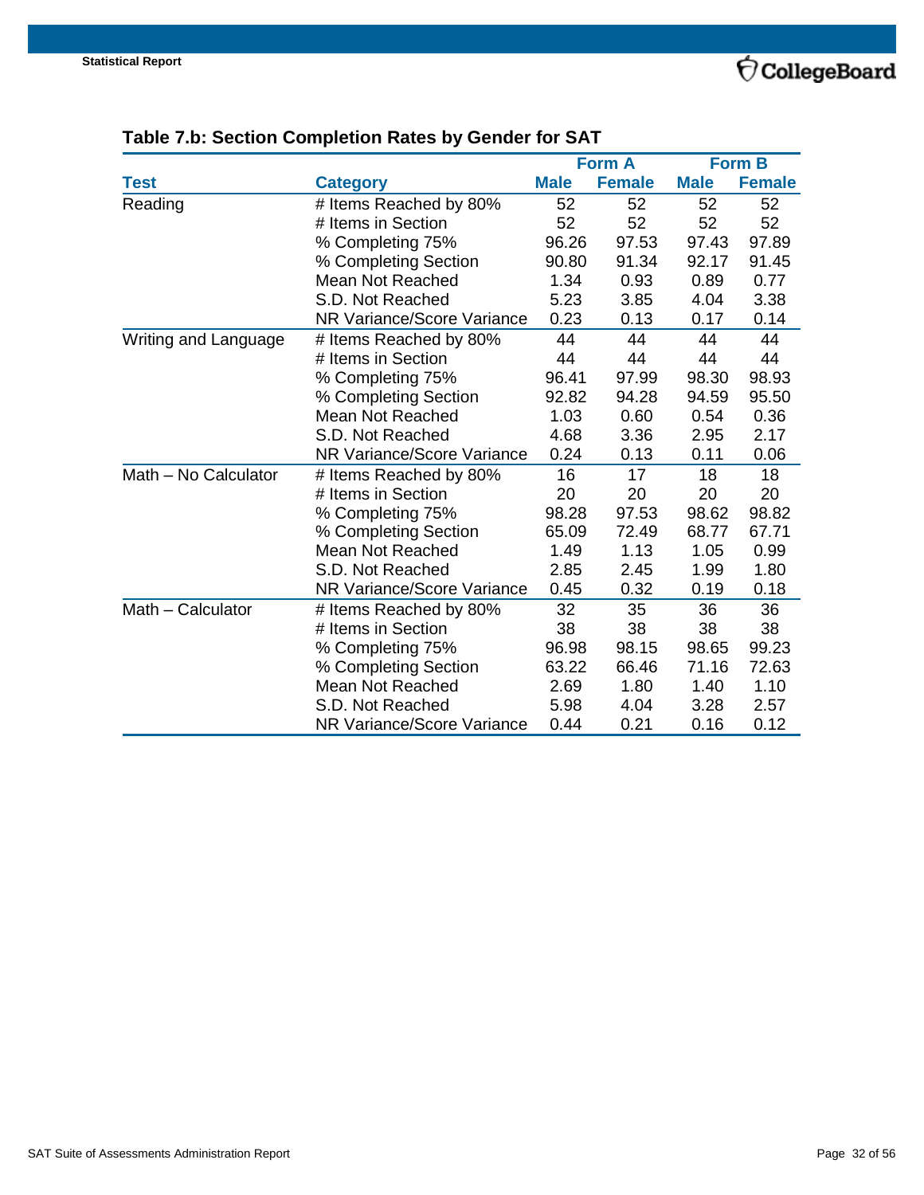### Table 7.b: Section Completion Rates by Gender for SAT

| Test | Category | Form A | | Form B | |
|---|---|---|---|---|---|
| | | Male | Female | Male | Female |
| Reading | # Items Reached by 80% | 52 | 52 | 52 | 52 |
| | # Items in Section | 52 | 52 | 52 | 52 |
| | % Completing 75% | 96.26 | 97.53 | 97.43 | 97.89 |
| | % Completing Section | 90.80 | 91.34 | 92.17 | 91.45 |
| | Mean Not Reached | 1.34 | 0.93 | 0.89 | 0.77 |
| | S.D. Not Reached | 5.23 | 3.85 | 4.04 | 3.38 |
| | NR Variance/Score Variance | 0.23 | 0.13 | 0.17 | 0.14 |
| Writing and Language | # Items Reached by 80% | 44 | 44 | 44 | 44 |
| | # Items in Section | 44 | 44 | 44 | 44 |
| | % Completing 75% | 96.41 | 97.99 | 98.30 | 98.93 |
| | % Completing Section | 92.82 | 94.28 | 94.59 | 95.50 |
| | Mean Not Reached | 1.03 | 0.60 | 0.54 | 0.36 |
| | S.D. Not Reached | 4.68 | 3.36 | 2.95 | 2.17 |
| | NR Variance/Score Variance | 0.24 | 0.13 | 0.11 | 0.06 |
| Math – No Calculator | # Items Reached by 80% | 16 | 17 | 18 | 18 |
| | # Items in Section | 20 | 20 | 20 | 20 |
| | % Completing 75% | 98.28 | 97.53 | 98.62 | 98.82 |
| | % Completing Section | 65.09 | 72.49 | 68.77 | 67.71 |
| | Mean Not Reached | 1.49 | 1.13 | 1.05 | 0.99 |
| | S.D. Not Reached | 2.85 | 2.45 | 1.99 | 1.80 |
| | NR Variance/Score Variance | 0.45 | 0.32 | 0.19 | 0.18 |
| Math – Calculator | # Items Reached by 80% | 32 | 35 | 36 | 36 |
| | # Items in Section | 38 | 38 | 38 | 38 |
| | % Completing 75% | 96.98 | 98.15 | 98.65 | 99.23 |
| | % Completing Section | 63.22 | 66.46 | 71.16 | 72.63 |
| | Mean Not Reached | 2.69 | 1.80 | 1.40 | 1.10 |
| | S.D. Not Reached | 5.98 | 4.04 | 3.28 | 2.57 |
| | NR Variance/Score Variance | 0.44 | 0.21 | 0.16 | 0.12 |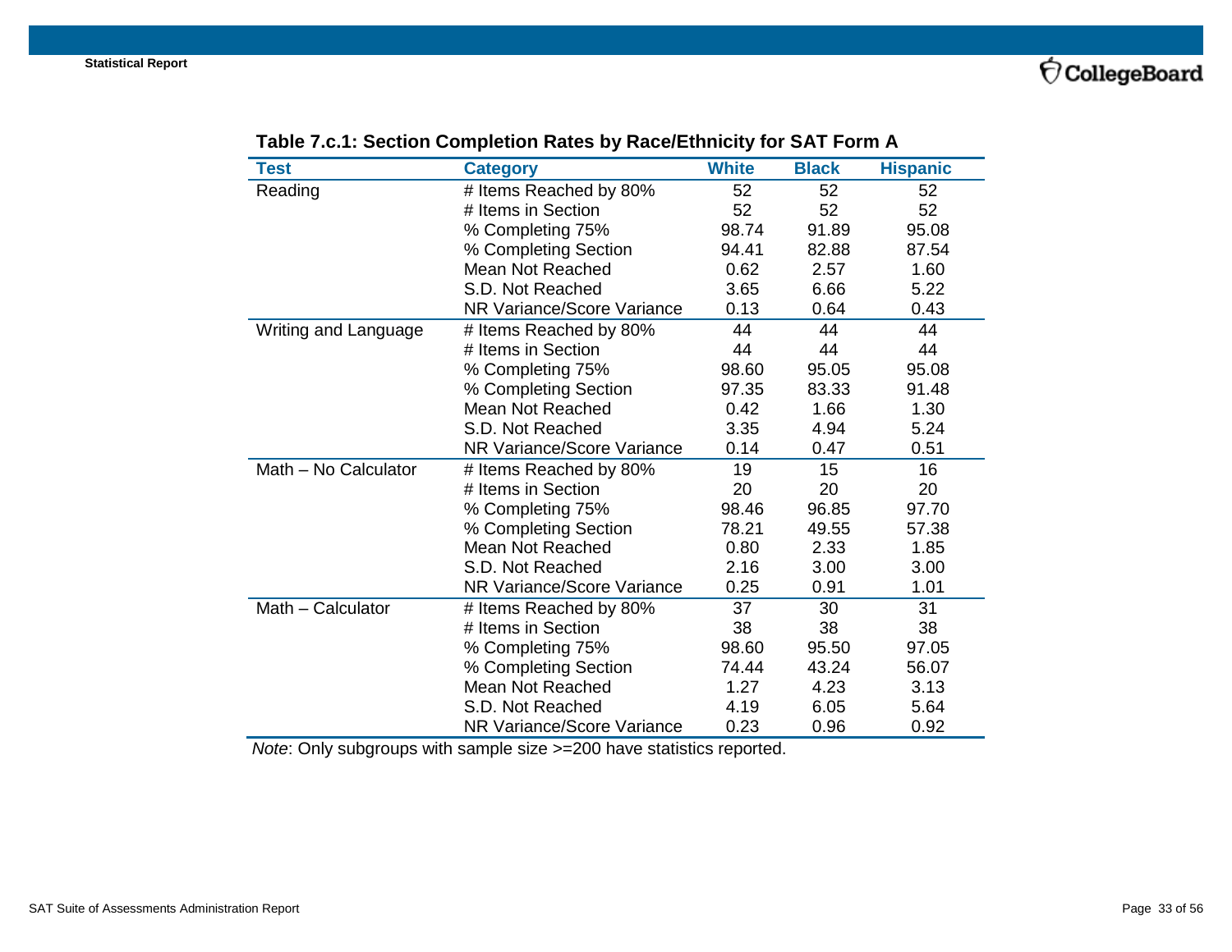**Table 7.c.1: Section Completion Rates by Race/Ethnicity for SAT Form A**

| Test | Category | White | Black | Hispanic |
|---|---|---|---|---|
| Reading | # Items Reached by 80% | 52 | 52 | 52 |
| | # Items in Section | 52 | 52 | 52 |
| | % Completing 75% | 98.74 | 91.89 | 95.08 |
| | % Completing Section | 94.41 | 82.88 | 87.54 |
| | Mean Not Reached | 0.62 | 2.57 | 1.60 |
| | S.D. Not Reached | 3.65 | 6.66 | 5.22 |
| | NR Variance/Score Variance | 0.13 | 0.64 | 0.43 |
| Writing and Language | # Items Reached by 80% | 44 | 44 | 44 |
| | # Items in Section | 44 | 44 | 44 |
| | % Completing 75% | 98.60 | 95.05 | 95.08 |
| | % Completing Section | 97.35 | 83.33 | 91.48 |
| | Mean Not Reached | 0.42 | 1.66 | 1.30 |
| | S.D. Not Reached | 3.35 | 4.94 | 5.24 |
| | NR Variance/Score Variance | 0.14 | 0.47 | 0.51 |
| Math – No Calculator | # Items Reached by 80% | 19 | 15 | 16 |
| | # Items in Section | 20 | 20 | 20 |
| | % Completing 75% | 98.46 | 96.85 | 97.70 |
| | % Completing Section | 78.21 | 49.55 | 57.38 |
| | Mean Not Reached | 0.80 | 2.33 | 1.85 |
| | S.D. Not Reached | 2.16 | 3.00 | 3.00 |
| | NR Variance/Score Variance | 0.25 | 0.91 | 1.01 |
| Math – Calculator | # Items Reached by 80% | 37 | 30 | 31 |
| | # Items in Section | 38 | 38 | 38 |
| | % Completing 75% | 98.60 | 95.50 | 97.05 |
| | % Completing Section | 74.44 | 43.24 | 56.07 |
| | Mean Not Reached | 1.27 | 4.23 | 3.13 |
| | S.D. Not Reached | 4.19 | 6.05 | 5.64 |
| | NR Variance/Score Variance | 0.23 | 0.96 | 0.92 |

*Note*: Only subgroups with sample size >=200 have statistics reported.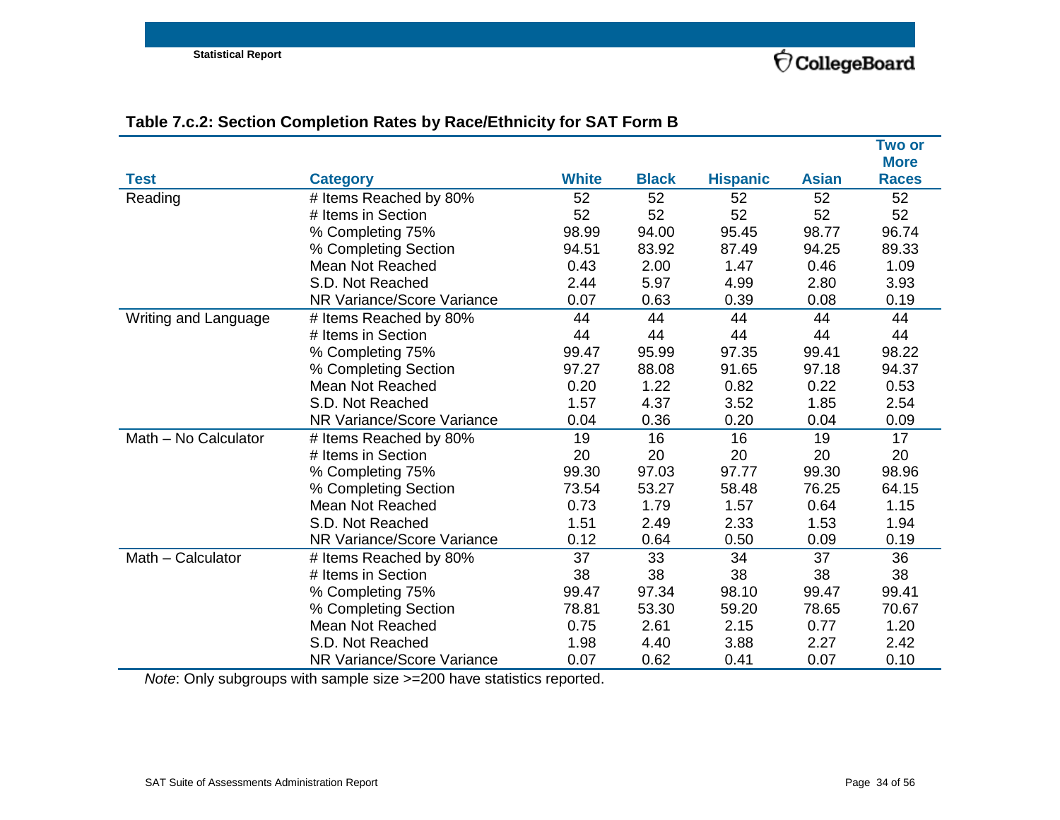### Table 7.c.2: Section Completion Rates by Race/Ethnicity for SAT Form B

| Test | Category | White | Black | Hispanic | Asian | Two or More Races |
|---|---|---|---|---|---|---|
| Reading | # Items Reached by 80% | 52 | 52 | 52 | 52 | 52 |
| | # Items in Section | 52 | 52 | 52 | 52 | 52 |
| | % Completing 75% | 98.99 | 94.00 | 95.45 | 98.77 | 96.74 |
| | % Completing Section | 94.51 | 83.92 | 87.49 | 94.25 | 89.33 |
| | Mean Not Reached | 0.43 | 2.00 | 1.47 | 0.46 | 1.09 |
| | S.D. Not Reached | 2.44 | 5.97 | 4.99 | 2.80 | 3.93 |
| | NR Variance/Score Variance | 0.07 | 0.63 | 0.39 | 0.08 | 0.19 |
| Writing and Language | # Items Reached by 80% | 44 | 44 | 44 | 44 | 44 |
| | # Items in Section | 44 | 44 | 44 | 44 | 44 |
| | % Completing 75% | 99.47 | 95.99 | 97.35 | 99.41 | 98.22 |
| | % Completing Section | 97.27 | 88.08 | 91.65 | 97.18 | 94.37 |
| | Mean Not Reached | 0.20 | 1.22 | 0.82 | 0.22 | 0.53 |
| | S.D. Not Reached | 1.57 | 4.37 | 3.52 | 1.85 | 2.54 |
| | NR Variance/Score Variance | 0.04 | 0.36 | 0.20 | 0.04 | 0.09 |
| Math – No Calculator | # Items Reached by 80% | 19 | 16 | 16 | 19 | 17 |
| | # Items in Section | 20 | 20 | 20 | 20 | 20 |
| | % Completing 75% | 99.30 | 97.03 | 97.77 | 99.30 | 98.96 |
| | % Completing Section | 73.54 | 53.27 | 58.48 | 76.25 | 64.15 |
| | Mean Not Reached | 0.73 | 1.79 | 1.57 | 0.64 | 1.15 |
| | S.D. Not Reached | 1.51 | 2.49 | 2.33 | 1.53 | 1.94 |
| | NR Variance/Score Variance | 0.12 | 0.64 | 0.50 | 0.09 | 0.19 |
| Math – Calculator | # Items Reached by 80% | 37 | 33 | 34 | 37 | 36 |
| | # Items in Section | 38 | 38 | 38 | 38 | 38 |
| | % Completing 75% | 99.47 | 97.34 | 98.10 | 99.47 | 99.41 |
| | % Completing Section | 78.81 | 53.30 | 59.20 | 78.65 | 70.67 |
| | Mean Not Reached | 0.75 | 2.61 | 2.15 | 0.77 | 1.20 |
| | S.D. Not Reached | 1.98 | 4.40 | 3.88 | 2.27 | 2.42 |
| | NR Variance/Score Variance | 0.07 | 0.62 | 0.41 | 0.07 | 0.10 |

*Note*: Only subgroups with sample size >=200 have statistics reported.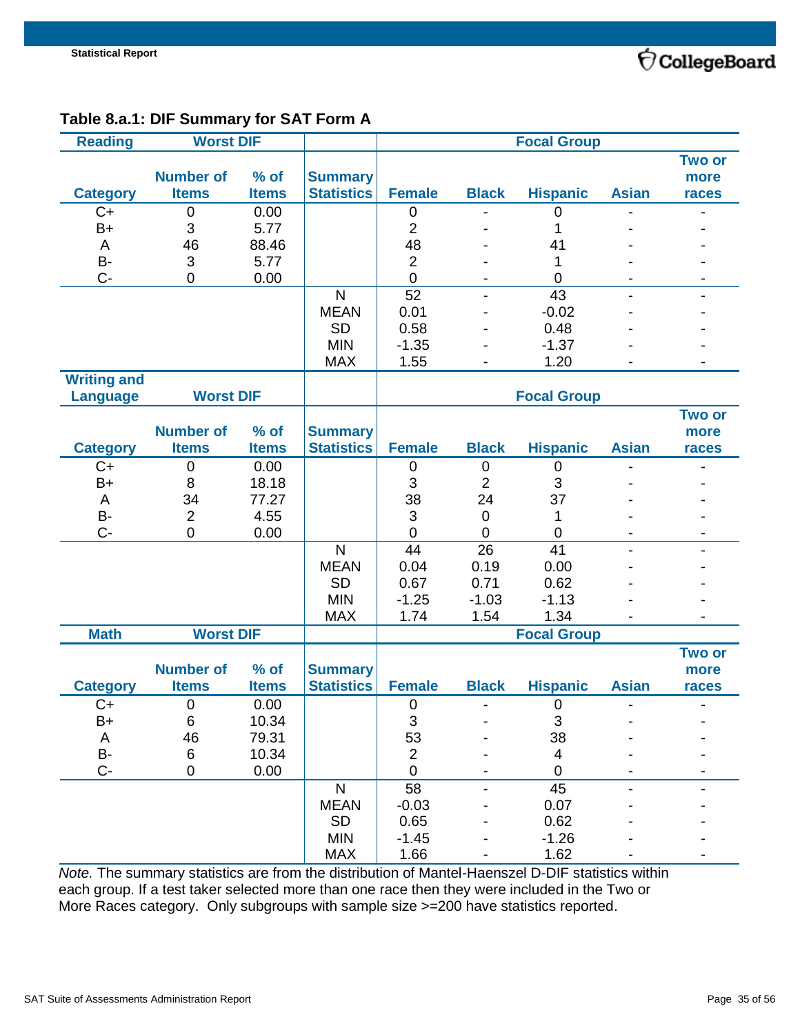### Table 8.a.1: DIF Summary for SAT Form A

| Reading | Worst DIF | | | Focal Group | | | | |
|---|---|---|---|---|---|---|---|---|
| Category | Number of Items | % of Items | Summary Statistics | Female | Black | Hispanic | Asian | Two or more races |
| C+ | 0 | 0.00 | | 0 | - | 0 | - | - |
| B+ | 3 | 5.77 | | 2 | - | 1 | - | - |
| A | 46 | 88.46 | | 48 | - | 41 | - | - |
| B- | 3 | 5.77 | | 2 | - | 1 | - | - |
| C- | 0 | 0.00 | | 0 | - | 0 | - | - |
| | | | N | 52 | - | 43 | - | - |
| | | | MEAN | 0.01 | - | -0.02 | - | - |
| | | | SD | 0.58 | - | 0.48 | - | - |
| | | | MIN | -1.35 | - | -1.37 | - | - |
| | | | MAX | 1.55 | - | 1.20 | - | - |

| Writing and Language | Worst DIF | | | Focal Group | | | | |
|---|---|---|---|---|---|---|---|---|
| Category | Number of Items | % of Items | Summary Statistics | Female | Black | Hispanic | Asian | Two or more races |
| C+ | 0 | 0.00 | | 0 | 0 | 0 | - | - |
| B+ | 8 | 18.18 | | 3 | 2 | 3 | - | - |
| A | 34 | 77.27 | | 38 | 24 | 37 | - | - |
| B- | 2 | 4.55 | | 3 | 0 | 1 | - | - |
| C- | 0 | 0.00 | | 0 | 0 | 0 | - | - |
| | | | N | 44 | 26 | 41 | - | - |
| | | | MEAN | 0.04 | 0.19 | 0.00 | - | - |
| | | | SD | 0.67 | 0.71 | 0.62 | - | - |
| | | | MIN | -1.25 | -1.03 | -1.13 | - | - |
| | | | MAX | 1.74 | 1.54 | 1.34 | - | - |

| Math | Worst DIF | | | Focal Group | | | | |
|---|---|---|---|---|---|---|---|---|
| Category | Number of Items | % of Items | Summary Statistics | Female | Black | Hispanic | Asian | Two or more races |
| C+ | 0 | 0.00 | | 0 | - | 0 | - | - |
| B+ | 6 | 10.34 | | 3 | - | 3 | - | - |
| A | 46 | 79.31 | | 53 | - | 38 | - | - |
| B- | 6 | 10.34 | | 2 | - | 4 | - | - |
| C- | 0 | 0.00 | | 0 | - | 0 | - | - |
| | | | N | 58 | - | 45 | - | - |
| | | | MEAN | -0.03 | - | 0.07 | - | - |
| | | | SD | 0.65 | - | 0.62 | - | - |
| | | | MIN | -1.45 | - | -1.26 | - | - |
| | | | MAX | 1.66 | - | 1.62 | - | - |

*Note.* The summary statistics are from the distribution of Mantel-Haenszel D-DIF statistics within each group. If a test taker selected more than one race then they were included in the Two or More Races category. Only subgroups with sample size >=200 have statistics reported.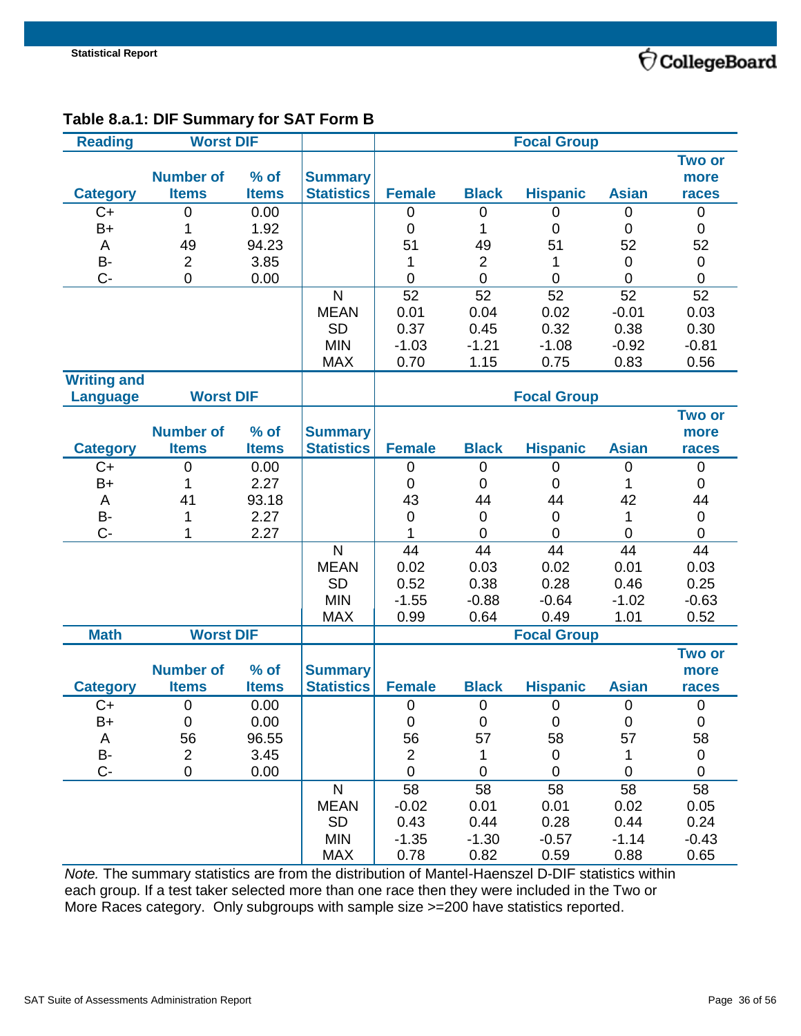**Table 8.a.1: DIF Summary for SAT Form B**

| Reading | Worst DIF | | | Focal Group | | | | |
|---|---|---|---|---|---|---|---|---|
| Category | Number of Items | % of Items | Summary Statistics | Female | Black | Hispanic | Asian | Two or more races |
| C+ | 0 | 0.00 | | 0 | 0 | 0 | 0 | 0 |
| B+ | 1 | 1.92 | | 0 | 1 | 0 | 0 | 0 |
| A | 49 | 94.23 | | 51 | 49 | 51 | 52 | 52 |
| B- | 2 | 3.85 | | 1 | 2 | 1 | 0 | 0 |
| C- | 0 | 0.00 | | 0 | 0 | 0 | 0 | 0 |
| | | | N | 52 | 52 | 52 | 52 | 52 |
| | | | MEAN | 0.01 | 0.04 | 0.02 | -0.01 | 0.03 |
| | | | SD | 0.37 | 0.45 | 0.32 | 0.38 | 0.30 |
| | | | MIN | -1.03 | -1.21 | -1.08 | -0.92 | -0.81 |
| | | | MAX | 0.70 | 1.15 | 0.75 | 0.83 | 0.56 |
| **Writing and Language** | **Worst DIF** | | | **Focal Group** | | | | |
| **Category** | **Number of Items** | **% of Items** | **Summary Statistics** | **Female** | **Black** | **Hispanic** | **Asian** | **Two or more races** |
| C+ | 0 | 0.00 | | 0 | 0 | 0 | 0 | 0 |
| B+ | 1 | 2.27 | | 0 | 0 | 0 | 1 | 0 |
| A | 41 | 93.18 | | 43 | 44 | 44 | 42 | 44 |
| B- | 1 | 2.27 | | 0 | 0 | 0 | 1 | 0 |
| C- | 1 | 2.27 | | 1 | 0 | 0 | 0 | 0 |
| | | | N | 44 | 44 | 44 | 44 | 44 |
| | | | MEAN | 0.02 | 0.03 | 0.02 | 0.01 | 0.03 |
| | | | SD | 0.52 | 0.38 | 0.28 | 0.46 | 0.25 |
| | | | MIN | -1.55 | -0.88 | -0.64 | -1.02 | -0.63 |
| | | | MAX | 0.99 | 0.64 | 0.49 | 1.01 | 0.52 |
| **Math** | **Worst DIF** | | | **Focal Group** | | | | |
| **Category** | **Number of Items** | **% of Items** | **Summary Statistics** | **Female** | **Black** | **Hispanic** | **Asian** | **Two or more races** |
| C+ | 0 | 0.00 | | 0 | 0 | 0 | 0 | 0 |
| B+ | 0 | 0.00 | | 0 | 0 | 0 | 0 | 0 |
| A | 56 | 96.55 | | 56 | 57 | 58 | 57 | 58 |
| B- | 2 | 3.45 | | 2 | 1 | 0 | 1 | 0 |
| C- | 0 | 0.00 | | 0 | 0 | 0 | 0 | 0 |
| | | | N | 58 | 58 | 58 | 58 | 58 |
| | | | MEAN | -0.02 | 0.01 | 0.01 | 0.02 | 0.05 |
| | | | SD | 0.43 | 0.44 | 0.28 | 0.44 | 0.24 |
| | | | MIN | -1.35 | -1.30 | -0.57 | -1.14 | -0.43 |
| | | | MAX | 0.78 | 0.82 | 0.59 | 0.88 | 0.65 |

*Note.* The summary statistics are from the distribution of Mantel-Haenszel D-DIF statistics within each group. If a test taker selected more than one race then they were included in the Two or More Races category. Only subgroups with sample size >=200 have statistics reported.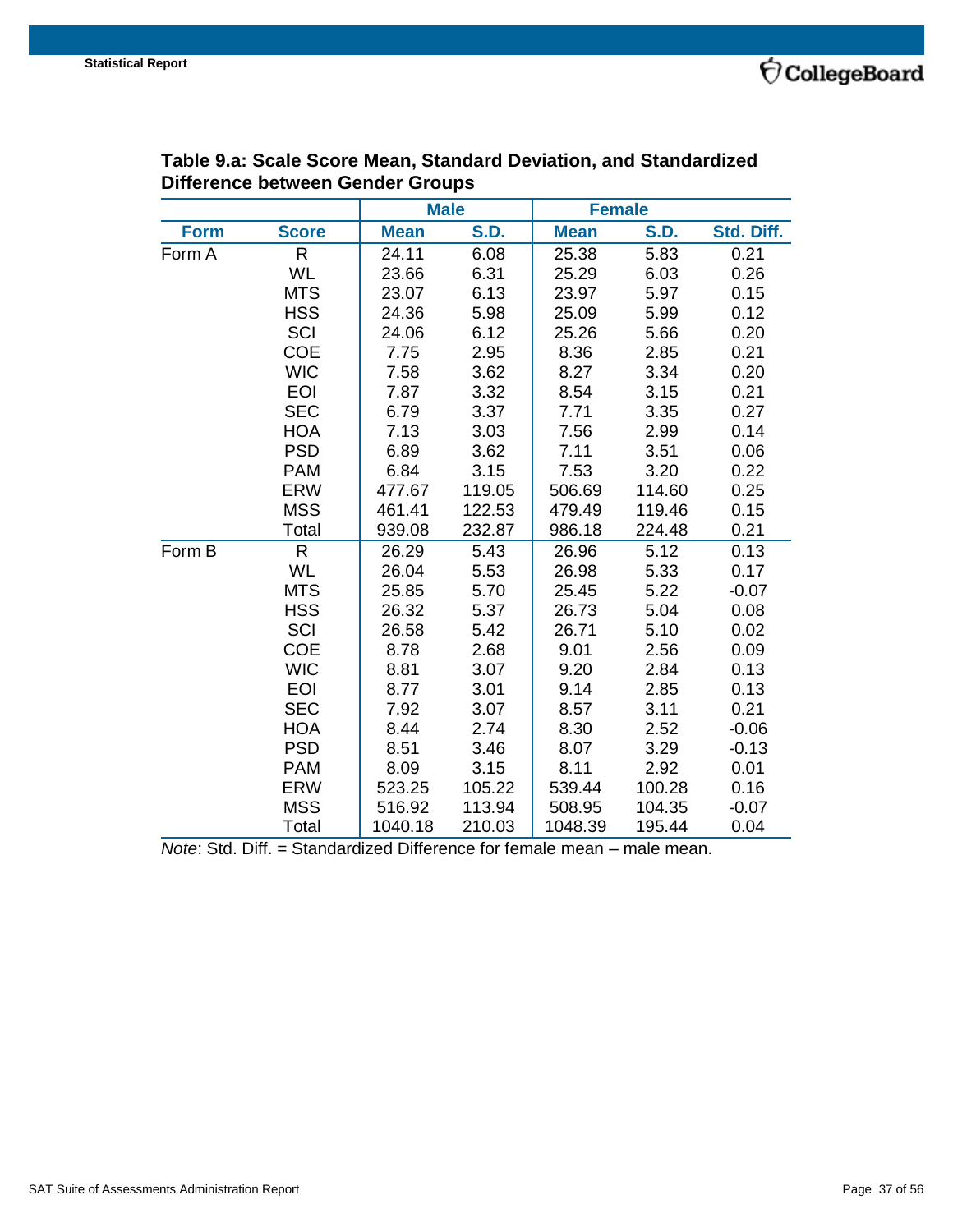**Table 9.a: Scale Score Mean, Standard Deviation, and Standardized Difference between Gender Groups**

| | | Male | | Female | | |
|---|---|---|---|---|---|---|
| Form | Score | Mean | S.D. | Mean | S.D. | Std. Diff. |
| Form A | R | 24.11 | 6.08 | 25.38 | 5.83 | 0.21 |
| | WL | 23.66 | 6.31 | 25.29 | 6.03 | 0.26 |
| | MTS | 23.07 | 6.13 | 23.97 | 5.97 | 0.15 |
| | HSS | 24.36 | 5.98 | 25.09 | 5.99 | 0.12 |
| | SCI | 24.06 | 6.12 | 25.26 | 5.66 | 0.20 |
| | COE | 7.75 | 2.95 | 8.36 | 2.85 | 0.21 |
| | WIC | 7.58 | 3.62 | 8.27 | 3.34 | 0.20 |
| | EOI | 7.87 | 3.32 | 8.54 | 3.15 | 0.21 |
| | SEC | 6.79 | 3.37 | 7.71 | 3.35 | 0.27 |
| | HOA | 7.13 | 3.03 | 7.56 | 2.99 | 0.14 |
| | PSD | 6.89 | 3.62 | 7.11 | 3.51 | 0.06 |
| | PAM | 6.84 | 3.15 | 7.53 | 3.20 | 0.22 |
| | ERW | 477.67 | 119.05 | 506.69 | 114.60 | 0.25 |
| | MSS | 461.41 | 122.53 | 479.49 | 119.46 | 0.15 |
| | Total | 939.08 | 232.87 | 986.18 | 224.48 | 0.21 |
| Form B | R | 26.29 | 5.43 | 26.96 | 5.12 | 0.13 |
| | WL | 26.04 | 5.53 | 26.98 | 5.33 | 0.17 |
| | MTS | 25.85 | 5.70 | 25.45 | 5.22 | -0.07 |
| | HSS | 26.32 | 5.37 | 26.73 | 5.04 | 0.08 |
| | SCI | 26.58 | 5.42 | 26.71 | 5.10 | 0.02 |
| | COE | 8.78 | 2.68 | 9.01 | 2.56 | 0.09 |
| | WIC | 8.81 | 3.07 | 9.20 | 2.84 | 0.13 |
| | EOI | 8.77 | 3.01 | 9.14 | 2.85 | 0.13 |
| | SEC | 7.92 | 3.07 | 8.57 | 3.11 | 0.21 |
| | HOA | 8.44 | 2.74 | 8.30 | 2.52 | -0.06 |
| | PSD | 8.51 | 3.46 | 8.07 | 3.29 | -0.13 |
| | PAM | 8.09 | 3.15 | 8.11 | 2.92 | 0.01 |
| | ERW | 523.25 | 105.22 | 539.44 | 100.28 | 0.16 |
| | MSS | 516.92 | 113.94 | 508.95 | 104.35 | -0.07 |
| | Total | 1040.18 | 210.03 | 1048.39 | 195.44 | 0.04 |

*Note*: Std. Diff. = Standardized Difference for female mean – male mean.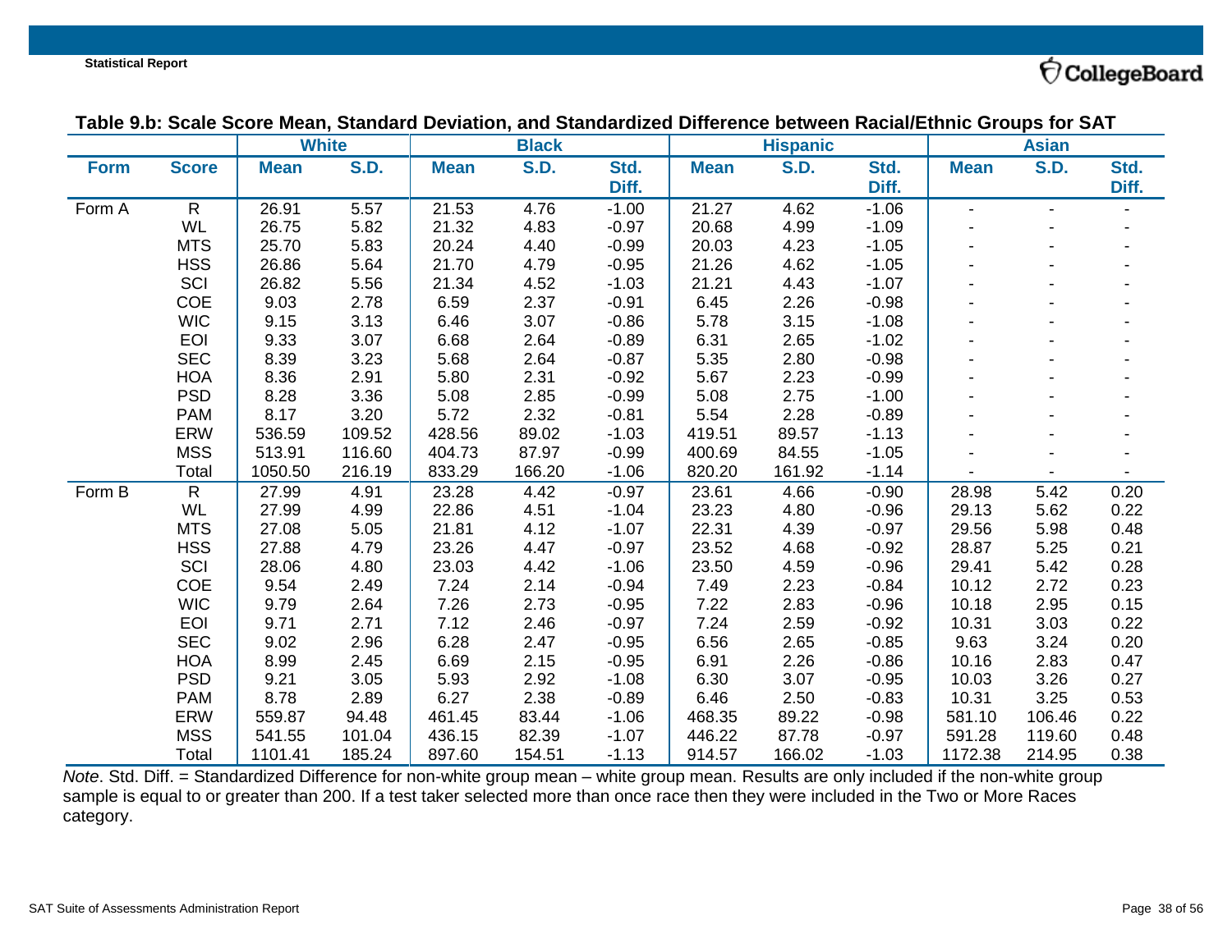**Table 9.b: Scale Score Mean, Standard Deviation, and Standardized Difference between Racial/Ethnic Groups for SAT**

| | | White | | Black | | | Hispanic | | | Asian | | |
|---|---|---|---|---|---|---|---|---|---|---|---|---|
| **Form** | **Score** | **Mean** | **S.D.** | **Mean** | **S.D.** | **Std. Diff.** | **Mean** | **S.D.** | **Std. Diff.** | **Mean** | **S.D.** | **Std. Diff.** |
| Form A | R | 26.91 | 5.57 | 21.53 | 4.76 | -1.00 | 21.27 | 4.62 | -1.06 | - | - | - |
| | WL | 26.75 | 5.82 | 21.32 | 4.83 | -0.97 | 20.68 | 4.99 | -1.09 | - | - | - |
| | MTS | 25.70 | 5.83 | 20.24 | 4.40 | -0.99 | 20.03 | 4.23 | -1.05 | - | - | - |
| | HSS | 26.86 | 5.64 | 21.70 | 4.79 | -0.95 | 21.26 | 4.62 | -1.05 | - | - | - |
| | SCI | 26.82 | 5.56 | 21.34 | 4.52 | -1.03 | 21.21 | 4.43 | -1.07 | - | - | - |
| | COE | 9.03 | 2.78 | 6.59 | 2.37 | -0.91 | 6.45 | 2.26 | -0.98 | - | - | - |
| | WIC | 9.15 | 3.13 | 6.46 | 3.07 | -0.86 | 5.78 | 3.15 | -1.08 | - | - | - |
| | EOI | 9.33 | 3.07 | 6.68 | 2.64 | -0.89 | 6.31 | 2.65 | -1.02 | - | - | - |
| | SEC | 8.39 | 3.23 | 5.68 | 2.64 | -0.87 | 5.35 | 2.80 | -0.98 | - | - | - |
| | HOA | 8.36 | 2.91 | 5.80 | 2.31 | -0.92 | 5.67 | 2.23 | -0.99 | - | - | - |
| | PSD | 8.28 | 3.36 | 5.08 | 2.85 | -0.99 | 5.08 | 2.75 | -1.00 | - | - | - |
| | PAM | 8.17 | 3.20 | 5.72 | 2.32 | -0.81 | 5.54 | 2.28 | -0.89 | - | - | - |
| | ERW | 536.59 | 109.52 | 428.56 | 89.02 | -1.03 | 419.51 | 89.57 | -1.13 | - | - | - |
| | MSS | 513.91 | 116.60 | 404.73 | 87.97 | -0.99 | 400.69 | 84.55 | -1.05 | - | - | - |
| | Total | 1050.50 | 216.19 | 833.29 | 166.20 | -1.06 | 820.20 | 161.92 | -1.14 | - | - | - |
| Form B | R | 27.99 | 4.91 | 23.28 | 4.42 | -0.97 | 23.61 | 4.66 | -0.90 | 28.98 | 5.42 | 0.20 |
| | WL | 27.99 | 4.99 | 22.86 | 4.51 | -1.04 | 23.23 | 4.80 | -0.96 | 29.13 | 5.62 | 0.22 |
| | MTS | 27.08 | 5.05 | 21.81 | 4.12 | -1.07 | 22.31 | 4.39 | -0.97 | 29.56 | 5.98 | 0.48 |
| | HSS | 27.88 | 4.79 | 23.26 | 4.47 | -0.97 | 23.52 | 4.68 | -0.92 | 28.87 | 5.25 | 0.21 |
| | SCI | 28.06 | 4.80 | 23.03 | 4.42 | -1.06 | 23.50 | 4.59 | -0.96 | 29.41 | 5.42 | 0.28 |
| | COE | 9.54 | 2.49 | 7.24 | 2.14 | -0.94 | 7.49 | 2.23 | -0.84 | 10.12 | 2.72 | 0.23 |
| | WIC | 9.79 | 2.64 | 7.26 | 2.73 | -0.95 | 7.22 | 2.83 | -0.96 | 10.18 | 2.95 | 0.15 |
| | EOI | 9.71 | 2.71 | 7.12 | 2.46 | -0.97 | 7.24 | 2.59 | -0.92 | 10.31 | 3.03 | 0.22 |
| | SEC | 9.02 | 2.96 | 6.28 | 2.47 | -0.95 | 6.56 | 2.65 | -0.85 | 9.63 | 3.24 | 0.20 |
| | HOA | 8.99 | 2.45 | 6.69 | 2.15 | -0.95 | 6.91 | 2.26 | -0.86 | 10.16 | 2.83 | 0.47 |
| | PSD | 9.21 | 3.05 | 5.93 | 2.92 | -1.08 | 6.30 | 3.07 | -0.95 | 10.03 | 3.26 | 0.27 |
| | PAM | 8.78 | 2.89 | 6.27 | 2.38 | -0.89 | 6.46 | 2.50 | -0.83 | 10.31 | 3.25 | 0.53 |
| | ERW | 559.87 | 94.48 | 461.45 | 83.44 | -1.06 | 468.35 | 89.22 | -0.98 | 581.10 | 106.46 | 0.22 |
| | MSS | 541.55 | 101.04 | 436.15 | 82.39 | -1.07 | 446.22 | 87.78 | -0.97 | 591.28 | 119.60 | 0.48 |
| | Total | 1101.41 | 185.24 | 897.60 | 154.51 | -1.13 | 914.57 | 166.02 | -1.03 | 1172.38 | 214.95 | 0.38 |

*Note*. Std. Diff. = Standardized Difference for non-white group mean – white group mean. Results are only included if the non-white group sample is equal to or greater than 200. If a test taker selected more than once race then they were included in the Two or More Races category.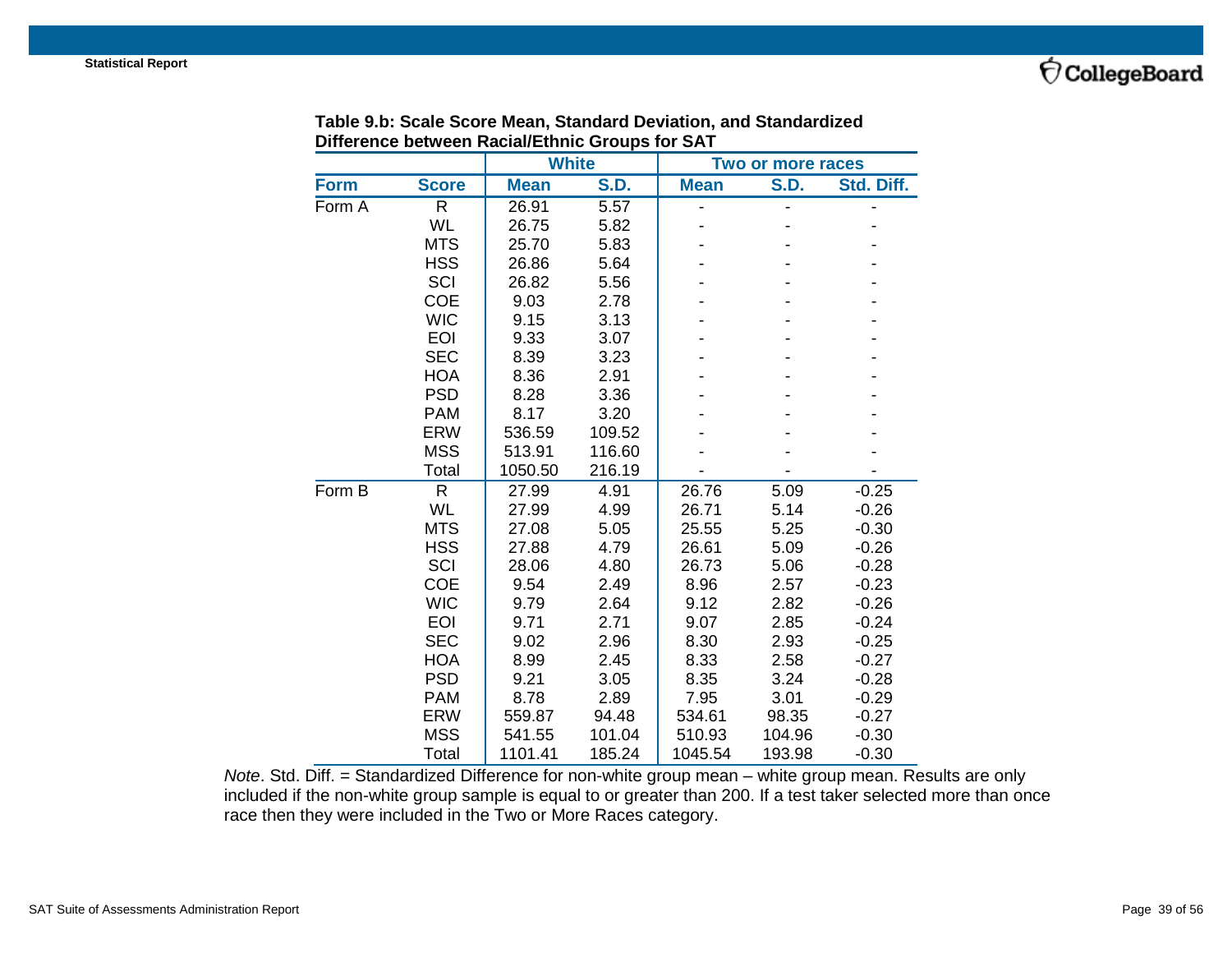**Table 9.b: Scale Score Mean, Standard Deviation, and Standardized Difference between Racial/Ethnic Groups for SAT**

| | | White | | Two or more races | | |
|---|---|---|---|---|---|---|
| **Form** | **Score** | **Mean** | **S.D.** | **Mean** | **S.D.** | **Std. Diff.** |
| Form A | R | 26.91 | 5.57 | - | - | - |
| | WL | 26.75 | 5.82 | - | - | - |
| | MTS | 25.70 | 5.83 | - | - | - |
| | HSS | 26.86 | 5.64 | - | - | - |
| | SCI | 26.82 | 5.56 | - | - | - |
| | COE | 9.03 | 2.78 | - | - | - |
| | WIC | 9.15 | 3.13 | - | - | - |
| | EOI | 9.33 | 3.07 | - | - | - |
| | SEC | 8.39 | 3.23 | - | - | - |
| | HOA | 8.36 | 2.91 | - | - | - |
| | PSD | 8.28 | 3.36 | - | - | - |
| | PAM | 8.17 | 3.20 | - | - | - |
| | ERW | 536.59 | 109.52 | - | - | - |
| | MSS | 513.91 | 116.60 | - | - | - |
| | Total | 1050.50 | 216.19 | - | - | - |
| Form B | R | 27.99 | 4.91 | 26.76 | 5.09 | -0.25 |
| | WL | 27.99 | 4.99 | 26.71 | 5.14 | -0.26 |
| | MTS | 27.08 | 5.05 | 25.55 | 5.25 | -0.30 |
| | HSS | 27.88 | 4.79 | 26.61 | 5.09 | -0.26 |
| | SCI | 28.06 | 4.80 | 26.73 | 5.06 | -0.28 |
| | COE | 9.54 | 2.49 | 8.96 | 2.57 | -0.23 |
| | WIC | 9.79 | 2.64 | 9.12 | 2.82 | -0.26 |
| | EOI | 9.71 | 2.71 | 9.07 | 2.85 | -0.24 |
| | SEC | 9.02 | 2.96 | 8.30 | 2.93 | -0.25 |
| | HOA | 8.99 | 2.45 | 8.33 | 2.58 | -0.27 |
| | PSD | 9.21 | 3.05 | 8.35 | 3.24 | -0.28 |
| | PAM | 8.78 | 2.89 | 7.95 | 3.01 | -0.29 |
| | ERW | 559.87 | 94.48 | 534.61 | 98.35 | -0.27 |
| | MSS | 541.55 | 101.04 | 510.93 | 104.96 | -0.30 |
| | Total | 1101.41 | 185.24 | 1045.54 | 193.98 | -0.30 |

*Note*. Std. Diff. = Standardized Difference for non-white group mean – white group mean. Results are only included if the non-white group sample is equal to or greater than 200. If a test taker selected more than once race then they were included in the Two or More Races category.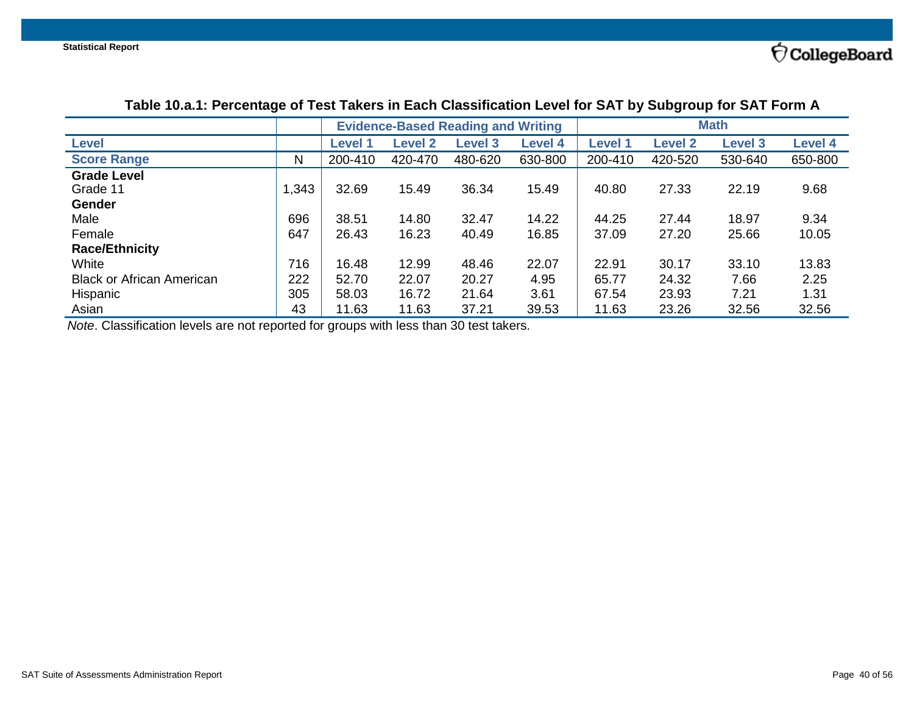**Table 10.a.1: Percentage of Test Takers in Each Classification Level for SAT by Subgroup for SAT Form A**

| | | Evidence-Based Reading and Writing | | | | Math | | | |
|---|---|---|---|---|---|---|---|---|---|
| **Level** | | **Level 1** | **Level 2** | **Level 3** | **Level 4** | **Level 1** | **Level 2** | **Level 3** | **Level 4** |
| **Score Range** | N | 200-410 | 420-470 | 480-620 | 630-800 | 200-410 | 420-520 | 530-640 | 650-800 |
| **Grade Level** | | | | | | | | | |
| Grade 11 | 1,343 | 32.69 | 15.49 | 36.34 | 15.49 | 40.80 | 27.33 | 22.19 | 9.68 |
| **Gender** | | | | | | | | | |
| Male | 696 | 38.51 | 14.80 | 32.47 | 14.22 | 44.25 | 27.44 | 18.97 | 9.34 |
| Female | 647 | 26.43 | 16.23 | 40.49 | 16.85 | 37.09 | 27.20 | 25.66 | 10.05 |
| **Race/Ethnicity** | | | | | | | | | |
| White | 716 | 16.48 | 12.99 | 48.46 | 22.07 | 22.91 | 30.17 | 33.10 | 13.83 |
| Black or African American | 222 | 52.70 | 22.07 | 20.27 | 4.95 | 65.77 | 24.32 | 7.66 | 2.25 |
| Hispanic | 305 | 58.03 | 16.72 | 21.64 | 3.61 | 67.54 | 23.93 | 7.21 | 1.31 |
| Asian | 43 | 11.63 | 11.63 | 37.21 | 39.53 | 11.63 | 23.26 | 32.56 | 32.56 |

*Note*. Classification levels are not reported for groups with less than 30 test takers.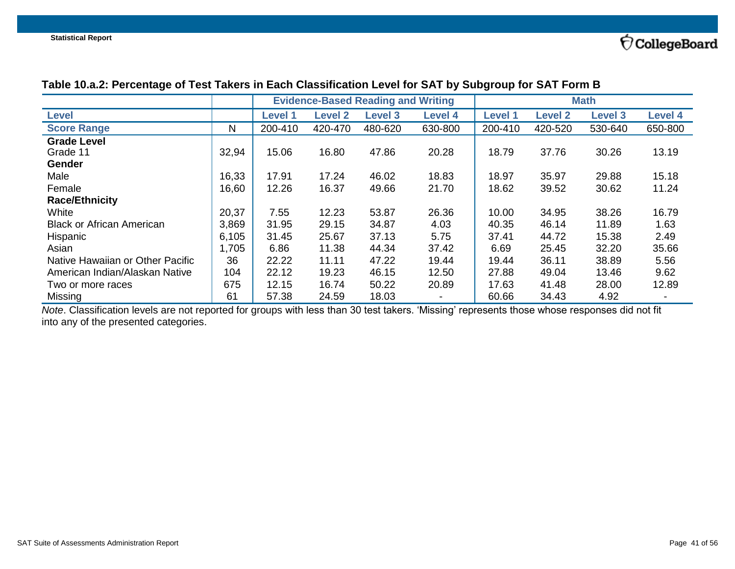**Table 10.a.2: Percentage of Test Takers in Each Classification Level for SAT by Subgroup for SAT Form B**

| | | Evidence-Based Reading and Writing | | | | Math | | | |
|---|---|---|---|---|---|---|---|---|---|
| **Level** | | **Level 1** | **Level 2** | **Level 3** | **Level 4** | **Level 1** | **Level 2** | **Level 3** | **Level 4** |
| **Score Range** | N | 200-410 | 420-470 | 480-620 | 630-800 | 200-410 | 420-520 | 530-640 | 650-800 |
| **Grade Level** | | | | | | | | | |
| Grade 11 | 32,94 | 15.06 | 16.80 | 47.86 | 20.28 | 18.79 | 37.76 | 30.26 | 13.19 |
| **Gender** | | | | | | | | | |
| Male | 16,33 | 17.91 | 17.24 | 46.02 | 18.83 | 18.97 | 35.97 | 29.88 | 15.18 |
| Female | 16,60 | 12.26 | 16.37 | 49.66 | 21.70 | 18.62 | 39.52 | 30.62 | 11.24 |
| **Race/Ethnicity** | | | | | | | | | |
| White | 20,37 | 7.55 | 12.23 | 53.87 | 26.36 | 10.00 | 34.95 | 38.26 | 16.79 |
| Black or African American | 3,869 | 31.95 | 29.15 | 34.87 | 4.03 | 40.35 | 46.14 | 11.89 | 1.63 |
| Hispanic | 6,105 | 31.45 | 25.67 | 37.13 | 5.75 | 37.41 | 44.72 | 15.38 | 2.49 |
| Asian | 1,705 | 6.86 | 11.38 | 44.34 | 37.42 | 6.69 | 25.45 | 32.20 | 35.66 |
| Native Hawaiian or Other Pacific | 36 | 22.22 | 11.11 | 47.22 | 19.44 | 19.44 | 36.11 | 38.89 | 5.56 |
| American Indian/Alaskan Native | 104 | 22.12 | 19.23 | 46.15 | 12.50 | 27.88 | 49.04 | 13.46 | 9.62 |
| Two or more races | 675 | 12.15 | 16.74 | 50.22 | 20.89 | 17.63 | 41.48 | 28.00 | 12.89 |
| Missing | 61 | 57.38 | 24.59 | 18.03 | - | 60.66 | 34.43 | 4.92 | - |

*Note*. Classification levels are not reported for groups with less than 30 test takers. 'Missing' represents those whose responses did not fit into any of the presented categories.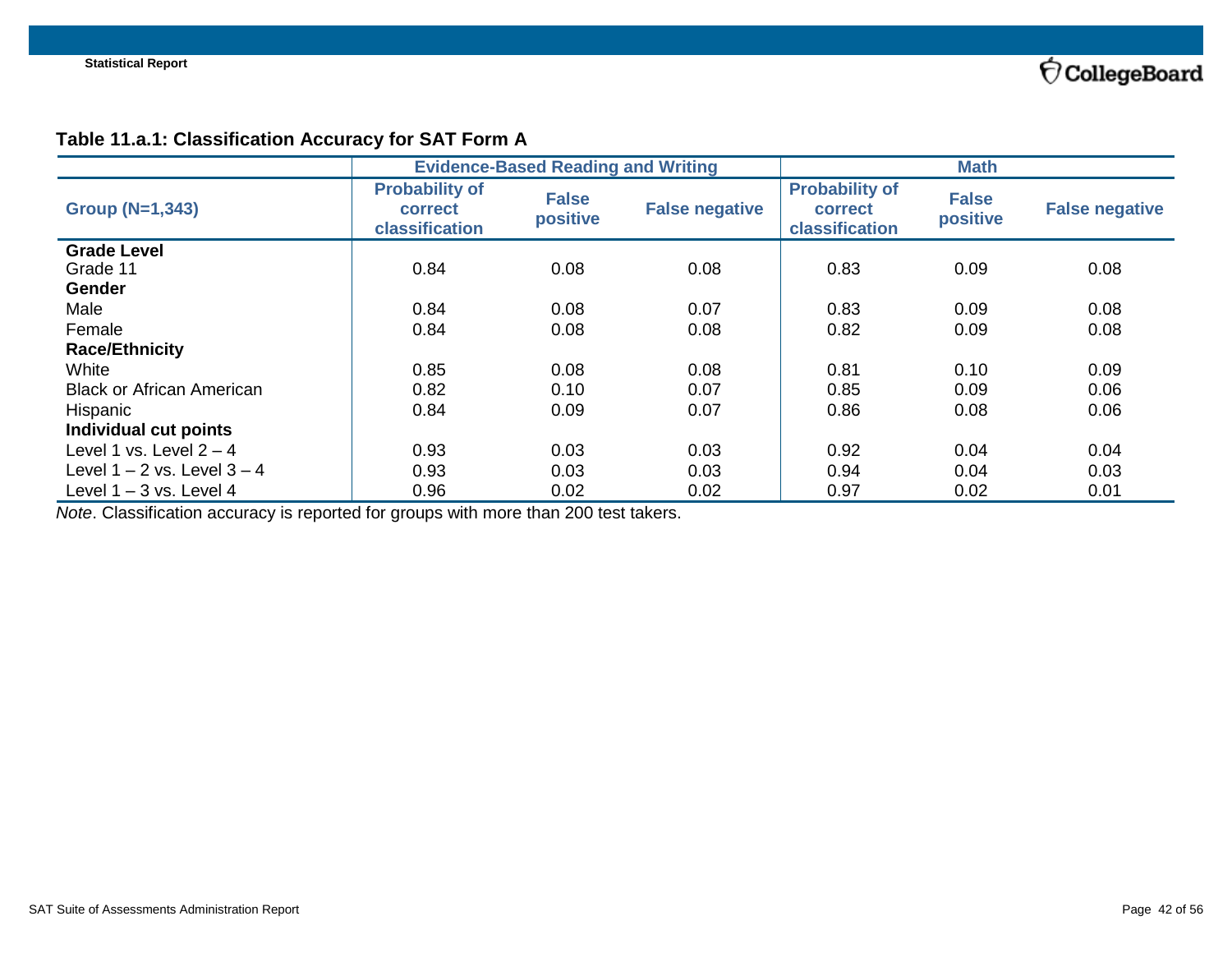**Table 11.a.1: Classification Accuracy for SAT Form A**

| Group (N=1,343) | Evidence-Based Reading and Writing | | | Math | | |
|---|---|---|---|---|---|---|
| | Probability of correct classification | False positive | False negative | Probability of correct classification | False positive | False negative |
| **Grade Level** | | | | | | |
| Grade 11 | 0.84 | 0.08 | 0.08 | 0.83 | 0.09 | 0.08 |
| **Gender** | | | | | | |
| Male | 0.84 | 0.08 | 0.07 | 0.83 | 0.09 | 0.08 |
| Female | 0.84 | 0.08 | 0.08 | 0.82 | 0.09 | 0.08 |
| **Race/Ethnicity** | | | | | | |
| White | 0.85 | 0.08 | 0.08 | 0.81 | 0.10 | 0.09 |
| Black or African American | 0.82 | 0.10 | 0.07 | 0.85 | 0.09 | 0.06 |
| Hispanic | 0.84 | 0.09 | 0.07 | 0.86 | 0.08 | 0.06 |
| **Individual cut points** | | | | | | |
| Level 1 vs. Level 2 – 4 | 0.93 | 0.03 | 0.03 | 0.92 | 0.04 | 0.04 |
| Level 1 – 2 vs. Level 3 – 4 | 0.93 | 0.03 | 0.03 | 0.94 | 0.04 | 0.03 |
| Level 1 – 3 vs. Level 4 | 0.96 | 0.02 | 0.02 | 0.97 | 0.02 | 0.01 |

*Note*. Classification accuracy is reported for groups with more than 200 test takers.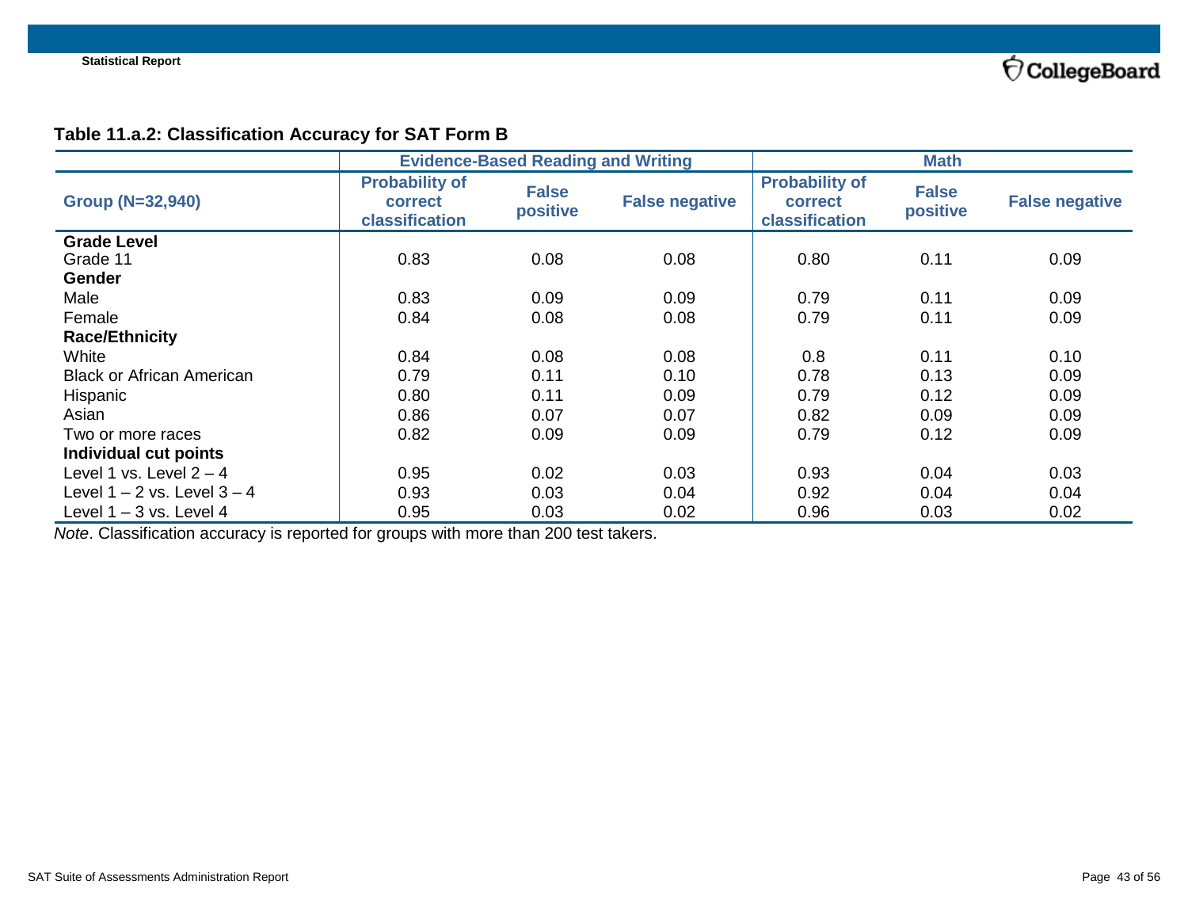### Table 11.a.2: Classification Accuracy for SAT Form B

| | Evidence-Based Reading and Writing | | | Math | | |
|---|---|---|---|---|---|---|
| **Group (N=32,940)** | **Probability of correct classification** | **False positive** | **False negative** | **Probability of correct classification** | **False positive** | **False negative** |
| **Grade Level** | | | | | | |
| Grade 11 | 0.83 | 0.08 | 0.08 | 0.80 | 0.11 | 0.09 |
| **Gender** | | | | | | |
| Male | 0.83 | 0.09 | 0.09 | 0.79 | 0.11 | 0.09 |
| Female | 0.84 | 0.08 | 0.08 | 0.79 | 0.11 | 0.09 |
| **Race/Ethnicity** | | | | | | |
| White | 0.84 | 0.08 | 0.08 | 0.8 | 0.11 | 0.10 |
| Black or African American | 0.79 | 0.11 | 0.10 | 0.78 | 0.13 | 0.09 |
| Hispanic | 0.80 | 0.11 | 0.09 | 0.79 | 0.12 | 0.09 |
| Asian | 0.86 | 0.07 | 0.07 | 0.82 | 0.09 | 0.09 |
| Two or more races | 0.82 | 0.09 | 0.09 | 0.79 | 0.12 | 0.09 |
| **Individual cut points** | | | | | | |
| Level 1 vs. Level 2 – 4 | 0.95 | 0.02 | 0.03 | 0.93 | 0.04 | 0.03 |
| Level 1 – 2 vs. Level 3 – 4 | 0.93 | 0.03 | 0.04 | 0.92 | 0.04 | 0.04 |
| Level 1 – 3 vs. Level 4 | 0.95 | 0.03 | 0.02 | 0.96 | 0.03 | 0.02 |

*Note*. Classification accuracy is reported for groups with more than 200 test takers.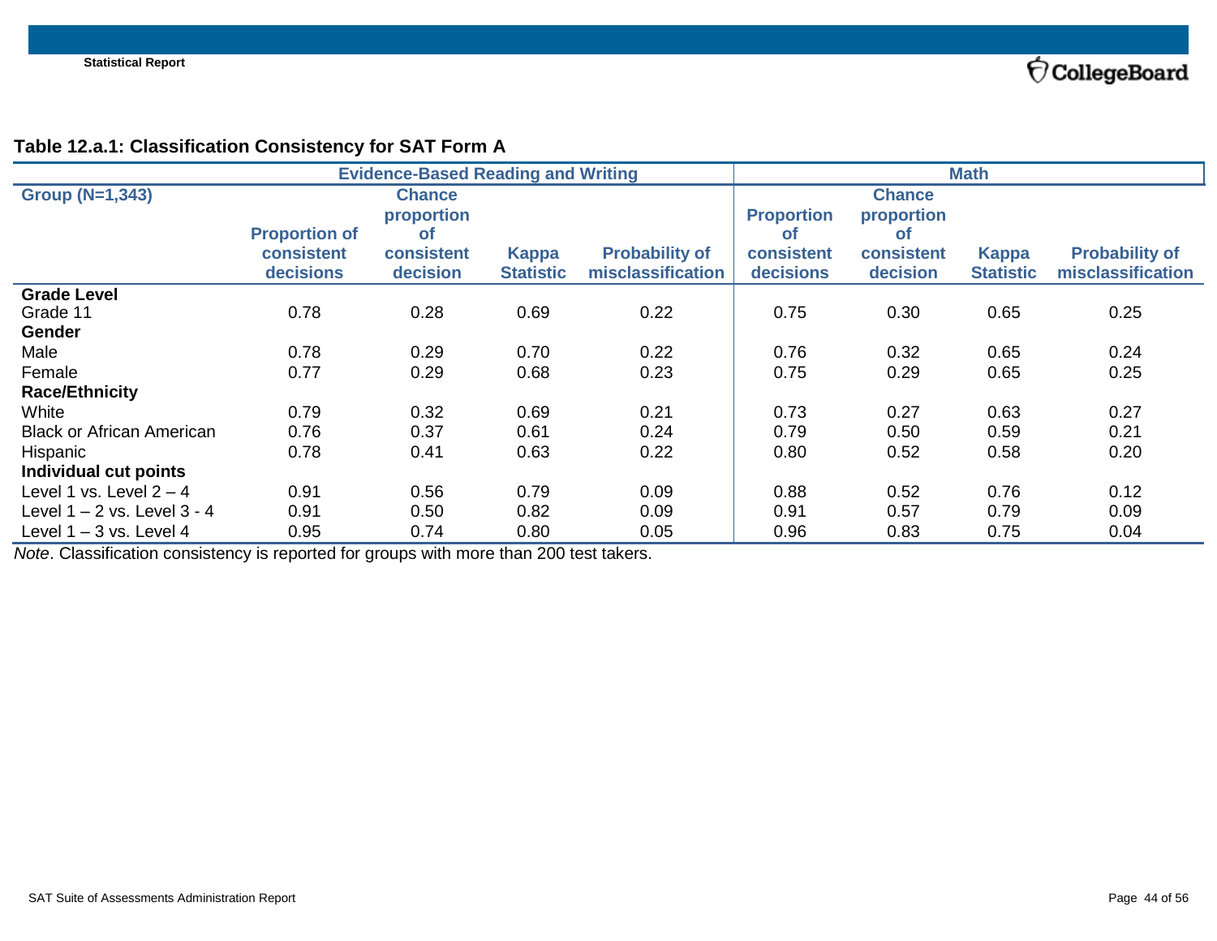**Table 12.a.1: Classification Consistency for SAT Form A**

| | Evidence-Based Reading and Writing | | | | Math | | | |
|---|---|---|---|---|---|---|---|---|
| Group (N=1,343) | Proportion of consistent decisions | Chance proportion of consistent decision | Kappa Statistic | Probability of misclassification | Proportion of consistent decisions | Chance proportion of consistent decision | Kappa Statistic | Probability of misclassification |
| **Grade Level** | | | | | | | | |
| Grade 11 | 0.78 | 0.28 | 0.69 | 0.22 | 0.75 | 0.30 | 0.65 | 0.25 |
| **Gender** | | | | | | | | |
| Male | 0.78 | 0.29 | 0.70 | 0.22 | 0.76 | 0.32 | 0.65 | 0.24 |
| Female | 0.77 | 0.29 | 0.68 | 0.23 | 0.75 | 0.29 | 0.65 | 0.25 |
| **Race/Ethnicity** | | | | | | | | |
| White | 0.79 | 0.32 | 0.69 | 0.21 | 0.73 | 0.27 | 0.63 | 0.27 |
| Black or African American | 0.76 | 0.37 | 0.61 | 0.24 | 0.79 | 0.50 | 0.59 | 0.21 |
| Hispanic | 0.78 | 0.41 | 0.63 | 0.22 | 0.80 | 0.52 | 0.58 | 0.20 |
| **Individual cut points** | | | | | | | | |
| Level 1 vs. Level 2 – 4 | 0.91 | 0.56 | 0.79 | 0.09 | 0.88 | 0.52 | 0.76 | 0.12 |
| Level 1 – 2 vs. Level 3 - 4 | 0.91 | 0.50 | 0.82 | 0.09 | 0.91 | 0.57 | 0.79 | 0.09 |
| Level 1 – 3 vs. Level 4 | 0.95 | 0.74 | 0.80 | 0.05 | 0.96 | 0.83 | 0.75 | 0.04 |

*Note*. Classification consistency is reported for groups with more than 200 test takers.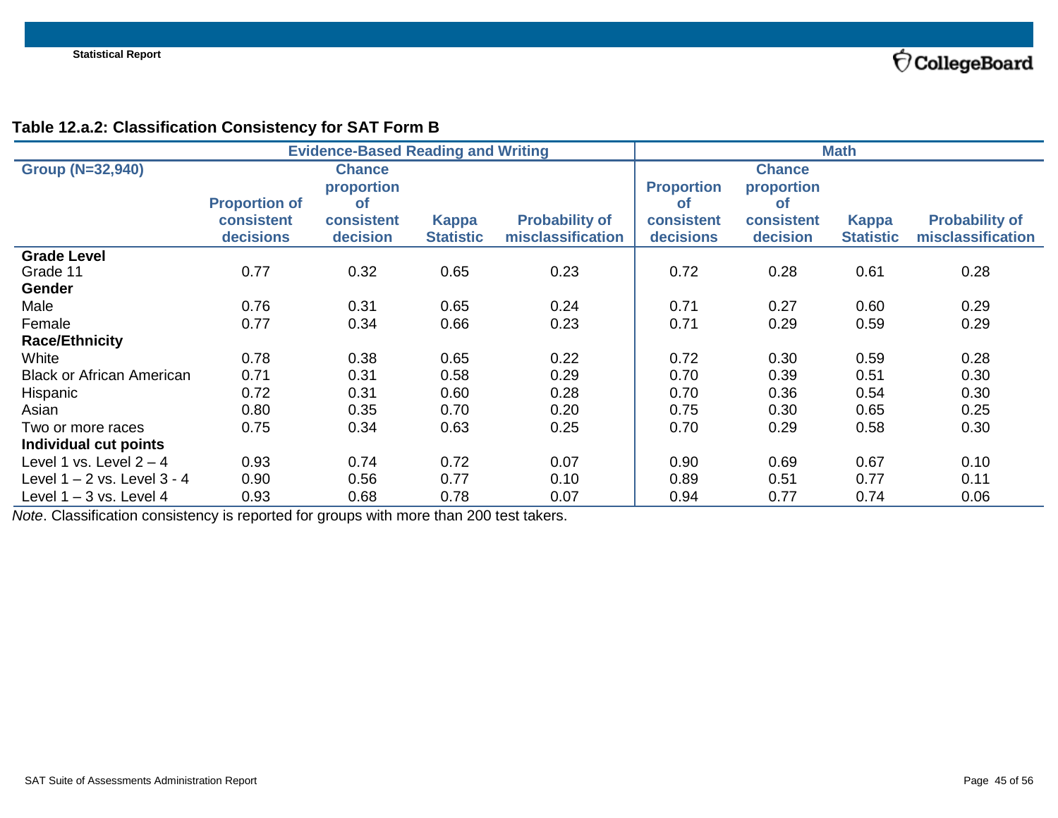**Table 12.a.2: Classification Consistency for SAT Form B**

| Group (N=32,940) | Evidence-Based Reading and Writing | | | | Math | | | |
|---|---|---|---|---|---|---|---|---|
| | Proportion of consistent decisions | Chance proportion of consistent decision | Kappa Statistic | Probability of misclassification | Proportion of consistent decisions | Chance proportion of consistent decision | Kappa Statistic | Probability of misclassification |
| **Grade Level** | | | | | | | | |
| Grade 11 | 0.77 | 0.32 | 0.65 | 0.23 | 0.72 | 0.28 | 0.61 | 0.28 |
| **Gender** | | | | | | | | |
| Male | 0.76 | 0.31 | 0.65 | 0.24 | 0.71 | 0.27 | 0.60 | 0.29 |
| Female | 0.77 | 0.34 | 0.66 | 0.23 | 0.71 | 0.29 | 0.59 | 0.29 |
| **Race/Ethnicity** | | | | | | | | |
| White | 0.78 | 0.38 | 0.65 | 0.22 | 0.72 | 0.30 | 0.59 | 0.28 |
| Black or African American | 0.71 | 0.31 | 0.58 | 0.29 | 0.70 | 0.39 | 0.51 | 0.30 |
| Hispanic | 0.72 | 0.31 | 0.60 | 0.28 | 0.70 | 0.36 | 0.54 | 0.30 |
| Asian | 0.80 | 0.35 | 0.70 | 0.20 | 0.75 | 0.30 | 0.65 | 0.25 |
| Two or more races | 0.75 | 0.34 | 0.63 | 0.25 | 0.70 | 0.29 | 0.58 | 0.30 |
| **Individual cut points** | | | | | | | | |
| Level 1 vs. Level 2 – 4 | 0.93 | 0.74 | 0.72 | 0.07 | 0.90 | 0.69 | 0.67 | 0.10 |
| Level 1 – 2 vs. Level 3 - 4 | 0.90 | 0.56 | 0.77 | 0.10 | 0.89 | 0.51 | 0.77 | 0.11 |
| Level 1 – 3 vs. Level 4 | 0.93 | 0.68 | 0.78 | 0.07 | 0.94 | 0.77 | 0.74 | 0.06 |

*Note*. Classification consistency is reported for groups with more than 200 test takers.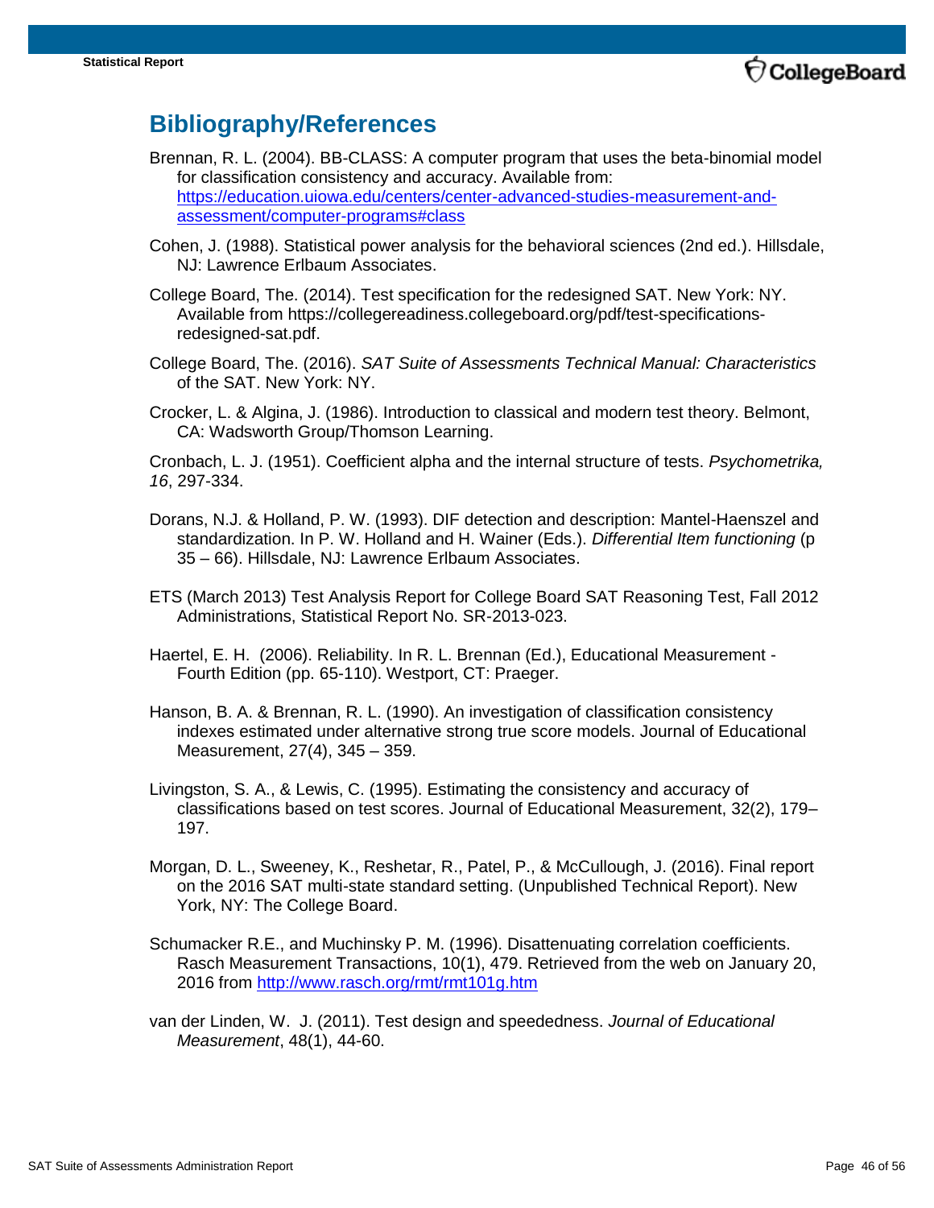## Bibliography/References

Brennan, R. L. (2004). BB-CLASS: A computer program that uses the beta-binomial model for classification consistency and accuracy. Available from: [https://education.uiowa.edu/centers/center-advanced-studies-measurement-and-assessment/computer-programs#class](https://education.uiowa.edu/centers/center-advanced-studies-measurement-and-assessment/computer-programs#class)

Cohen, J. (1988). Statistical power analysis for the behavioral sciences (2nd ed.). Hillsdale, NJ: Lawrence Erlbaum Associates.

College Board, The. (2014). Test specification for the redesigned SAT. New York: NY. Available from https://collegereadiness.collegeboard.org/pdf/test-specifications-redesigned-sat.pdf.

College Board, The. (2016). *SAT Suite of Assessments Technical Manual: Characteristics* of the SAT. New York: NY.

Crocker, L. & Algina, J. (1986). Introduction to classical and modern test theory. Belmont, CA: Wadsworth Group/Thomson Learning.

Cronbach, L. J. (1951). Coefficient alpha and the internal structure of tests. *Psychometrika, 16*, 297-334.

Dorans, N.J. & Holland, P. W. (1993). DIF detection and description: Mantel-Haenszel and standardization. In P. W. Holland and H. Wainer (Eds.). *Differential Item functioning* (p 35 – 66). Hillsdale, NJ: Lawrence Erlbaum Associates.

ETS (March 2013) Test Analysis Report for College Board SAT Reasoning Test, Fall 2012 Administrations, Statistical Report No. SR-2013-023.

Haertel, E. H. (2006). Reliability. In R. L. Brennan (Ed.), Educational Measurement - Fourth Edition (pp. 65-110). Westport, CT: Praeger.

Hanson, B. A. & Brennan, R. L. (1990). An investigation of classification consistency indexes estimated under alternative strong true score models. Journal of Educational Measurement, 27(4), 345 – 359.

Livingston, S. A., & Lewis, C. (1995). Estimating the consistency and accuracy of classifications based on test scores. Journal of Educational Measurement, 32(2), 179–197.

Morgan, D. L., Sweeney, K., Reshetar, R., Patel, P., & McCullough, J. (2016). Final report on the 2016 SAT multi-state standard setting. (Unpublished Technical Report). New York, NY: The College Board.

Schumacker R.E., and Muchinsky P. M. (1996). Disattenuating correlation coefficients. Rasch Measurement Transactions, 10(1), 479. Retrieved from the web on January 20, 2016 from [http://www.rasch.org/rmt/rmt101g.htm](http://www.rasch.org/rmt/rmt101g.htm)

van der Linden, W. J. (2011). Test design and speededness. *Journal of Educational Measurement*, 48(1), 44-60.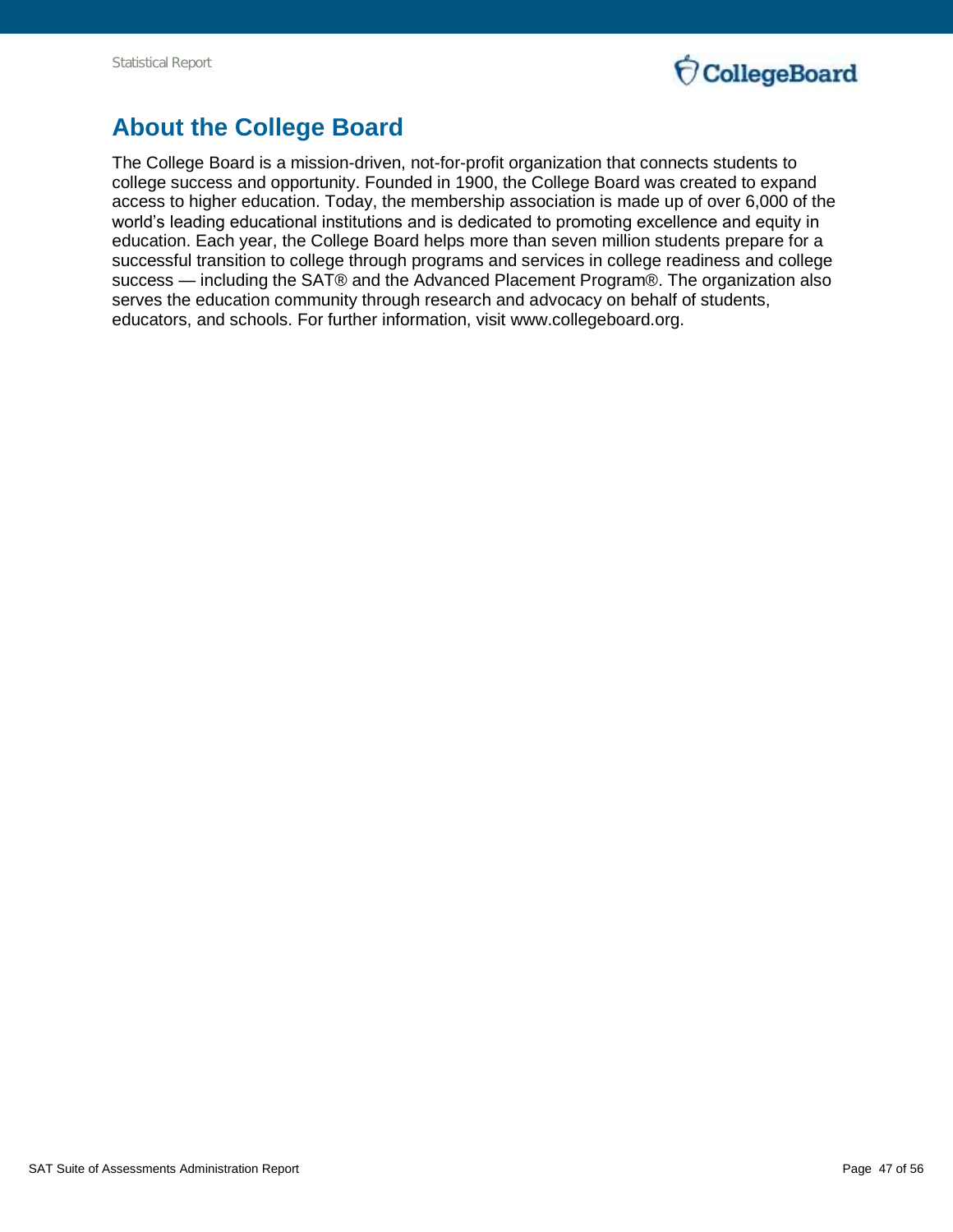## About the College Board

The College Board is a mission-driven, not-for-profit organization that connects students to college success and opportunity. Founded in 1900, the College Board was created to expand access to higher education. Today, the membership association is made up of over 6,000 of the world's leading educational institutions and is dedicated to promoting excellence and equity in education. Each year, the College Board helps more than seven million students prepare for a successful transition to college through programs and services in college readiness and college success — including the SAT® and the Advanced Placement Program®. The organization also serves the education community through research and advocacy on behalf of students, educators, and schools. For further information, visit www.collegeboard.org.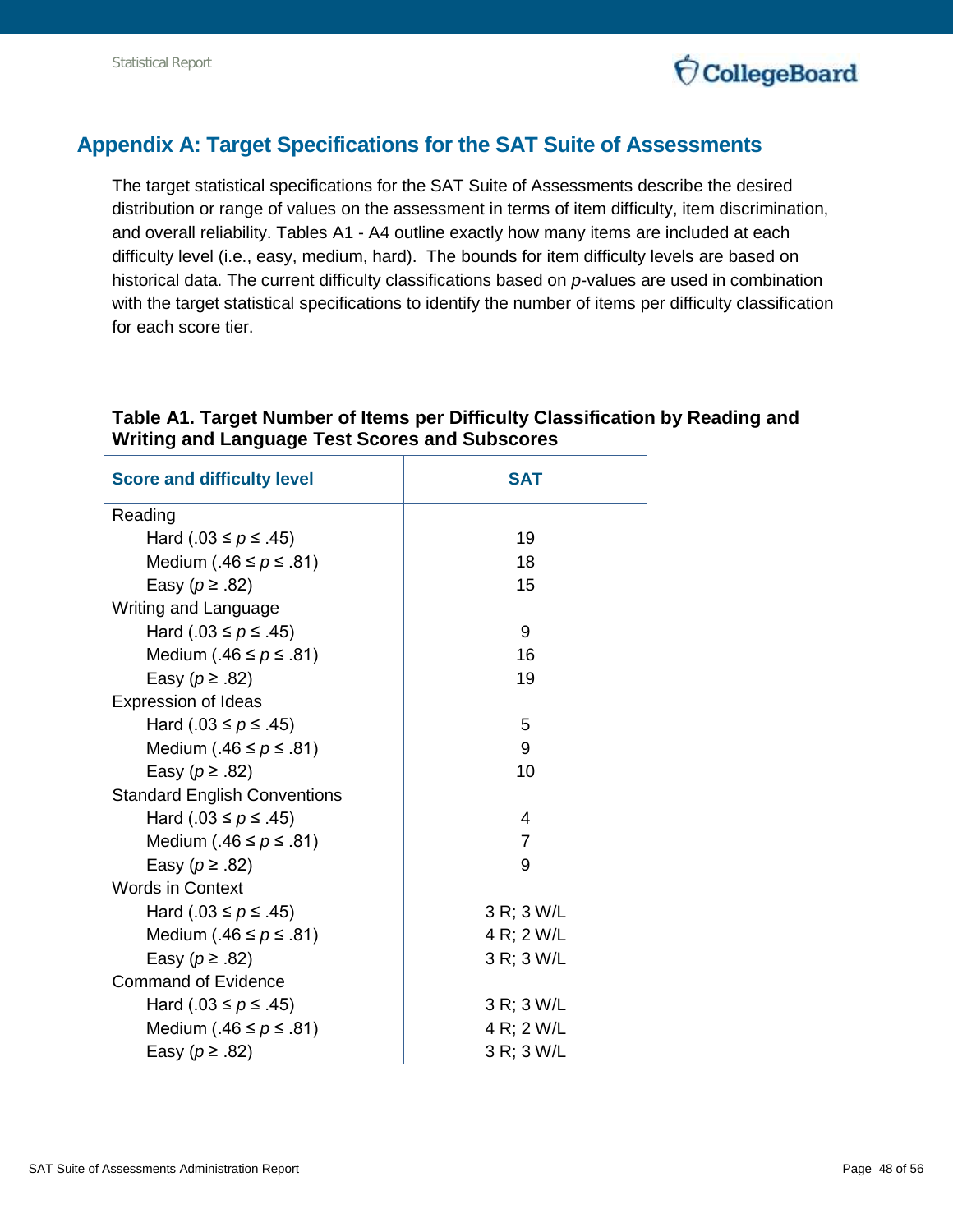## Appendix A: Target Specifications for the SAT Suite of Assessments

The target statistical specifications for the SAT Suite of Assessments describe the desired distribution or range of values on the assessment in terms of item difficulty, item discrimination, and overall reliability. Tables A1 - A4 outline exactly how many items are included at each difficulty level (i.e., easy, medium, hard). The bounds for item difficulty levels are based on historical data. The current difficulty classifications based on *p*-values are used in combination with the target statistical specifications to identify the number of items per difficulty classification for each score tier.

**Table A1. Target Number of Items per Difficulty Classification by Reading and Writing and Language Test Scores and Subscores**

| Score and difficulty level | SAT |
|---|---|
| Reading | |
| Hard ($.03 \le p \le .45$) | 19 |
| Medium ($.46 \le p \le .81$) | 18 |
| Easy ($p \ge .82$) | 15 |
| Writing and Language | |
| Hard ($.03 \le p \le .45$) | 9 |
| Medium ($.46 \le p \le .81$) | 16 |
| Easy ($p \ge .82$) | 19 |
| Expression of Ideas | |
| Hard ($.03 \le p \le .45$) | 5 |
| Medium ($.46 \le p \le .81$) | 9 |
| Easy ($p \ge .82$) | 10 |
| Standard English Conventions | |
| Hard ($.03 \le p \le .45$) | 4 |
| Medium ($.46 \le p \le .81$) | 7 |
| Easy ($p \ge .82$) | 9 |
| Words in Context | |
| Hard ($.03 \le p \le .45$) | 3 R; 3 W/L |
| Medium ($.46 \le p \le .81$) | 4 R; 2 W/L |
| Easy ($p \ge .82$) | 3 R; 3 W/L |
| Command of Evidence | |
| Hard ($.03 \le p \le .45$) | 3 R; 3 W/L |
| Medium ($.46 \le p \le .81$) | 4 R; 2 W/L |
| Easy ($p \ge .82$) | 3 R; 3 W/L |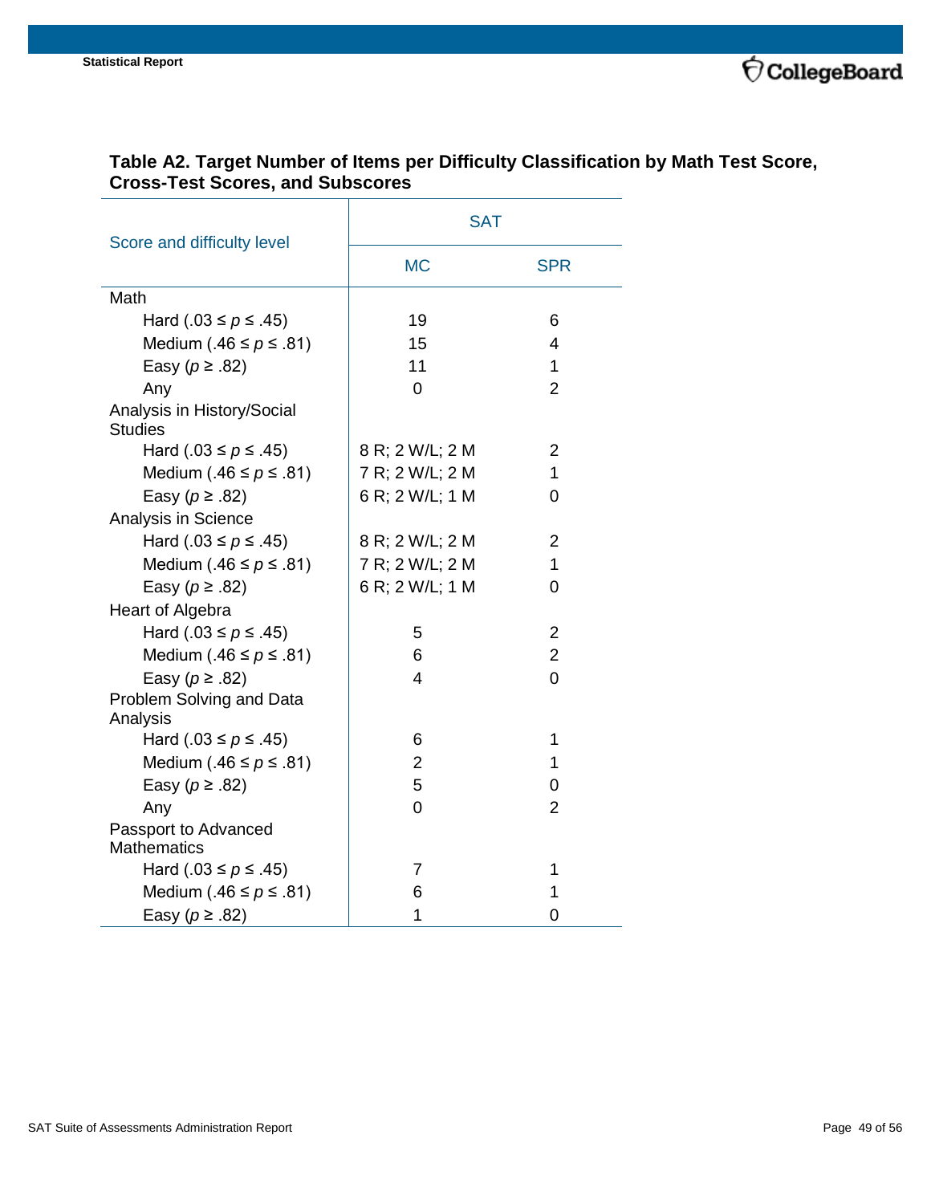**Table A2. Target Number of Items per Difficulty Classification by Math Test Score, Cross-Test Scores, and Subscores**

| Score and difficulty level | SAT | |
|---|---|---|
| | MC | SPR |
| **Math** | | |
| Hard (.03 ≤ $p$ ≤ .45) | 19 | 6 |
| Medium (.46 ≤ $p$ ≤ .81) | 15 | 4 |
| Easy ($p$ ≥ .82) | 11 | 1 |
| Any | 0 | 2 |
| **Analysis in History/Social Studies** | | |
| Hard (.03 ≤ $p$ ≤ .45) | 8 R; 2 W/L; 2 M | 2 |
| Medium (.46 ≤ $p$ ≤ .81) | 7 R; 2 W/L; 2 M | 1 |
| Easy ($p$ ≥ .82) | 6 R; 2 W/L; 1 M | 0 |
| **Analysis in Science** | | |
| Hard (.03 ≤ $p$ ≤ .45) | 8 R; 2 W/L; 2 M | 2 |
| Medium (.46 ≤ $p$ ≤ .81) | 7 R; 2 W/L; 2 M | 1 |
| Easy ($p$ ≥ .82) | 6 R; 2 W/L; 1 M | 0 |
| **Heart of Algebra** | | |
| Hard (.03 ≤ $p$ ≤ .45) | 5 | 2 |
| Medium (.46 ≤ $p$ ≤ .81) | 6 | 2 |
| Easy ($p$ ≥ .82) | 4 | 0 |
| **Problem Solving and Data Analysis** | | |
| Hard (.03 ≤ $p$ ≤ .45) | 6 | 1 |
| Medium (.46 ≤ $p$ ≤ .81) | 2 | 1 |
| Easy ($p$ ≥ .82) | 5 | 0 |
| Any | 0 | 2 |
| **Passport to Advanced Mathematics** | | |
| Hard (.03 ≤ $p$ ≤ .45) | 7 | 1 |
| Medium (.46 ≤ $p$ ≤ .81) | 6 | 1 |
| Easy ($p$ ≥ .82) | 1 | 0 |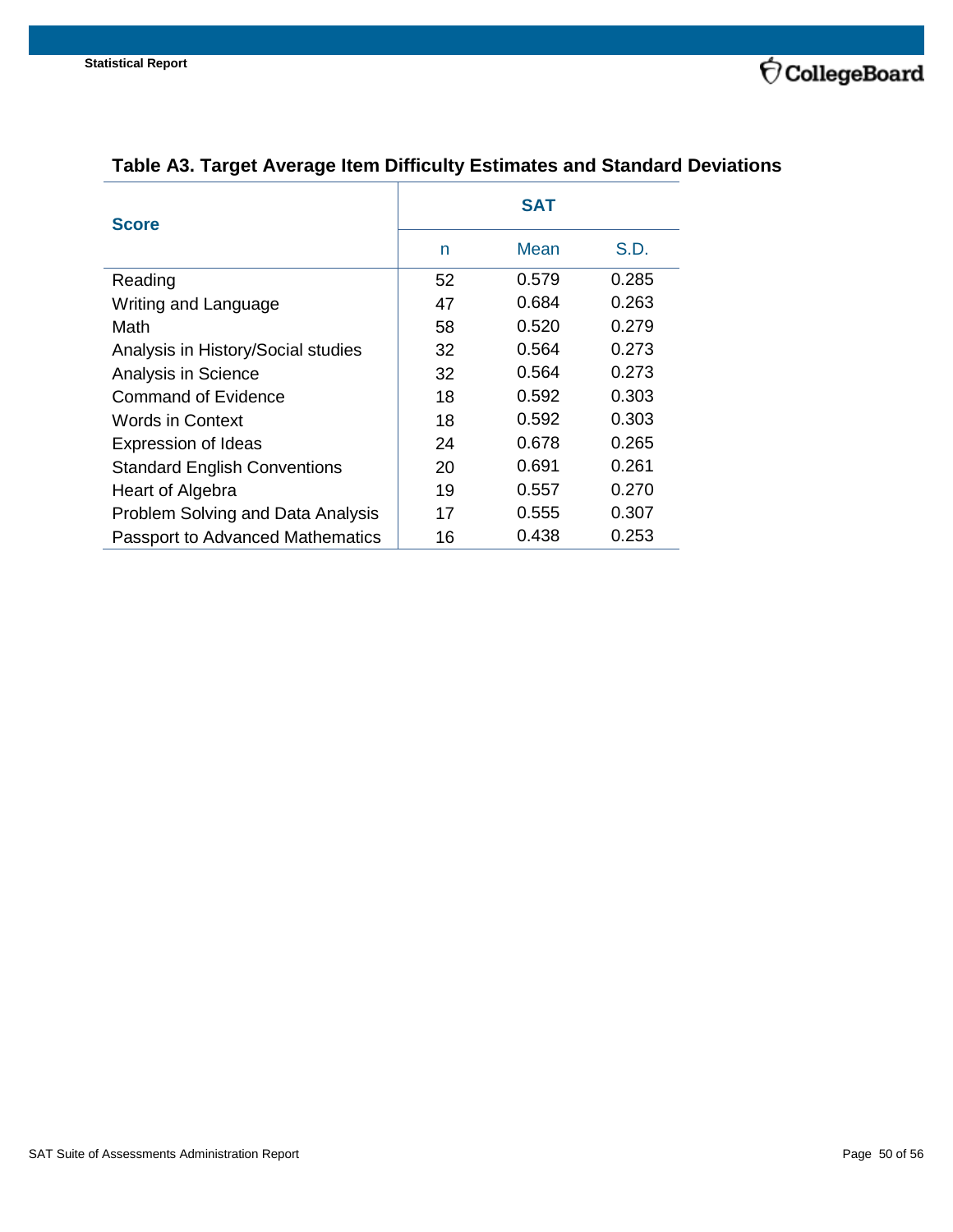### Table A3. Target Average Item Difficulty Estimates and Standard Deviations

| Score | SAT | | |
|---|---|---|---|
| | n | Mean | S.D. |
| Reading | 52 | 0.579 | 0.285 |
| Writing and Language | 47 | 0.684 | 0.263 |
| Math | 58 | 0.520 | 0.279 |
| Analysis in History/Social studies | 32 | 0.564 | 0.273 |
| Analysis in Science | 32 | 0.564 | 0.273 |
| Command of Evidence | 18 | 0.592 | 0.303 |
| Words in Context | 18 | 0.592 | 0.303 |
| Expression of Ideas | 24 | 0.678 | 0.265 |
| Standard English Conventions | 20 | 0.691 | 0.261 |
| Heart of Algebra | 19 | 0.557 | 0.270 |
| Problem Solving and Data Analysis | 17 | 0.555 | 0.307 |
| Passport to Advanced Mathematics | 16 | 0.438 | 0.253 |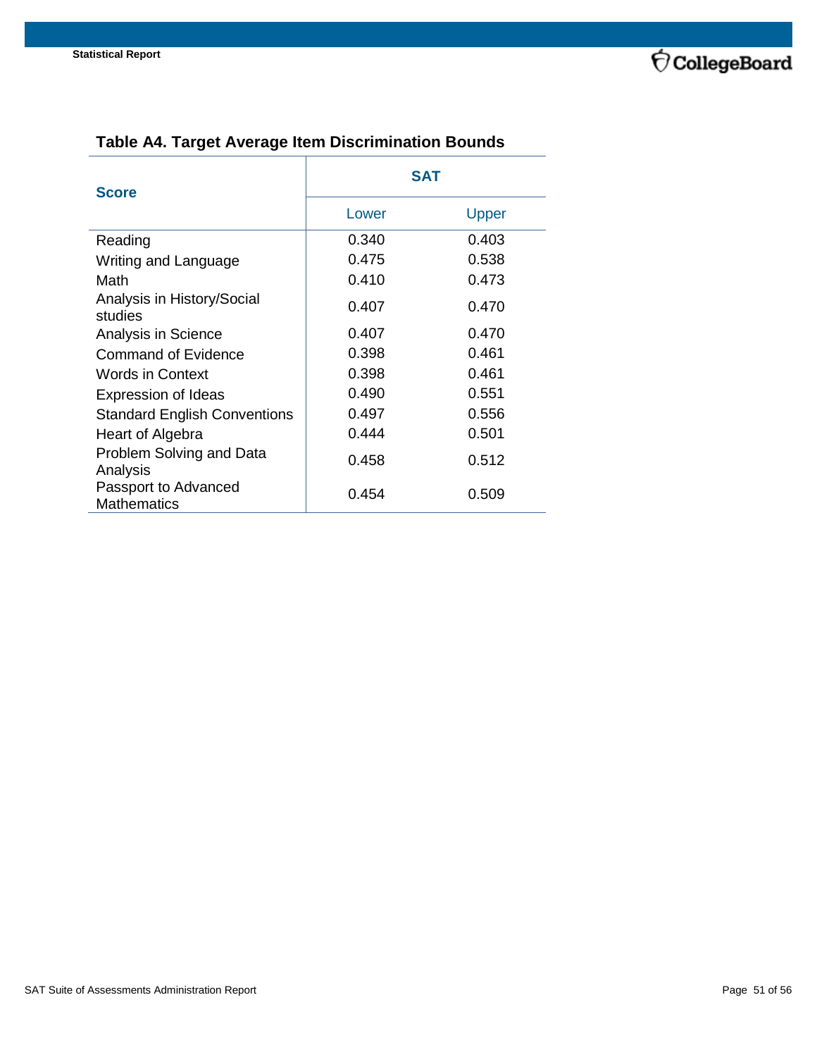### Table A4. Target Average Item Discrimination Bounds

| Score | SAT | |
|---|---|---|
| | Lower | Upper |
| Reading | 0.340 | 0.403 |
| Writing and Language | 0.475 | 0.538 |
| Math | 0.410 | 0.473 |
| Analysis in History/Social studies | 0.407 | 0.470 |
| Analysis in Science | 0.407 | 0.470 |
| Command of Evidence | 0.398 | 0.461 |
| Words in Context | 0.398 | 0.461 |
| Expression of Ideas | 0.490 | 0.551 |
| Standard English Conventions | 0.497 | 0.556 |
| Heart of Algebra | 0.444 | 0.501 |
| Problem Solving and Data Analysis | 0.458 | 0.512 |
| Passport to Advanced Mathematics | 0.454 | 0.509 |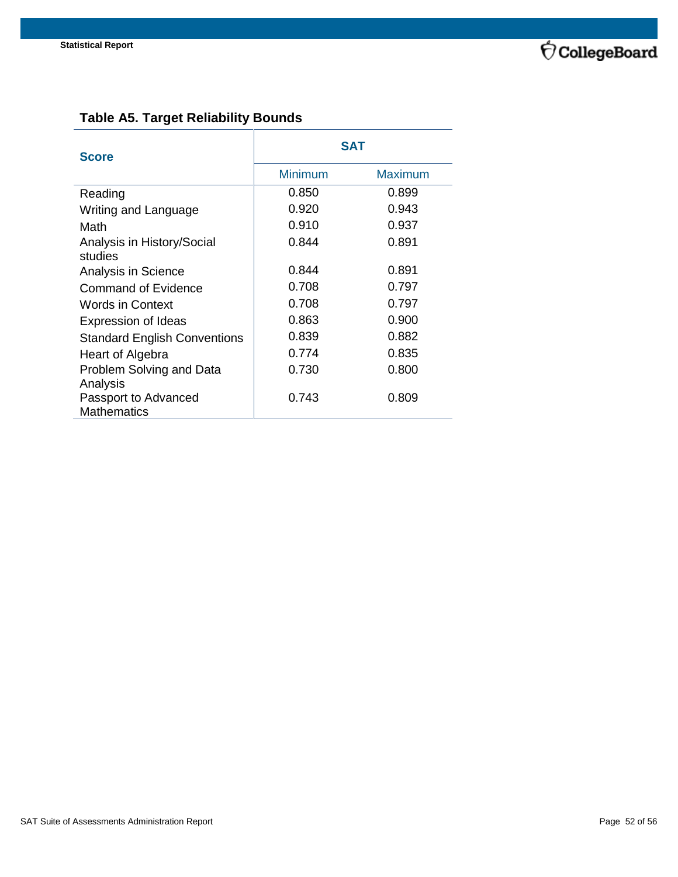### Table A5. Target Reliability Bounds

| Score | SAT | |
|---|---|---|
| | Minimum | Maximum |
| Reading | 0.850 | 0.899 |
| Writing and Language | 0.920 | 0.943 |
| Math | 0.910 | 0.937 |
| Analysis in History/Social studies | 0.844 | 0.891 |
| Analysis in Science | 0.844 | 0.891 |
| Command of Evidence | 0.708 | 0.797 |
| Words in Context | 0.708 | 0.797 |
| Expression of Ideas | 0.863 | 0.900 |
| Standard English Conventions | 0.839 | 0.882 |
| Heart of Algebra | 0.774 | 0.835 |
| Problem Solving and Data Analysis | 0.730 | 0.800 |
| Passport to Advanced Mathematics | 0.743 | 0.809 |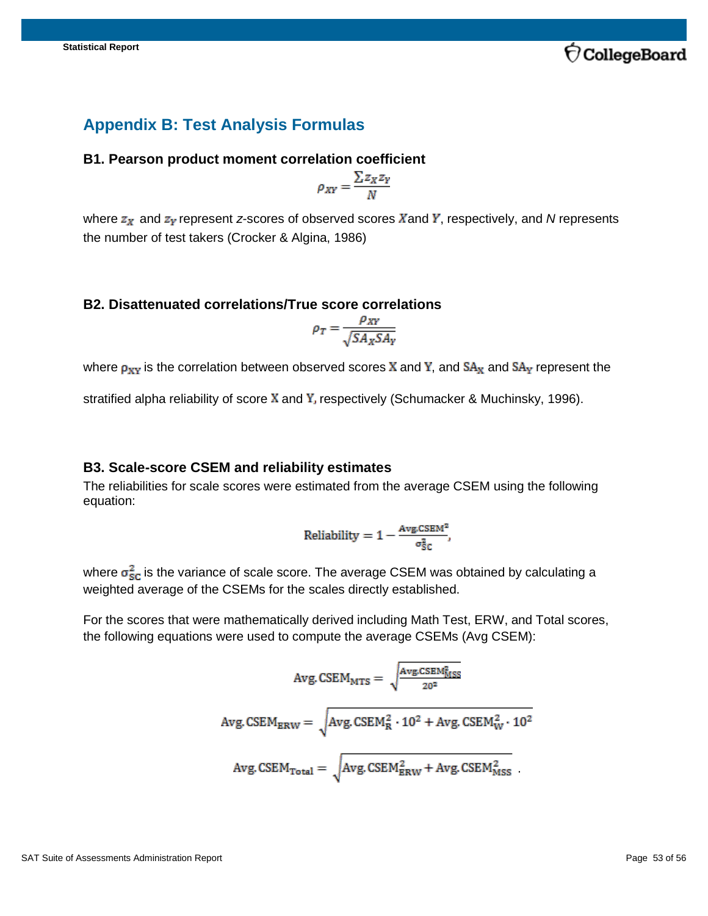# Appendix B: Test Analysis Formulas

### B1. Pearson product moment correlation coefficient

$$\rho_{XY} = \frac{\sum z_X z_Y}{N}$$

where $z_X$ and $z_Y$ represent *z*-scores of observed scores $X$ and $Y$, respectively, and *N* represents the number of test takers (Crocker & Algina, 1986)

### B2. Disattenuated correlations/True score correlations

$$\rho_T = \frac{\rho_{XY}}{\sqrt{SA_X SA_Y}}$$

where $\rho_{XY}$ is the correlation between observed scores $X$ and $Y$, and $SA_X$ and $SA_Y$ represent the stratified alpha reliability of score $X$ and $Y$, respectively (Schumacker & Muchinsky, 1996).

### B3. Scale-score CSEM and reliability estimates

The reliabilities for scale scores were estimated from the average CSEM using the following equation:

$$\text{Reliability} = 1 - \frac{\text{Avg.CSEM}^2}{\sigma_{SC}^2},$$

where $\sigma_{SC}^2$ is the variance of scale score. The average CSEM was obtained by calculating a weighted average of the CSEMs for the scales directly established.

For the scores that were mathematically derived including Math Test, ERW, and Total scores, the following equations were used to compute the average CSEMs (Avg CSEM):

$$\text{Avg. CSEM}_{\text{MTS}} = \sqrt{\frac{\text{Avg.CSEM}_{\text{MSS}}^2}{20^2}}$$

$$\text{Avg. CSEM}_{\text{ERW}} = \sqrt{\text{Avg. CSEM}_{\text{R}}^2 \cdot 10^2 + \text{Avg. CSEM}_{\text{W}}^2 \cdot 10^2}$$

$$\text{Avg. CSEM}_{\text{Total}} = \sqrt{\text{Avg. CSEM}_{\text{ERW}}^2 + \text{Avg. CSEM}_{\text{MSS}}^2}\ .$$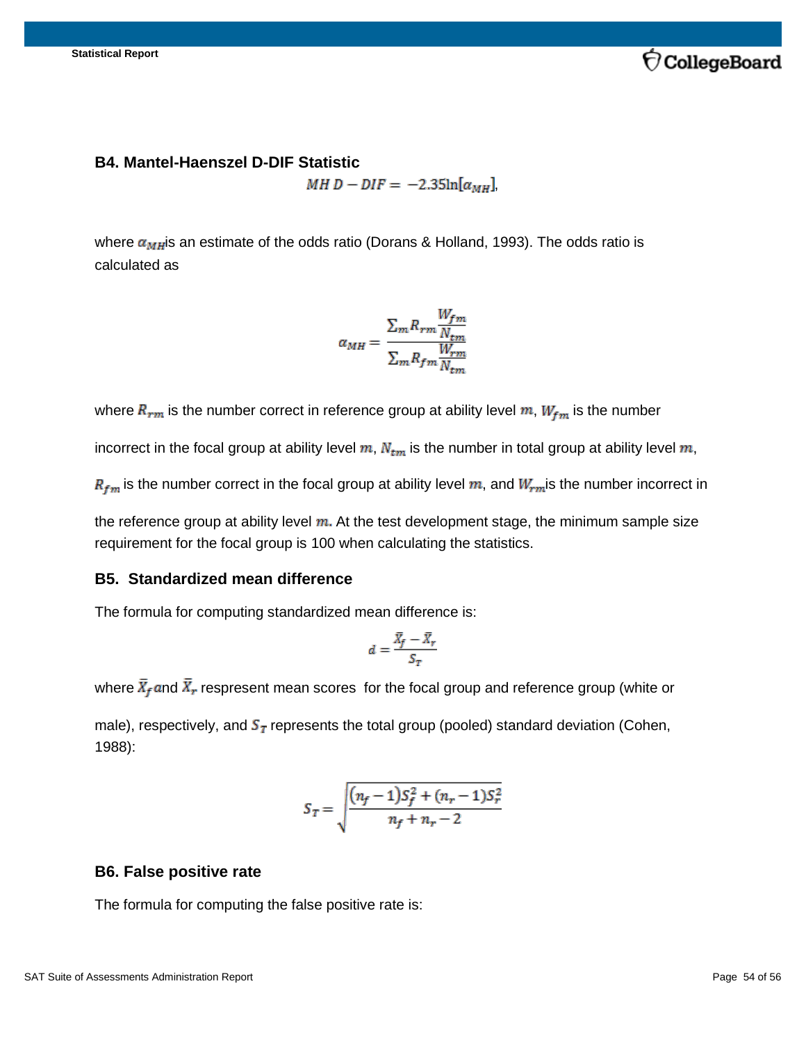### B4. Mantel-Haenszel D-DIF Statistic

$$MH\ D-DIF = -2.35\ln[\alpha_{MH}],$$

where $\alpha_{MH}$is an estimate of the odds ratio (Dorans & Holland, 1993). The odds ratio is calculated as

$$\alpha_{MH} = \frac{\sum_m R_{rm} \frac{W_{fm}}{N_{tm}}}{\sum_m R_{fm} \frac{W_{rm}}{N_{tm}}}$$

where $R_{rm}$ is the number correct in reference group at ability level $m$, $W_{fm}$ is the number incorrect in the focal group at ability level $m$, $N_{tm}$ is the number in total group at ability level $m$, $R_{fm}$ is the number correct in the focal group at ability level $m$, and $W_{rm}$is the number incorrect in the reference group at ability level $m$. At the test development stage, the minimum sample size requirement for the focal group is 100 when calculating the statistics.

### B5. Standardized mean difference

The formula for computing standardized mean difference is:

$$d = \frac{\bar{X}_f - \bar{X}_r}{S_T}$$

where $\bar{X}_f$ and $\bar{X}_r$ respresent mean scores for the focal group and reference group (white or male), respectively, and $S_T$ represents the total group (pooled) standard deviation (Cohen, 1988):

$$S_T = \sqrt{\frac{(n_f - 1)S_f^2 + (n_r - 1)S_r^2}{n_f + n_r - 2}}$$

### B6. False positive rate

The formula for computing the false positive rate is: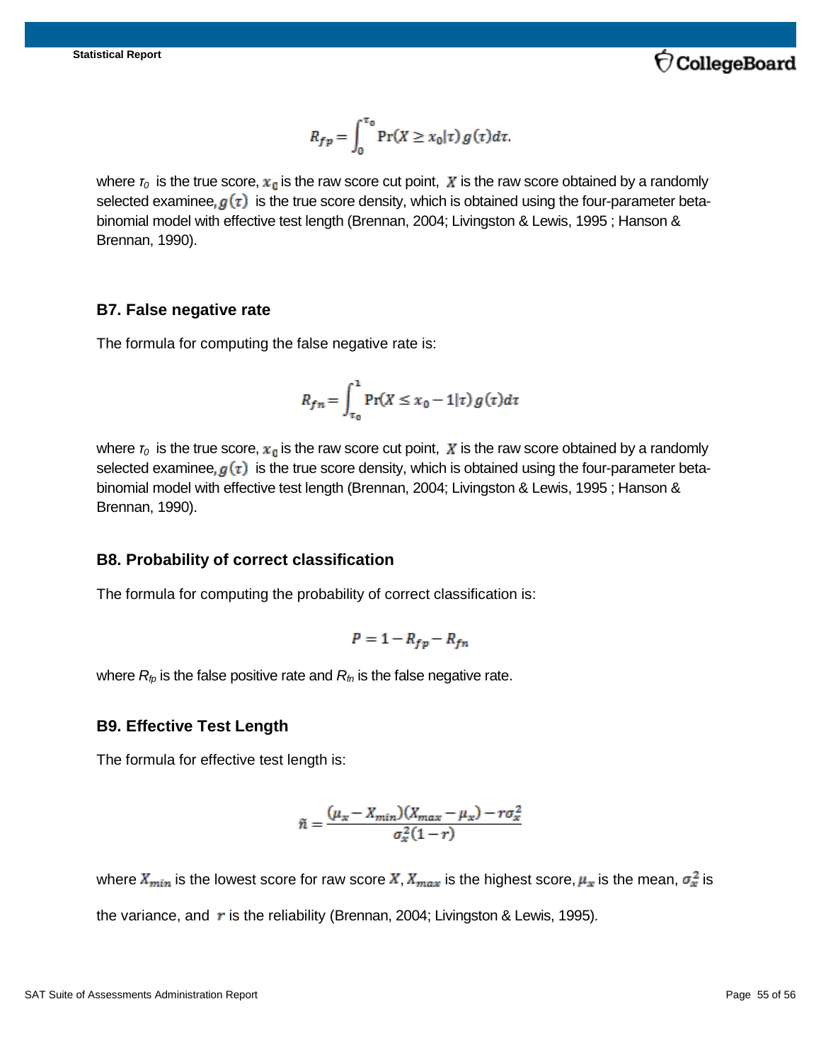$$R_{fp} = \int_{0}^{\tau_0} \Pr(X \geq x_0 | \tau) g(\tau) d\tau.$$

where $\tau_0$ is the true score, $x_0$ is the raw score cut point, $X$ is the raw score obtained by a randomly selected examinee, $g(\tau)$ is the true score density, which is obtained using the four-parameter beta-binomial model with effective test length (Brennan, 2004; Livingston & Lewis, 1995 ; Hanson & Brennan, 1990).

### B7. False negative rate

The formula for computing the false negative rate is:

$$R_{fn} = \int_{\tau_0}^{1} \Pr(X \leq x_0 - 1 | \tau) g(\tau) d\tau$$

where $\tau_0$ is the true score, $x_0$ is the raw score cut point, $X$ is the raw score obtained by a randomly selected examinee, $g(\tau)$ is the true score density, which is obtained using the four-parameter beta-binomial model with effective test length (Brennan, 2004; Livingston & Lewis, 1995 ; Hanson & Brennan, 1990).

### B8. Probability of correct classification

The formula for computing the probability of correct classification is:

$$P = 1 - R_{fp} - R_{fn}$$

where $R_{fp}$ is the false positive rate and $R_{fn}$ is the false negative rate.

### B9. Effective Test Length

The formula for effective test length is:

$$\tilde{n} = \frac{(\mu_x - X_{min})(X_{max} - \mu_x) - r\sigma_x^2}{\sigma_x^2(1 - r)}$$

where $X_{min}$ is the lowest score for raw score $X$, $X_{max}$ is the highest score, $\mu_x$ is the mean, $\sigma_x^2$ is the variance, and $r$ is the reliability (Brennan, 2004; Livingston & Lewis, 1995).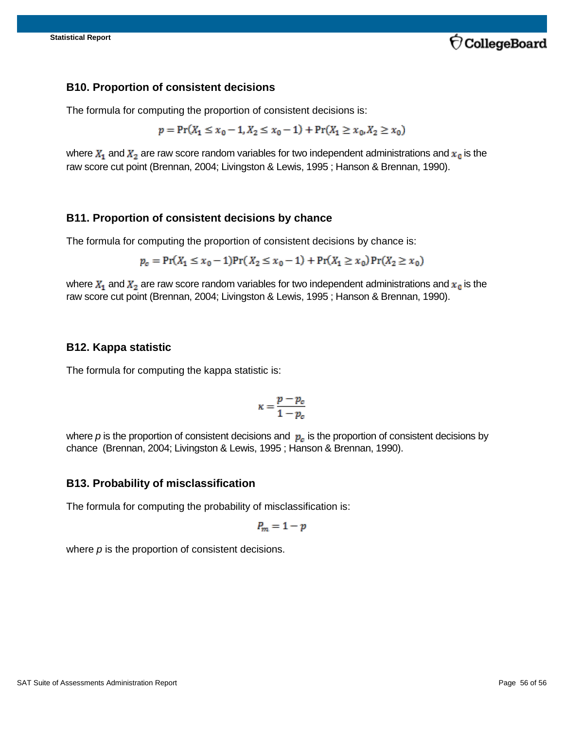### B10. Proportion of consistent decisions

The formula for computing the proportion of consistent decisions is:

$$p = \Pr(X_1 \leq x_0 - 1, X_2 \leq x_0 - 1) + \Pr(X_1 \geq x_0, X_2 \geq x_0)$$

where $X_1$ and $X_2$ are raw score random variables for two independent administrations and $x_0$ is the raw score cut point (Brennan, 2004; Livingston & Lewis, 1995 ; Hanson & Brennan, 1990).

### B11. Proportion of consistent decisions by chance

The formula for computing the proportion of consistent decisions by chance is:

$$p_c = \Pr(X_1 \leq x_0 - 1)\Pr(X_2 \leq x_0 - 1) + \Pr(X_1 \geq x_0)\Pr(X_2 \geq x_0)$$

where $X_1$ and $X_2$ are raw score random variables for two independent administrations and $x_0$ is the raw score cut point (Brennan, 2004; Livingston & Lewis, 1995 ; Hanson & Brennan, 1990).

### B12. Kappa statistic

The formula for computing the kappa statistic is:

$$\kappa = \frac{p - p_c}{1 - p_c}$$

where $p$ is the proportion of consistent decisions and $p_c$ is the proportion of consistent decisions by chance (Brennan, 2004; Livingston & Lewis, 1995 ; Hanson & Brennan, 1990).

### B13. Probability of misclassification

The formula for computing the probability of misclassification is:

$$P_m = 1 - p$$

where $p$ is the proportion of consistent decisions.